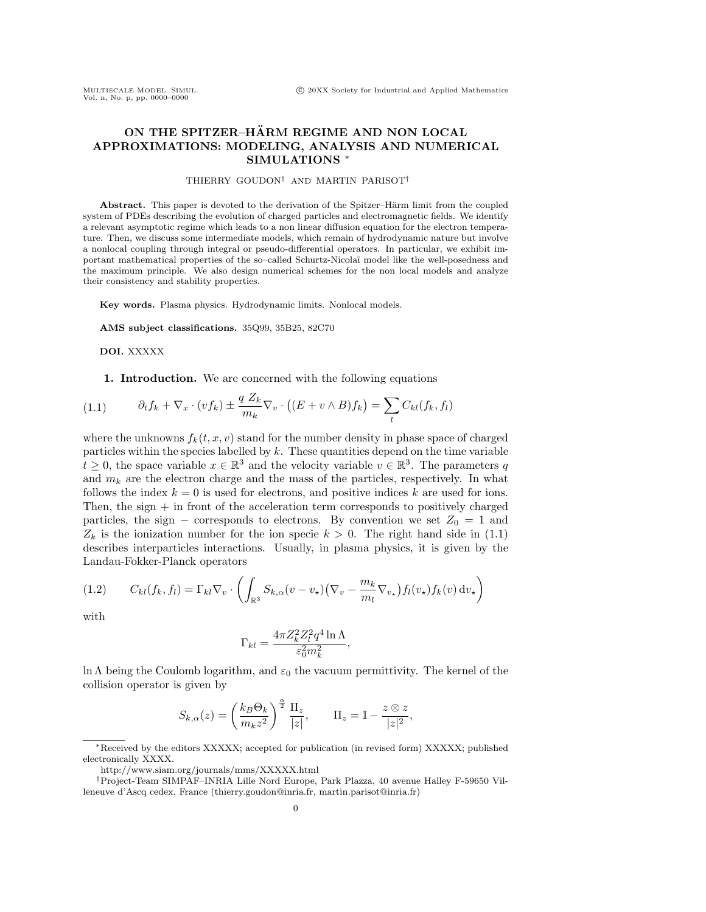# ON THE SPITZER–HÄRM REGIME AND NON LOCAL APPROXIMATIONS: MODELING, ANALYSIS AND NUMERICAL SIMULATIONS *

THIERRY GOUDON† AND MARTIN PARISOT†

**Abstract.** This paper is devoted to the derivation of the Spitzer–Härm limit from the coupled system of PDEs describing the evolution of charged particles and electromagnetic fields. We identify a relevant asymptotic regime which leads to a non linear diffusion equation for the electron temperature. Then, we discuss some intermediate models, which remain of hydrodynamic nature but involve a nonlocal coupling through integral or pseudo-differential operators. In particular, we exhibit important mathematical properties of the so–called Schurtz-Nicolaï model like the well-posedness and the maximum principle. We also design numerical schemes for the non local models and analyze their consistency and stability properties.

**Key words.** Plasma physics. Hydrodynamic limits. Nonlocal models.

**AMS subject classifications.** 35Q99, 35B25, 82C70

**DOI.** XXXXX

## 1. Introduction.

We are concerned with the following equations

$$\partial_t f_k + \nabla_x \cdot (v f_k) \pm \frac{q\, Z_k}{m_k} \nabla_v \cdot \big( (E + v \wedge B) f_k \big) = \sum_l C_{kl}(f_k, f_l) \tag{1.1}$$

where the unknowns $f_k(t, x, v)$ stand for the number density in phase space of charged particles within the species labelled by $k$. These quantities depend on the time variable $t \geq 0$, the space variable $x \in \mathbb{R}^3$ and the velocity variable $v \in \mathbb{R}^3$. The parameters $q$ and $m_k$ are the electron charge and the mass of the particles, respectively. In what follows the index $k = 0$ is used for electrons, and positive indices $k$ are used for ions. Then, the sign $+$ in front of the acceleration term corresponds to positively charged particles, the sign $-$ corresponds to electrons. By convention we set $Z_0 = 1$ and $Z_k$ is the ionization number for the ion specie $k > 0$. The right hand side in (1.1) describes interparticles interactions. Usually, in plasma physics, it is given by the Landau-Fokker-Planck operators

$$C_{kl}(f_k, f_l) = \Gamma_{kl} \nabla_v \cdot \left( \int_{\mathbb{R}^3} S_{k,\alpha}(v - v_\star) \big( \nabla_v - \frac{m_k}{m_l} \nabla_{v_\star} \big) f_l(v_\star) f_k(v) \, \mathrm{d}v_\star \right) \tag{1.2}$$

with

$$\Gamma_{kl} = \frac{4\pi Z_k^2 Z_l^2 q^4 \ln \Lambda}{\varepsilon_0^2 m_k^2},$$

$\ln \Lambda$ being the Coulomb logarithm, and $\varepsilon_0$ the vacuum permittivity. The kernel of the collision operator is given by

$$S_{k,\alpha}(z) = \left( \frac{k_B \Theta_k}{m_k z^2} \right)^{\frac{\alpha}{2}} \frac{\Pi_z}{|z|}, \qquad \Pi_z = \mathbb{I} - \frac{z \otimes z}{|z|^2},$$

---

*Received by the editors XXXXX; accepted for publication (in revised form) XXXXX; published electronically XXXX.

http://www.siam.org/journals/mms/XXXXX.html

†Project-Team SIMPAF–INRIA Lille Nord Europe, Park Plazza, 40 avenue Halley F-59650 Villeneuve d'Ascq cedex, France (thierry.goudon@inria.fr, martin.parisot@inria.fr)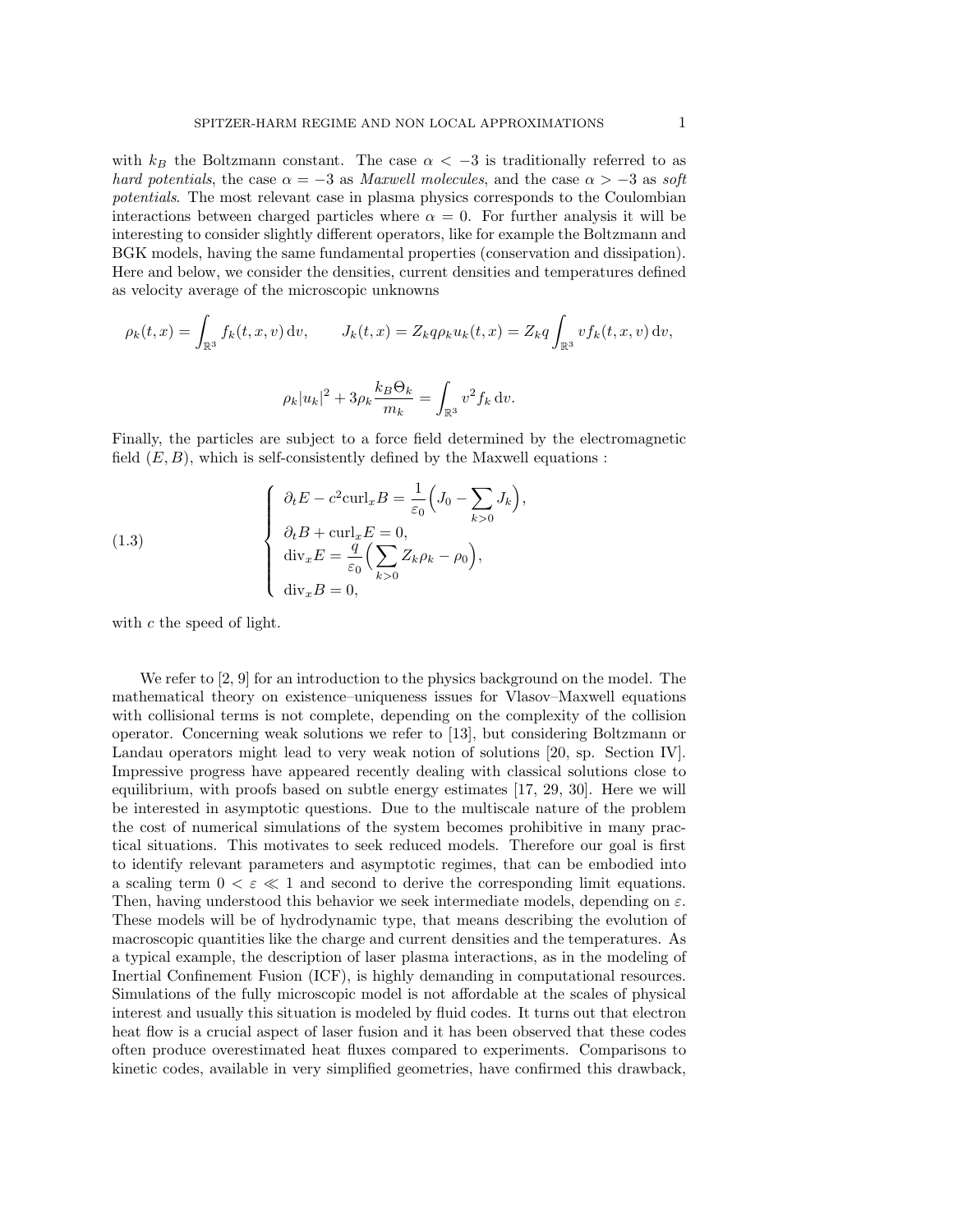with $k_B$ the Boltzmann constant. The case $\alpha < -3$ is traditionally referred to as *hard potentials*, the case $\alpha = -3$ as *Maxwell molecules*, and the case $\alpha > -3$ as *soft potentials*. The most relevant case in plasma physics corresponds to the Coulombian interactions between charged particles where $\alpha = 0$. For further analysis it will be interesting to consider slightly different operators, like for example the Boltzmann and BGK models, having the same fundamental properties (conservation and dissipation). Here and below, we consider the densities, current densities and temperatures defined as velocity average of the microscopic unknowns

$$\rho_k(t,x) = \int_{\mathbb{R}^3} f_k(t,x,v)\,\mathrm{d}v, \qquad J_k(t,x) = Z_k q \rho_k u_k(t,x) = Z_k q \int_{\mathbb{R}^3} v f_k(t,x,v)\,\mathrm{d}v,$$

$$\rho_k |u_k|^2 + 3\rho_k \frac{k_B \Theta_k}{m_k} = \int_{\mathbb{R}^3} v^2 f_k \,\mathrm{d}v.$$

Finally, the particles are subject to a force field determined by the electromagnetic field $(E,B)$, which is self-consistently defined by the Maxwell equations :

$$\left\{ \begin{array}{l} \partial_t E - c^2 \mathrm{curl}_x B = \dfrac{1}{\varepsilon_0}\Big(J_0 - \displaystyle\sum_{k>0} J_k\Big), \\ \partial_t B + \mathrm{curl}_x E = 0, \\ \mathrm{div}_x E = \dfrac{q}{\varepsilon_0}\Big(\displaystyle\sum_{k>0} Z_k \rho_k - \rho_0\Big), \\ \mathrm{div}_x B = 0, \end{array} \right. \tag{1.3}$$

with $c$ the speed of light.

We refer to [2, 9] for an introduction to the physics background on the model. The mathematical theory on existence–uniqueness issues for Vlasov–Maxwell equations with collisional terms is not complete, depending on the complexity of the collision operator. Concerning weak solutions we refer to [13], but considering Boltzmann or Landau operators might lead to very weak notion of solutions [20, sp. Section IV]. Impressive progress have appeared recently dealing with classical solutions close to equilibrium, with proofs based on subtle energy estimates [17, 29, 30]. Here we will be interested in asymptotic questions. Due to the multiscale nature of the problem the cost of numerical simulations of the system becomes prohibitive in many practical situations. This motivates to seek reduced models. Therefore our goal is first to identify relevant parameters and asymptotic regimes, that can be embodied into a scaling term $0 < \varepsilon \ll 1$ and second to derive the corresponding limit equations. Then, having understood this behavior we seek intermediate models, depending on $\varepsilon$. These models will be of hydrodynamic type, that means describing the evolution of macroscopic quantities like the charge and current densities and the temperatures. As a typical example, the description of laser plasma interactions, as in the modeling of Inertial Confinement Fusion (ICF), is highly demanding in computational resources. Simulations of the fully microscopic model is not affordable at the scales of physical interest and usually this situation is modeled by fluid codes. It turns out that electron heat flow is a crucial aspect of laser fusion and it has been observed that these codes often produce overestimated heat fluxes compared to experiments. Comparisons to kinetic codes, available in very simplified geometries, have confirmed this drawback,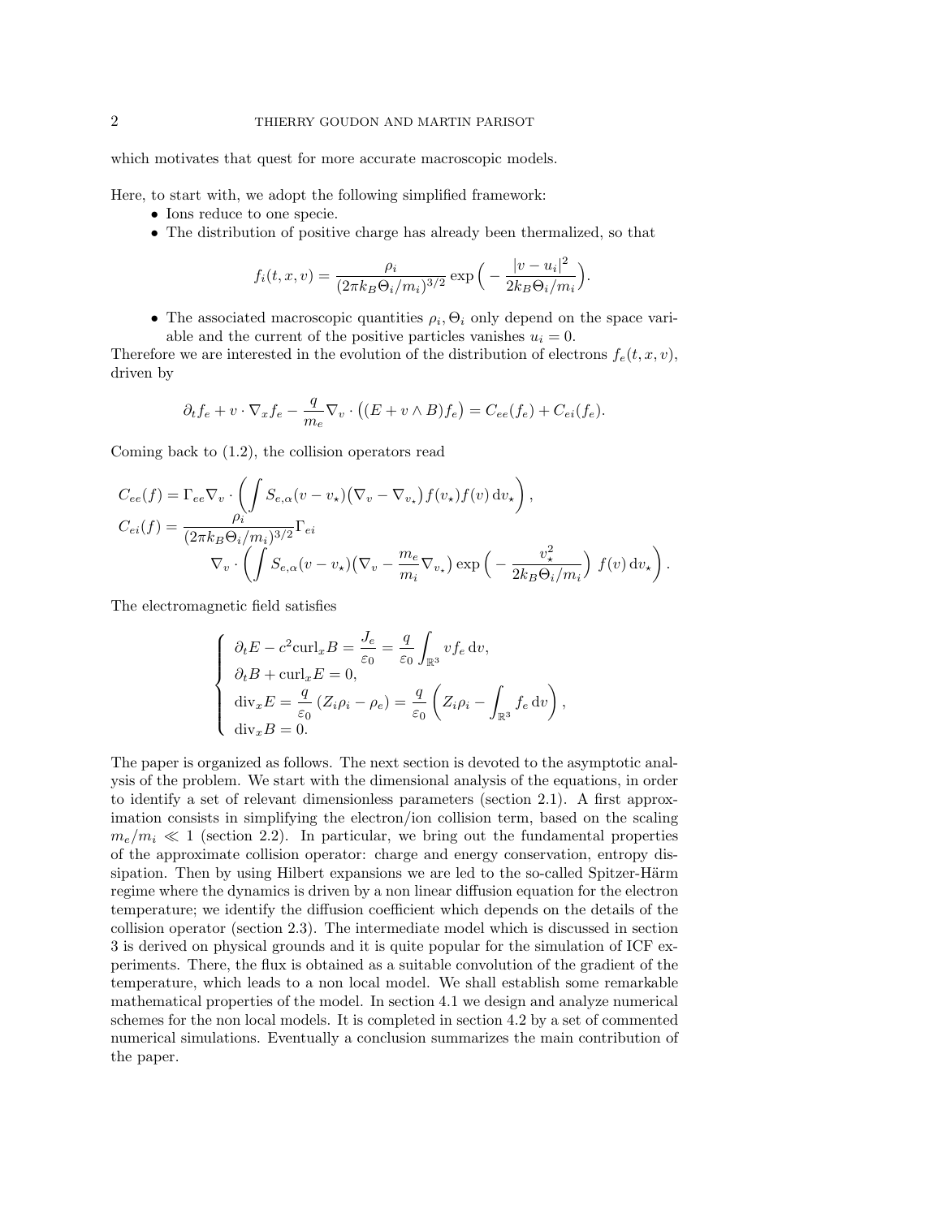which motivates that quest for more accurate macroscopic models.

Here, to start with, we adopt the following simplified framework:

- Ions reduce to one specie.
- The distribution of positive charge has already been thermalized, so that

$$f_i(t,x,v) = \frac{\rho_i}{(2\pi k_B \Theta_i/m_i)^{3/2}} \exp\Big( - \frac{|v-u_i|^2}{2k_B\Theta_i/m_i}\Big).$$

- The associated macroscopic quantities $\rho_i, \Theta_i$ only depend on the space variable and the current of the positive particles vanishes $u_i = 0$.

Therefore we are interested in the evolution of the distribution of electrons $f_e(t,x,v)$, driven by

$$\partial_t f_e + v\cdot\nabla_x f_e - \frac{q}{m_e}\nabla_v\cdot\big((E + v\wedge B)f_e\big) = C_{ee}(f_e) + C_{ei}(f_e).$$

Coming back to (1.2), the collision operators read

$$\begin{aligned}
C_{ee}(f) &= \Gamma_{ee}\nabla_v\cdot\left(\int S_{e,\alpha}(v-v_\star)\big(\nabla_v - \nabla_{v_\star}\big) f(v_\star)f(v)\,\mathrm{d}v_\star\right),\\
C_{ei}(f) &= \frac{\rho_i}{(2\pi k_B\Theta_i/m_i)^{3/2}}\Gamma_{ei}\\
&\qquad \nabla_v\cdot\left(\int S_{e,\alpha}(v-v_\star)\big(\nabla_v - \frac{m_e}{m_i}\nabla_{v_\star}\big)\exp\Big(-\frac{v_\star^2}{2k_B\Theta_i/m_i}\Big)\ f(v)\,\mathrm{d}v_\star\right).
\end{aligned}$$

The electromagnetic field satisfies

$$\left\{\begin{array}{l}
\partial_t E - c^2\mathrm{curl}_x B = \dfrac{J_e}{\varepsilon_0} = \dfrac{q}{\varepsilon_0}\displaystyle\int_{\mathbb{R}^3} v f_e\,\mathrm{d}v,\\
\partial_t B + \mathrm{curl}_x E = 0,\\
\mathrm{div}_x E = \dfrac{q}{\varepsilon_0}\left(Z_i\rho_i - \rho_e\right) = \dfrac{q}{\varepsilon_0}\left(Z_i\rho_i - \displaystyle\int_{\mathbb{R}^3} f_e\,\mathrm{d}v\right),\\
\mathrm{div}_x B = 0.
\end{array}\right.$$

The paper is organized as follows. The next section is devoted to the asymptotic analysis of the problem. We start with the dimensional analysis of the equations, in order to identify a set of relevant dimensionless parameters (section 2.1). A first approximation consists in simplifying the electron/ion collision term, based on the scaling $m_e/m_i \ll 1$ (section 2.2). In particular, we bring out the fundamental properties of the approximate collision operator: charge and energy conservation, entropy dissipation. Then by using Hilbert expansions we are led to the so-called Spitzer-Härm regime where the dynamics is driven by a non linear diffusion equation for the electron temperature; we identify the diffusion coefficient which depends on the details of the collision operator (section 2.3). The intermediate model which is discussed in section 3 is derived on physical grounds and it is quite popular for the simulation of ICF experiments. There, the flux is obtained as a suitable convolution of the gradient of the temperature, which leads to a non local model. We shall establish some remarkable mathematical properties of the model. In section 4.1 we design and analyze numerical schemes for the non local models. It is completed in section 4.2 by a set of commented numerical simulations. Eventually a conclusion summarizes the main contribution of the paper.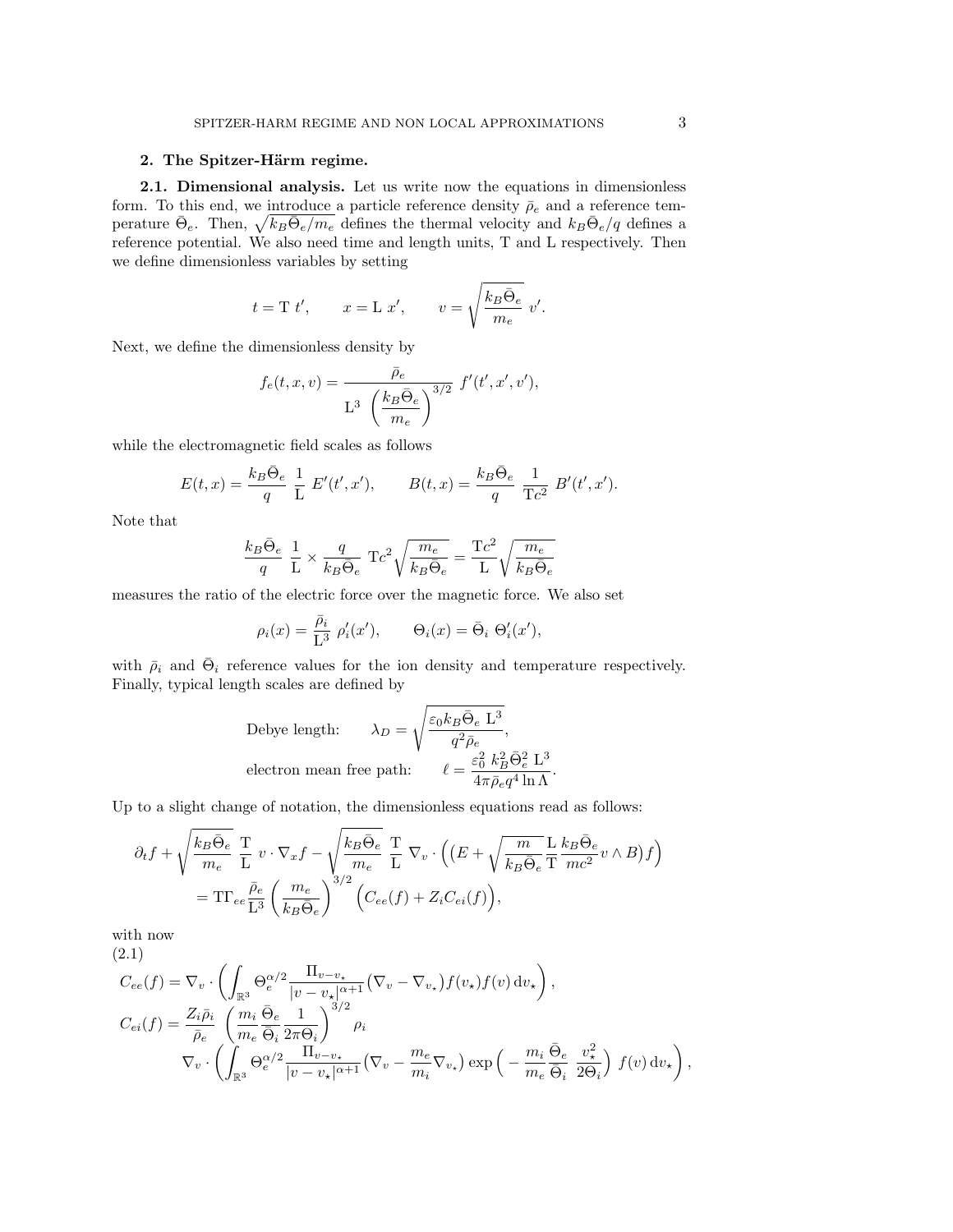## 2. The Spitzer-Härm regime.

**2.1. Dimensional analysis.** Let us write now the equations in dimensionless form. To this end, we introduce a particle reference density $\bar{\rho}_e$ and a reference temperature $\bar{\Theta}_e$. Then, $\sqrt{k_B\bar{\Theta}_e/m_e}$ defines the thermal velocity and $k_B\bar{\Theta}_e/q$ defines a reference potential. We also need time and length units, T and L respectively. Then we define dimensionless variables by setting

$$t = \mathrm{T}\ t', \qquad x = \mathrm{L}\ x', \qquad v = \sqrt{\frac{k_B\bar{\Theta}_e}{m_e}}\ v'.$$

Next, we define the dimensionless density by

$$f_e(t,x,v) = \frac{\bar{\rho}_e}{\mathrm{L}^3\ \left(\dfrac{k_B\bar{\Theta}_e}{m_e}\right)^{3/2}}\ f'(t',x',v'),$$

while the electromagnetic field scales as follows

$$E(t,x) = \frac{k_B\bar{\Theta}_e}{q}\ \frac{1}{\mathrm{L}}\ E'(t',x'), \qquad B(t,x) = \frac{k_B\bar{\Theta}_e}{q}\ \frac{1}{\mathrm{T}c^2}\ B'(t',x').$$

Note that

$$\frac{k_B\bar{\Theta}_e}{q}\ \frac{1}{\mathrm{L}} \times \frac{q}{k_B\bar{\Theta}_e}\ \mathrm{T}c^2\sqrt{\frac{m_e}{k_B\bar{\Theta}_e}} = \frac{\mathrm{T}c^2}{\mathrm{L}}\sqrt{\frac{m_e}{k_B\bar{\Theta}_e}}$$

measures the ratio of the electric force over the magnetic force. We also set

$$\rho_i(x) = \frac{\bar{\rho}_i}{\mathrm{L}^3}\ \rho_i'(x'), \qquad \Theta_i(x) = \bar{\Theta}_i\ \Theta_i'(x'),$$

with $\bar{\rho}_i$ and $\bar{\Theta}_i$ reference values for the ion density and temperature respectively. Finally, typical length scales are defined by

$$\text{Debye length:} \qquad \lambda_D = \sqrt{\frac{\varepsilon_0 k_B\bar{\Theta}_e\ \mathrm{L}^3}{q^2\bar{\rho}_e}},$$

$$\text{electron mean free path:} \qquad \ell = \frac{\varepsilon_0^2\ k_B^2\bar{\Theta}_e^2\ \mathrm{L}^3}{4\pi\bar{\rho}_e q^4\ln\Lambda}.$$

Up to a slight change of notation, the dimensionless equations read as follows:

$$\partial_t f + \sqrt{\frac{k_B\bar{\Theta}_e}{m_e}}\ \frac{\mathrm{T}}{\mathrm{L}}\ v\cdot\nabla_x f - \sqrt{\frac{k_B\bar{\Theta}_e}{m_e}}\ \frac{\mathrm{T}}{\mathrm{L}}\ \nabla_v\cdot\Big(\big(E + \sqrt{\frac{m}{k_B\bar{\Theta}_e}}\frac{\mathrm{L}}{\mathrm{T}}\frac{k_B\bar{\Theta}_e}{mc^2}v\wedge B\big)f\Big)$$
$$= \mathrm{T}\Gamma_{ee}\frac{\bar{\rho}_e}{\mathrm{L}^3}\left(\frac{m_e}{k_B\bar{\Theta}_e}\right)^{3/2}\Big(C_{ee}(f) + Z_iC_{ei}(f)\Big),$$

with now

(2.1)

$$C_{ee}(f) = \nabla_v\cdot\left(\int_{\mathbb{R}^3}\Theta_e^{\alpha/2}\frac{\Pi_{v-v_\star}}{|v-v_\star|^{\alpha+1}}\big(\nabla_v - \nabla_{v_\star}\big)f(v_\star)f(v)\,\mathrm{d}v_\star\right),$$

$$C_{ei}(f) = \frac{Z_i\bar{\rho}_i}{\bar{\rho}_e}\ \left(\frac{m_i}{m_e}\frac{\bar{\Theta}_e}{\bar{\Theta}_i}\frac{1}{2\pi\Theta_i}\right)^{3/2}\rho_i$$
$$\nabla_v\cdot\left(\int_{\mathbb{R}^3}\Theta_e^{\alpha/2}\frac{\Pi_{v-v_\star}}{|v-v_\star|^{\alpha+1}}\big(\nabla_v - \frac{m_e}{m_i}\nabla_{v_\star}\big)\exp\Big(-\frac{m_i}{m_e}\frac{\bar{\Theta}_e}{\bar{\Theta}_i}\ \frac{v_\star^2}{2\Theta_i}\Big)\ f(v)\,\mathrm{d}v_\star\right),$$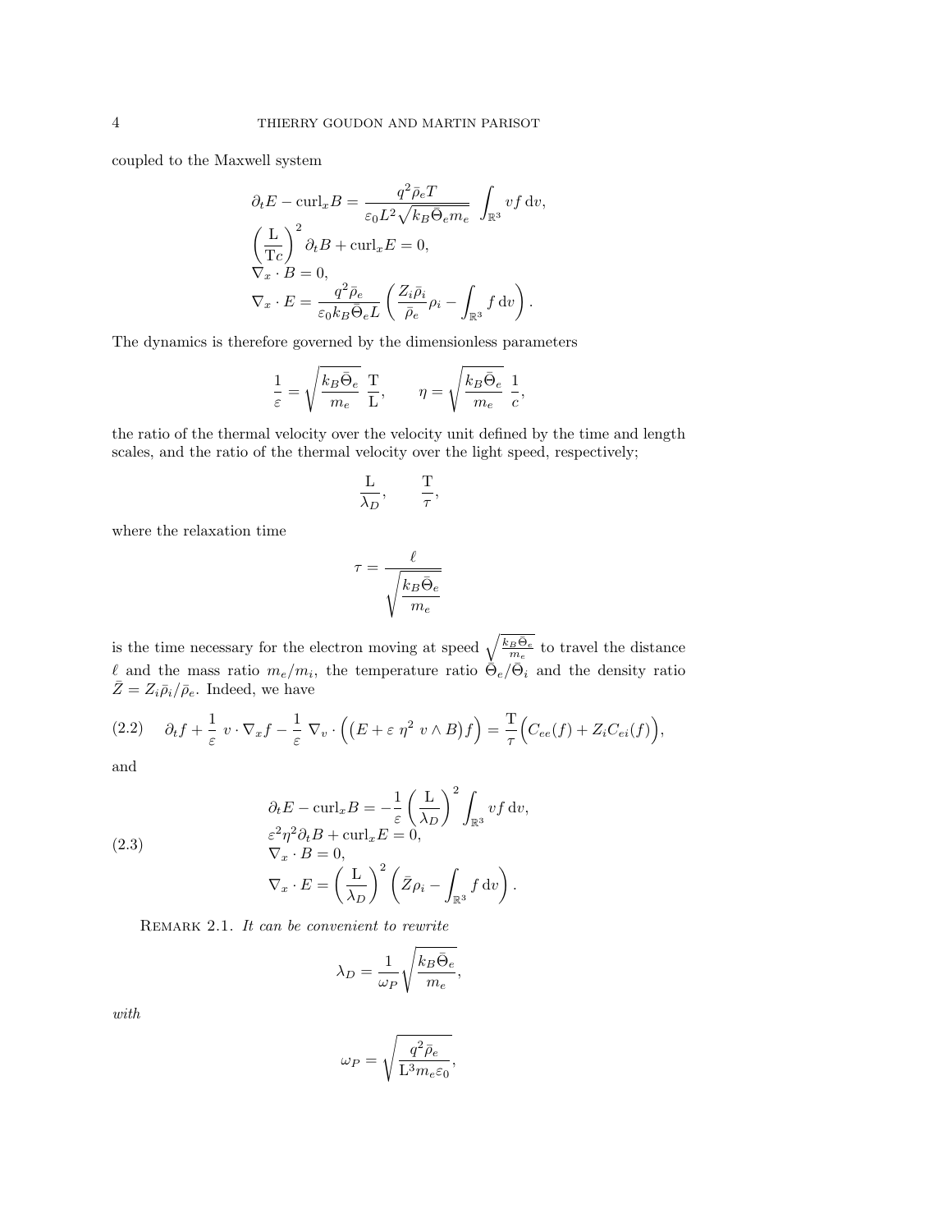coupled to the Maxwell system

$$
\begin{aligned}
&\partial_t E - \mathrm{curl}_x B = \frac{q^2 \bar{\rho}_e T}{\varepsilon_0 L^2 \sqrt{k_B \bar{\Theta}_e m_e}} \int_{\mathbb{R}^3} v f \, \mathrm{d}v, \\
&\left(\frac{\mathrm{L}}{\mathrm{T}c}\right)^2 \partial_t B + \mathrm{curl}_x E = 0, \\
&\nabla_x \cdot B = 0, \\
&\nabla_x \cdot E = \frac{q^2 \bar{\rho}_e}{\varepsilon_0 k_B \bar{\Theta}_e L} \left( \frac{Z_i \bar{\rho}_i}{\bar{\rho}_e} \rho_i - \int_{\mathbb{R}^3} f \, \mathrm{d}v \right).
\end{aligned}
$$

The dynamics is therefore governed by the dimensionless parameters

$$
\frac{1}{\varepsilon} = \sqrt{\frac{k_B \bar{\Theta}_e}{m_e}} \, \frac{\mathrm{T}}{\mathrm{L}}, \qquad \eta = \sqrt{\frac{k_B \bar{\Theta}_e}{m_e}} \, \frac{1}{c},
$$

the ratio of the thermal velocity over the velocity unit defined by the time and length scales, and the ratio of the thermal velocity over the light speed, respectively;

$$
\frac{\mathrm{L}}{\lambda_D}, \qquad \frac{\mathrm{T}}{\tau},
$$

where the relaxation time

$$
\tau = \frac{\ell}{\sqrt{\dfrac{k_B \bar{\Theta}_e}{m_e}}}
$$

is the time necessary for the electron moving at speed $\sqrt{\frac{k_B \bar{\Theta}_e}{m_e}}$ to travel the distance $\ell$ and the mass ratio $m_e/m_i$, the temperature ratio $\bar{\Theta}_e/\bar{\Theta}_i$ and the density ratio $\bar{Z} = Z_i \bar{\rho}_i / \bar{\rho}_e$. Indeed, we have

$$
\partial_t f + \frac{1}{\varepsilon} \, v \cdot \nabla_x f - \frac{1}{\varepsilon} \, \nabla_v \cdot \Big( \big( E + \varepsilon \, \eta^2 \, v \wedge B \big) f \Big) = \frac{\mathrm{T}}{\tau} \Big( C_{ee}(f) + Z_i C_{ei}(f) \Big), \tag{2.2}
$$

and

$$
\begin{aligned}
&\partial_t E - \mathrm{curl}_x B = -\frac{1}{\varepsilon} \left( \frac{\mathrm{L}}{\lambda_D} \right)^2 \int_{\mathbb{R}^3} v f \, \mathrm{d}v, \\
&\varepsilon^2 \eta^2 \partial_t B + \mathrm{curl}_x E = 0, \\
&\nabla_x \cdot B = 0, \\
&\nabla_x \cdot E = \left( \frac{\mathrm{L}}{\lambda_D} \right)^2 \left( \bar{Z} \rho_i - \int_{\mathbb{R}^3} f \, \mathrm{d}v \right).
\end{aligned} \tag{2.3}
$$

Remark 2.1. *It can be convenient to rewrite*

$$
\lambda_D = \frac{1}{\omega_P} \sqrt{\frac{k_B \bar{\Theta}_e}{m_e}},
$$

*with*

$$
\omega_P = \sqrt{\frac{q^2 \bar{\rho}_e}{\mathrm{L}^3 m_e \varepsilon_0}},
$$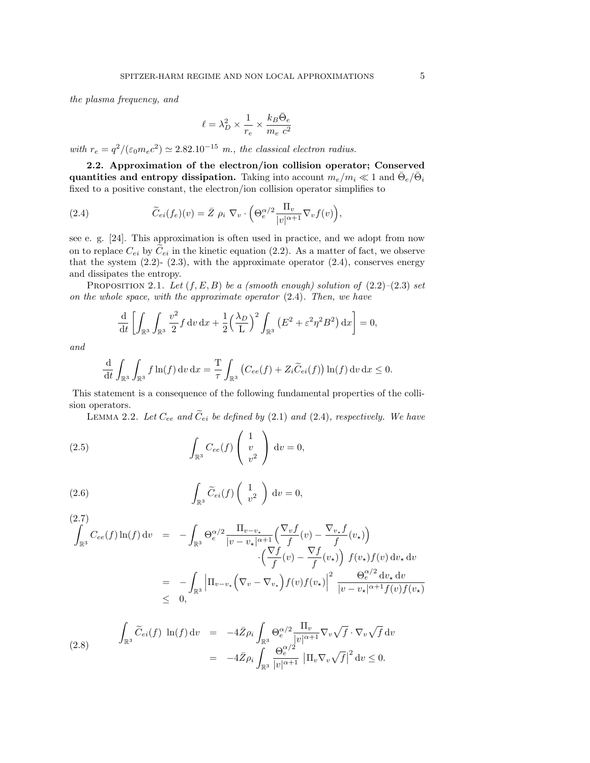*the plasma frequency, and*

$$\ell = \lambda_D^2 \times \frac{1}{r_e} \times \frac{k_B \bar{\Theta}_e}{m_e\ c^2}$$

*with* $r_e = q^2/(\varepsilon_0 m_e c^2) \simeq 2.82.10^{-15}$ *m., the classical electron radius.*

**2.2. Approximation of the electron/ion collision operator; Conserved quantities and entropy dissipation.** Taking into account $m_e/m_i \ll 1$ and $\bar{\Theta}_e/\bar{\Theta}_i$ fixed to a positive constant, the electron/ion collision operator simplifies to

$$\widetilde{C}_{ei}(f_e)(v) = \bar{Z}\ \rho_i\ \nabla_v \cdot \Big( \Theta_e^{\alpha/2} \frac{\Pi_v}{|v|^{\alpha+1}} \nabla_v f(v) \Big), \tag{2.4}$$

see e. g. [24]. This approximation is often used in practice, and we adopt from now on to replace $C_{ei}$ by $\widetilde{C}_{ei}$ in the kinetic equation (2.2). As a matter of fact, we observe that the system (2.2)- (2.3), with the approximate operator (2.4), conserves energy and dissipates the entropy.

Proposition 2.1. *Let $(f, E, B)$ be a (smooth enough) solution of (2.2)–(2.3) set on the whole space, with the approximate operator (2.4). Then, we have*

$$\frac{\mathrm{d}}{\mathrm{d}t} \left[ \int_{\mathbb{R}^3} \int_{\mathbb{R}^3} \frac{v^2}{2} f \,\mathrm{d}v\,\mathrm{d}x + \frac{1}{2} \Big( \frac{\lambda_D}{\mathrm{L}} \Big)^2 \int_{\mathbb{R}^3} \big( E^2 + \varepsilon^2 \eta^2 B^2 \big)\,\mathrm{d}x \right] = 0,$$

*and*

$$\frac{\mathrm{d}}{\mathrm{d}t} \int_{\mathbb{R}^3} \int_{\mathbb{R}^3} f \ln(f) \,\mathrm{d}v\,\mathrm{d}x = \frac{\mathrm{T}}{\tau} \int_{\mathbb{R}^3} \big( C_{ee}(f) + Z_i \widetilde{C}_{ei}(f) \big) \ln(f) \,\mathrm{d}v\,\mathrm{d}x \leq 0.$$

This statement is a consequence of the following fundamental properties of the collision operators.

Lemma 2.2. *Let $C_{ee}$ and $\widetilde{C}_{ei}$ be defined by (2.1) and (2.4), respectively. We have*

$$\int_{\mathbb{R}^3} C_{ee}(f) \begin{pmatrix} 1 \\ v \\ v^2 \end{pmatrix} \mathrm{d}v = 0, \tag{2.5}$$

$$\int_{\mathbb{R}^3} \widetilde{C}_{ei}(f) \begin{pmatrix} 1 \\ v^2 \end{pmatrix} \mathrm{d}v = 0, \tag{2.6}$$

$$\begin{aligned} \int_{\mathbb{R}^3} C_{ee}(f) \ln(f) \,\mathrm{d}v &= -\int_{\mathbb{R}^3} \Theta_e^{\alpha/2} \frac{\Pi_{v-v_\star}}{|v-v_\star|^{\alpha+1}} \Big( \frac{\nabla_v f}{f}(v) - \frac{\nabla_{v_\star} f}{f}(v_\star) \Big) \\ &\qquad \cdot \Big( \frac{\nabla f}{f}(v) - \frac{\nabla f}{f}(v_\star) \Big)\ f(v_\star) f(v) \,\mathrm{d}v_\star\,\mathrm{d}v \\ &= -\int_{\mathbb{R}^3} \Big| \Pi_{v-v_\star} \Big( \nabla_v - \nabla_{v_\star} \Big) f(v) f(v_\star) \Big|^2\ \frac{\Theta_e^{\alpha/2}\,\mathrm{d}v_\star\,\mathrm{d}v}{|v-v_\star|^{\alpha+1} f(v) f(v_\star)} \\ &\leq 0, \end{aligned} \tag{2.7}$$

$$\begin{aligned} \int_{\mathbb{R}^3} \widetilde{C}_{ei}(f)\ \ln(f) \,\mathrm{d}v &= -4\bar{Z}\rho_i \int_{\mathbb{R}^3} \Theta_e^{\alpha/2} \frac{\Pi_v}{|v|^{\alpha+1}} \nabla_v \sqrt{f} \cdot \nabla_v \sqrt{f} \,\mathrm{d}v \\ &= -4\bar{Z}\rho_i \int_{\mathbb{R}^3} \frac{\Theta_e^{\alpha/2}}{|v|^{\alpha+1}} \left| \Pi_v \nabla_v \sqrt{f} \right|^2 \mathrm{d}v \leq 0. \end{aligned} \tag{2.8}$$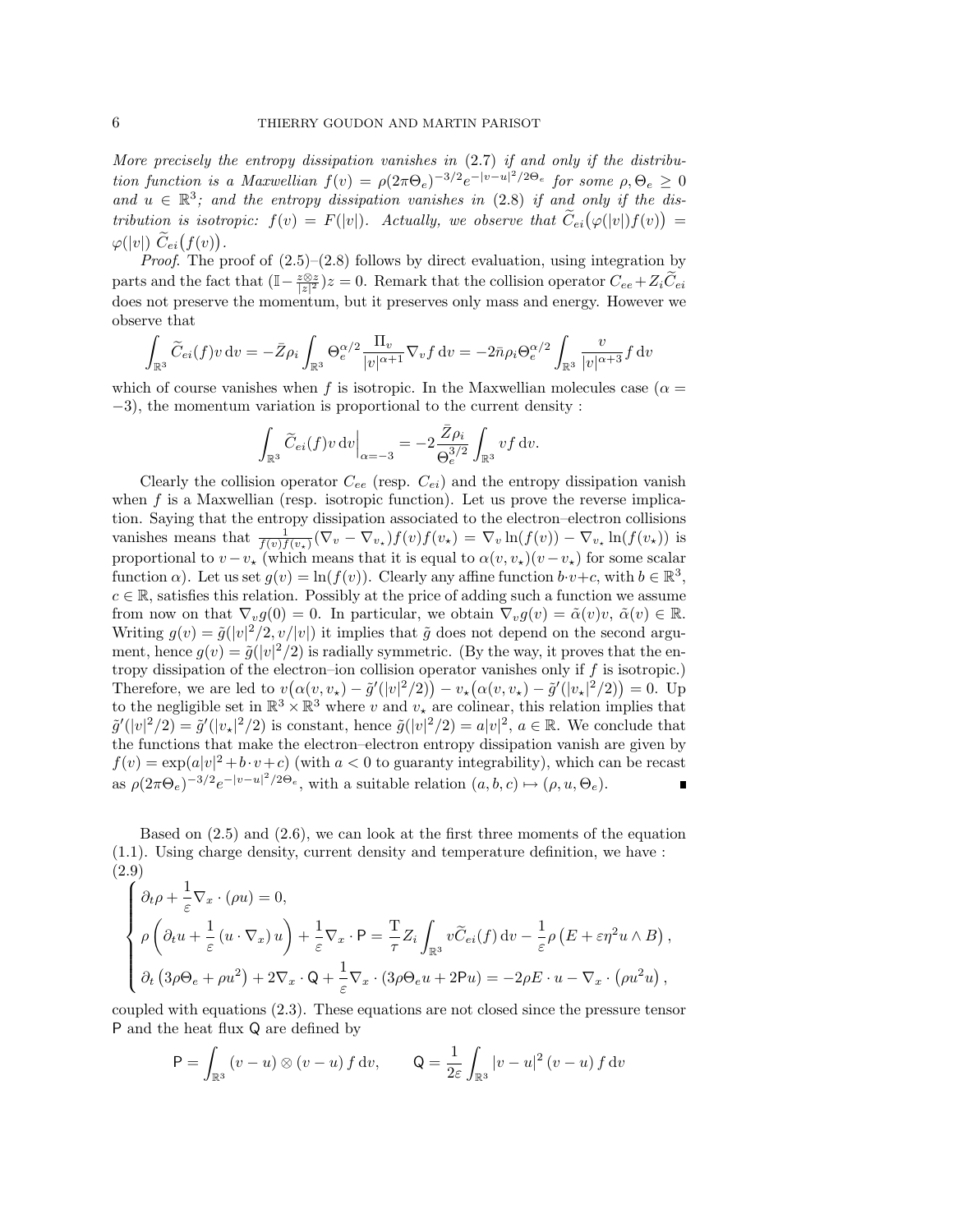*More precisely the entropy dissipation vanishes in* (2.7) *if and only if the distribution function is a Maxwellian $f(v) = \rho(2\pi\Theta_e)^{-3/2}e^{-|v-u|^2/2\Theta_e}$ for some $\rho, \Theta_e \geq 0$ and $u \in \mathbb{R}^3$; and the entropy dissipation vanishes in* (2.8) *if and only if the distribution is isotropic: $f(v) = F(|v|)$. Actually, we observe that $\widetilde{C}_{ei}\big(\varphi(|v|)f(v)\big) = \varphi(|v|)\ \widetilde{C}_{ei}\big(f(v)\big)$.*

*Proof.* The proof of (2.5)–(2.8) follows by direct evaluation, using integration by parts and the fact that $(\mathbb{I} - \frac{z\otimes z}{|z|^2})z = 0$. Remark that the collision operator $C_{ee} + Z_i\widetilde{C}_{ei}$ does not preserve the momentum, but it preserves only mass and energy. However we observe that

$$\int_{\mathbb{R}^3} \widetilde{C}_{ei}(f)v\,\mathrm{d}v = -\bar{Z}\rho_i \int_{\mathbb{R}^3} \Theta_e^{\alpha/2}\frac{\Pi_v}{|v|^{\alpha+1}}\nabla_v f\,\mathrm{d}v = -2\bar{n}\rho_i\Theta_e^{\alpha/2}\int_{\mathbb{R}^3}\frac{v}{|v|^{\alpha+3}}f\,\mathrm{d}v$$

which of course vanishes when $f$ is isotropic. In the Maxwellian molecules case ($\alpha = -3$), the momentum variation is proportional to the current density :

$$\int_{\mathbb{R}^3} \widetilde{C}_{ei}(f)v\,\mathrm{d}v\Big|_{\alpha=-3} = -2\frac{\bar{Z}\rho_i}{\Theta_e^{3/2}}\int_{\mathbb{R}^3} vf\,\mathrm{d}v.$$

Clearly the collision operator $C_{ee}$ (resp. $C_{ei}$) and the entropy dissipation vanish when $f$ is a Maxwellian (resp. isotropic function). Let us prove the reverse implication. Saying that the entropy dissipation associated to the electron–electron collisions vanishes means that $\frac{1}{f(v)f(v_\star)}(\nabla_v - \nabla_{v_\star})f(v)f(v_\star) = \nabla_v \ln(f(v)) - \nabla_{v_\star}\ln(f(v_\star))$ is proportional to $v - v_\star$ (which means that it is equal to $\alpha(v,v_\star)(v-v_\star)$ for some scalar function $\alpha$). Let us set $g(v) = \ln(f(v))$. Clearly any affine function $b\cdot v + c$, with $b \in \mathbb{R}^3$, $c \in \mathbb{R}$, satisfies this relation. Possibly at the price of adding such a function we assume from now on that $\nabla_v g(0) = 0$. In particular, we obtain $\nabla_v g(v) = \tilde{\alpha}(v)v$, $\tilde{\alpha}(v) \in \mathbb{R}$. Writing $g(v) = \tilde{g}(|v|^2/2, v/|v|)$ it implies that $\tilde{g}$ does not depend on the second argument, hence $g(v) = \tilde{g}(|v|^2/2)$ is radially symmetric. (By the way, it proves that the entropy dissipation of the electron–ion collision operator vanishes only if $f$ is isotropic.) Therefore, we are led to $v\big(\alpha(v,v_\star) - \tilde{g}'(|v|^2/2)\big) - v_\star\big(\alpha(v,v_\star) - \tilde{g}'(|v_\star|^2/2)\big) = 0$. Up to the negligible set in $\mathbb{R}^3\times\mathbb{R}^3$ where $v$ and $v_\star$ are colinear, this relation implies that $\tilde{g}'(|v|^2/2) = \tilde{g}'(|v_\star|^2/2)$ is constant, hence $\tilde{g}(|v|^2/2) = a|v|^2$, $a \in \mathbb{R}$. We conclude that the functions that make the electron–electron entropy dissipation vanish are given by $f(v) = \exp(a|v|^2 + b\cdot v + c)$ (with $a < 0$ to guaranty integrability), which can be recast as $\rho(2\pi\Theta_e)^{-3/2}e^{-|v-u|^2/2\Theta_e}$, with a suitable relation $(a,b,c) \mapsto (\rho, u, \Theta_e)$. ∎

Based on (2.5) and (2.6), we can look at the first three moments of the equation (1.1). Using charge density, current density and temperature definition, we have :
(2.9)

$$\begin{cases} \partial_t\rho + \dfrac{1}{\varepsilon}\nabla_x\cdot(\rho u) = 0, \\ \rho\left(\partial_t u + \dfrac{1}{\varepsilon}(u\cdot\nabla_x)u\right) + \dfrac{1}{\varepsilon}\nabla_x\cdot\mathsf{P} = \dfrac{\mathrm{T}}{\tau}Z_i\displaystyle\int_{\mathbb{R}^3} v\widetilde{C}_{ei}(f)\,\mathrm{d}v - \dfrac{1}{\varepsilon}\rho\left(E + \varepsilon\eta^2 u\wedge B\right), \\ \partial_t\left(3\rho\Theta_e + \rho u^2\right) + 2\nabla_x\cdot\mathsf{Q} + \dfrac{1}{\varepsilon}\nabla_x\cdot(3\rho\Theta_e u + 2\mathsf{P}u) = -2\rho E\cdot u - \nabla_x\cdot\left(\rho u^2 u\right), \end{cases}$$

coupled with equations (2.3). These equations are not closed since the pressure tensor $\mathsf{P}$ and the heat flux $\mathsf{Q}$ are defined by

$$\mathsf{P} = \int_{\mathbb{R}^3}(v-u)\otimes(v-u)\,f\,\mathrm{d}v, \qquad \mathsf{Q} = \frac{1}{2\varepsilon}\int_{\mathbb{R}^3}|v-u|^2\,(v-u)\,f\,\mathrm{d}v$$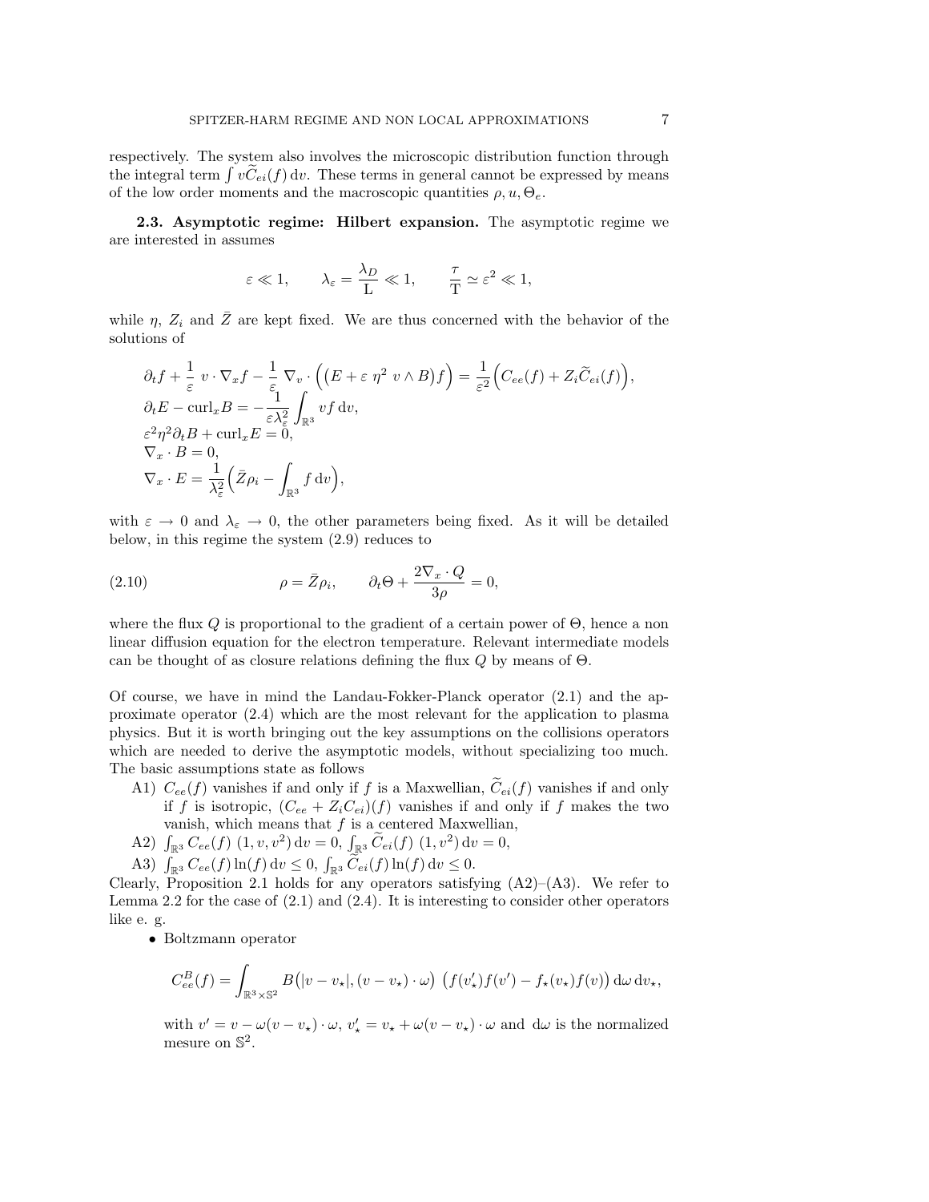respectively. The system also involves the microscopic distribution function through the integral term $\int v\widetilde{C}_{ei}(f)\,\mathrm{d}v$. These terms in general cannot be expressed by means of the low order moments and the macroscopic quantities $\rho, u, \Theta_e$.

**2.3. Asymptotic regime: Hilbert expansion.** The asymptotic regime we are interested in assumes

$$\varepsilon \ll 1, \qquad \lambda_\varepsilon = \frac{\lambda_D}{\mathrm{L}} \ll 1, \qquad \frac{\tau}{\mathrm{T}} \simeq \varepsilon^2 \ll 1,$$

while $\eta$, $Z_i$ and $\bar{Z}$ are kept fixed. We are thus concerned with the behavior of the solutions of

$$\begin{aligned}
&\partial_t f + \frac{1}{\varepsilon}\ v\cdot\nabla_x f - \frac{1}{\varepsilon}\ \nabla_v\cdot\Big(\big(E+\varepsilon\ \eta^2\ v\wedge B\big)f\Big) = \frac{1}{\varepsilon^2}\Big(C_{ee}(f) + Z_i\widetilde{C}_{ei}(f)\Big),\\
&\partial_t E - \mathrm{curl}_x B = -\frac{1}{\varepsilon\lambda_\varepsilon^2}\int_{\mathbb{R}^3} vf\,\mathrm{d}v,\\
&\varepsilon^2\eta^2\partial_t B + \mathrm{curl}_x E = 0,\\
&\nabla_x\cdot B = 0,\\
&\nabla_x\cdot E = \frac{1}{\lambda_\varepsilon^2}\Big(\bar{Z}\rho_i - \int_{\mathbb{R}^3} f\,\mathrm{d}v\Big),
\end{aligned}$$

with $\varepsilon \to 0$ and $\lambda_\varepsilon \to 0$, the other parameters being fixed. As it will be detailed below, in this regime the system (2.9) reduces to

$$\rho = \bar{Z}\rho_i, \qquad \partial_t\Theta + \frac{2\nabla_x\cdot Q}{3\rho} = 0, \tag{2.10}$$

where the flux $Q$ is proportional to the gradient of a certain power of $\Theta$, hence a non linear diffusion equation for the electron temperature. Relevant intermediate models can be thought of as closure relations defining the flux $Q$ by means of $\Theta$.

Of course, we have in mind the Landau-Fokker-Planck operator (2.1) and the approximate operator (2.4) which are the most relevant for the application to plasma physics. But it is worth bringing out the key assumptions on the collisions operators which are needed to derive the asymptotic models, without specializing too much. The basic assumptions state as follows

- A1) $C_{ee}(f)$ vanishes if and only if $f$ is a Maxwellian, $\widetilde{C}_{ei}(f)$ vanishes if and only if $f$ is isotropic, $(C_{ee}+Z_iC_{ei})(f)$ vanishes if and only if $f$ makes the two vanish, which means that $f$ is a centered Maxwellian,
- A2) $\int_{\mathbb{R}^3} C_{ee}(f)\ (1, v, v^2)\,\mathrm{d}v = 0$, $\int_{\mathbb{R}^3}\widetilde{C}_{ei}(f)\ (1, v^2)\,\mathrm{d}v = 0$,
- A3) $\int_{\mathbb{R}^3} C_{ee}(f)\ln(f)\,\mathrm{d}v \le 0$, $\int_{\mathbb{R}^3}\widetilde{C}_{ei}(f)\ln(f)\,\mathrm{d}v \le 0$.

Clearly, Proposition 2.1 holds for any operators satisfying (A2)–(A3). We refer to Lemma 2.2 for the case of (2.1) and (2.4). It is interesting to consider other operators like e. g.

- Boltzmann operator

$$C^B_{ee}(f) = \int_{\mathbb{R}^3\times\mathbb{S}^2} B\big(|v-v_\star|, (v-v_\star)\cdot\omega\big)\ \big(f(v'_\star)f(v') - f_\star(v_\star)f(v)\big)\,\mathrm{d}\omega\,\mathrm{d}v_\star,$$

with $v' = v - \omega(v-v_\star)\cdot\omega$, $v'_\star = v_\star + \omega(v-v_\star)\cdot\omega$ and $\mathrm{d}\omega$ is the normalized mesure on $\mathbb{S}^2$.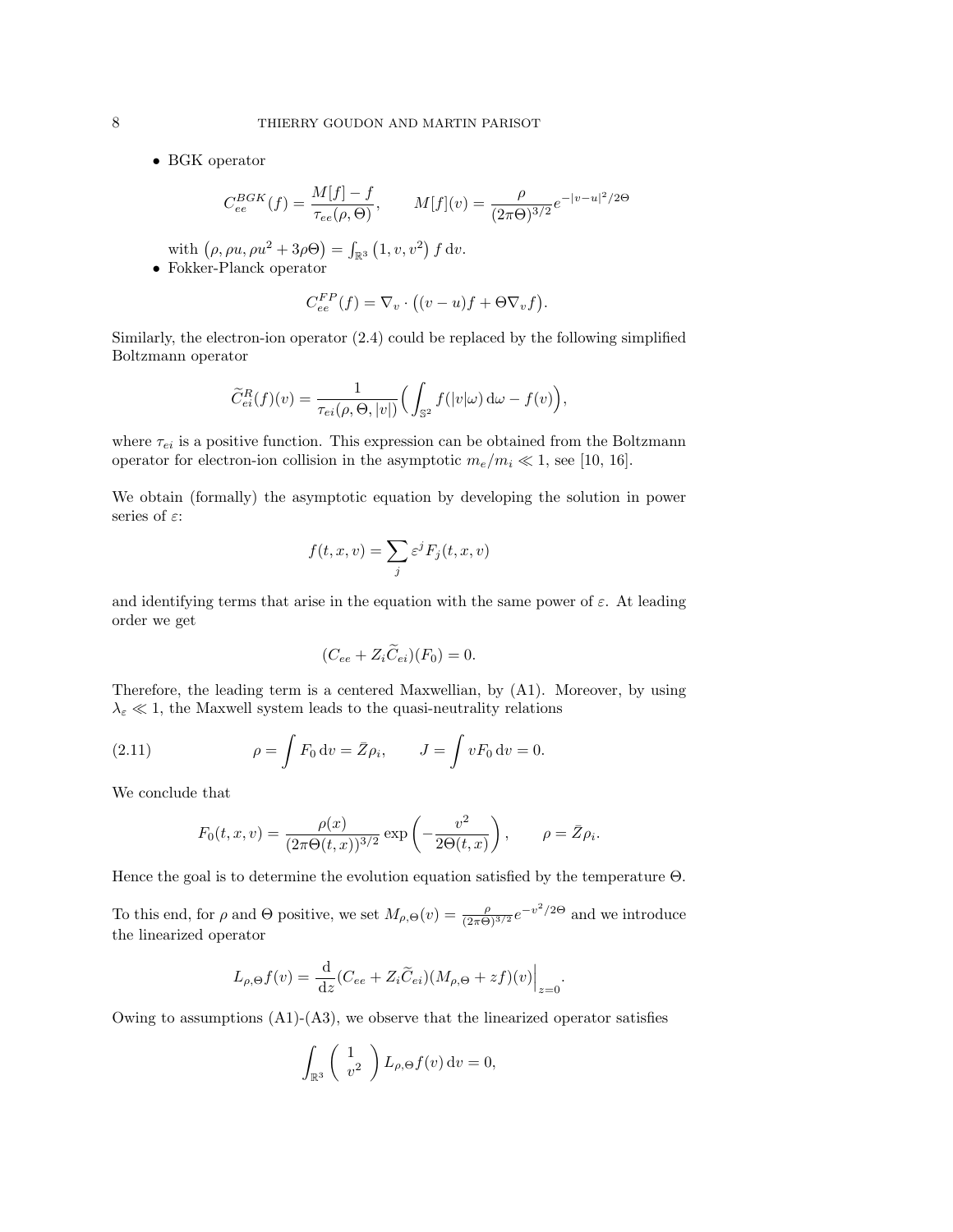- BGK operator

$$C_{ee}^{BGK}(f) = \frac{M[f] - f}{\tau_{ee}(\rho, \Theta)}, \qquad M[f](v) = \frac{\rho}{(2\pi\Theta)^{3/2}} e^{-|v-u|^2/2\Theta}$$

with $\big(\rho, \rho u, \rho u^2 + 3\rho\Theta\big) = \int_{\mathbb{R}^3} \big(1, v, v^2\big) f \, \mathrm{d}v$.

- Fokker-Planck operator

$$C_{ee}^{FP}(f) = \nabla_v \cdot \big((v - u)f + \Theta \nabla_v f\big).$$

Similarly, the electron-ion operator (2.4) could be replaced by the following simplified Boltzmann operator

$$\widetilde{C}_{ei}^{R}(f)(v) = \frac{1}{\tau_{ei}(\rho, \Theta, |v|)} \Big( \int_{\mathbb{S}^2} f(|v|\omega) \, \mathrm{d}\omega - f(v) \Big),$$

where $\tau_{ei}$ is a positive function. This expression can be obtained from the Boltzmann operator for electron-ion collision in the asymptotic $m_e/m_i \ll 1$, see [10, 16].

We obtain (formally) the asymptotic equation by developing the solution in power series of $\varepsilon$:

$$f(t, x, v) = \sum_j \varepsilon^j F_j(t, x, v)$$

and identifying terms that arise in the equation with the same power of $\varepsilon$. At leading order we get

$$(C_{ee} + Z_i \widetilde{C}_{ei})(F_0) = 0.$$

Therefore, the leading term is a centered Maxwellian, by (A1). Moreover, by using $\lambda_\varepsilon \ll 1$, the Maxwell system leads to the quasi-neutrality relations

$$\rho = \int F_0 \, \mathrm{d}v = \bar{Z}\rho_i, \qquad J = \int v F_0 \, \mathrm{d}v = 0. \tag{2.11}$$

We conclude that

$$F_0(t, x, v) = \frac{\rho(x)}{(2\pi\Theta(t, x))^{3/2}} \exp\left(-\frac{v^2}{2\Theta(t, x)}\right), \qquad \rho = \bar{Z}\rho_i.$$

Hence the goal is to determine the evolution equation satisfied by the temperature $\Theta$.

To this end, for $\rho$ and $\Theta$ positive, we set $M_{\rho,\Theta}(v) = \frac{\rho}{(2\pi\Theta)^{3/2}} e^{-v^2/2\Theta}$ and we introduce the linearized operator

$$L_{\rho,\Theta} f(v) = \frac{\mathrm{d}}{\mathrm{d}z} (C_{ee} + Z_i \widetilde{C}_{ei})(M_{\rho,\Theta} + z f)(v) \Big|_{z=0}.$$

Owing to assumptions (A1)-(A3), we observe that the linearized operator satisfies

$$\int_{\mathbb{R}^3} \begin{pmatrix} 1 \\ v^2 \end{pmatrix} L_{\rho,\Theta} f(v) \, \mathrm{d}v = 0,$$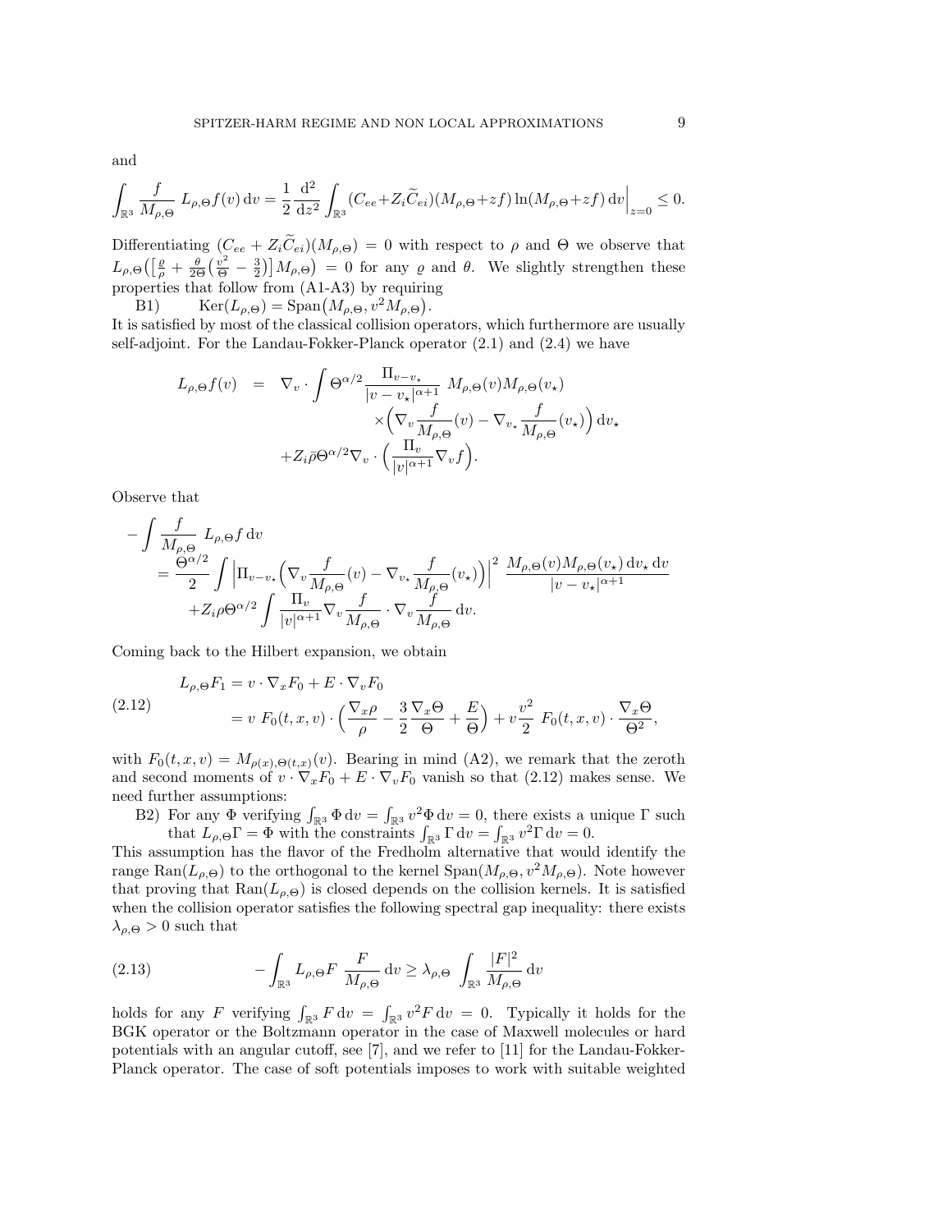and

$$\int_{\mathbb{R}^3} \frac{f}{M_{\rho,\Theta}}\, L_{\rho,\Theta} f(v)\,\mathrm{d}v = \frac{1}{2}\frac{\mathrm{d}^2}{\mathrm{d}z^2} \int_{\mathbb{R}^3} (C_{ee}+Z_i\widetilde{C}_{ei})(M_{\rho,\Theta}+zf)\ln(M_{\rho,\Theta}+zf)\,\mathrm{d}v\Big|_{z=0} \leq 0.$$

Differentiating $(C_{ee} + Z_i\widetilde{C}_{ei})(M_{\rho,\Theta}) = 0$ with respect to $\rho$ and $\Theta$ we observe that $L_{\rho,\Theta}\big(\big[\frac{\varrho}{\rho} + \frac{\theta}{2\Theta}\big(\frac{v^2}{\Theta} - \frac{3}{2}\big)\big] M_{\rho,\Theta}\big) = 0$ for any $\varrho$ and $\theta$. We slightly strengthen these properties that follow from (A1-A3) by requiring

B1) $\quad \mathrm{Ker}(L_{\rho,\Theta}) = \mathrm{Span}\big(M_{\rho,\Theta}, v^2 M_{\rho,\Theta}\big)$.

It is satisfied by most of the classical collision operators, which furthermore are usually self-adjoint. For the Landau-Fokker-Planck operator (2.1) and (2.4) we have

$$\begin{aligned}
L_{\rho,\Theta} f(v) \;&=\; \nabla_v \cdot \int \Theta^{\alpha/2} \frac{\Pi_{v-v_\star}}{|v-v_\star|^{\alpha+1}}\, M_{\rho,\Theta}(v) M_{\rho,\Theta}(v_\star) \\
&\qquad\qquad \times \Big( \nabla_v \frac{f}{M_{\rho,\Theta}}(v) - \nabla_{v_\star} \frac{f}{M_{\rho,\Theta}}(v_\star)\Big)\,\mathrm{d}v_\star \\
&\quad + Z_i \bar{\rho}\, \Theta^{\alpha/2} \nabla_v \cdot \Big( \frac{\Pi_v}{|v|^{\alpha+1}} \nabla_v f \Big).
\end{aligned}$$

Observe that

$$\begin{aligned}
&- \int \frac{f}{M_{\rho,\Theta}}\, L_{\rho,\Theta} f \,\mathrm{d}v \\
&\quad = \frac{\Theta^{\alpha/2}}{2} \int \Big| \Pi_{v-v_\star} \Big( \nabla_v \frac{f}{M_{\rho,\Theta}}(v) - \nabla_{v_\star} \frac{f}{M_{\rho,\Theta}}(v_\star) \Big) \Big|^2\, \frac{M_{\rho,\Theta}(v) M_{\rho,\Theta}(v_\star)\,\mathrm{d}v_\star\,\mathrm{d}v}{|v-v_\star|^{\alpha+1}} \\
&\qquad + Z_i \rho \Theta^{\alpha/2} \int \frac{\Pi_v}{|v|^{\alpha+1}} \nabla_v \frac{f}{M_{\rho,\Theta}} \cdot \nabla_v \frac{f}{M_{\rho,\Theta}}\,\mathrm{d}v.
\end{aligned}$$

Coming back to the Hilbert expansion, we obtain

$$\begin{aligned}
L_{\rho,\Theta} F_1 &= v \cdot \nabla_x F_0 + E \cdot \nabla_v F_0 \\
&= v\; F_0(t,x,v) \cdot \Big( \frac{\nabla_x \rho}{\rho} - \frac{3}{2}\frac{\nabla_x \Theta}{\Theta} + \frac{E}{\Theta} \Big) + v \frac{v^2}{2}\; F_0(t,x,v) \cdot \frac{\nabla_x \Theta}{\Theta^2},
\end{aligned} \tag{2.12}$$

with $F_0(t,x,v) = M_{\rho(x),\Theta(t,x)}(v)$. Bearing in mind (A2), we remark that the zeroth and second moments of $v \cdot \nabla_x F_0 + E \cdot \nabla_v F_0$ vanish so that (2.12) makes sense. We need further assumptions:

B2) For any $\Phi$ verifying $\int_{\mathbb{R}^3} \Phi\,\mathrm{d}v = \int_{\mathbb{R}^3} v^2 \Phi\,\mathrm{d}v = 0$, there exists a unique $\Gamma$ such that $L_{\rho,\Theta}\Gamma = \Phi$ with the constraints $\int_{\mathbb{R}^3} \Gamma\,\mathrm{d}v = \int_{\mathbb{R}^3} v^2 \Gamma\,\mathrm{d}v = 0$.

This assumption has the flavor of the Fredholm alternative that would identify the range $\mathrm{Ran}(L_{\rho,\Theta})$ to the orthogonal to the kernel $\mathrm{Span}(M_{\rho,\Theta}, v^2 M_{\rho,\Theta})$. Note however that proving that $\mathrm{Ran}(L_{\rho,\Theta})$ is closed depends on the collision kernels. It is satisfied when the collision operator satisfies the following spectral gap inequality: there exists $\lambda_{\rho,\Theta} > 0$ such that

$$- \int_{\mathbb{R}^3} L_{\rho,\Theta} F\; \frac{F}{M_{\rho,\Theta}}\,\mathrm{d}v \geq \lambda_{\rho,\Theta} \int_{\mathbb{R}^3} \frac{|F|^2}{M_{\rho,\Theta}}\,\mathrm{d}v \tag{2.13}$$

holds for any $F$ verifying $\int_{\mathbb{R}^3} F\,\mathrm{d}v = \int_{\mathbb{R}^3} v^2 F\,\mathrm{d}v = 0$. Typically it holds for the BGK operator or the Boltzmann operator in the case of Maxwell molecules or hard potentials with an angular cutoff, see [7], and we refer to [11] for the Landau-Fokker-Planck operator. The case of soft potentials imposes to work with suitable weighted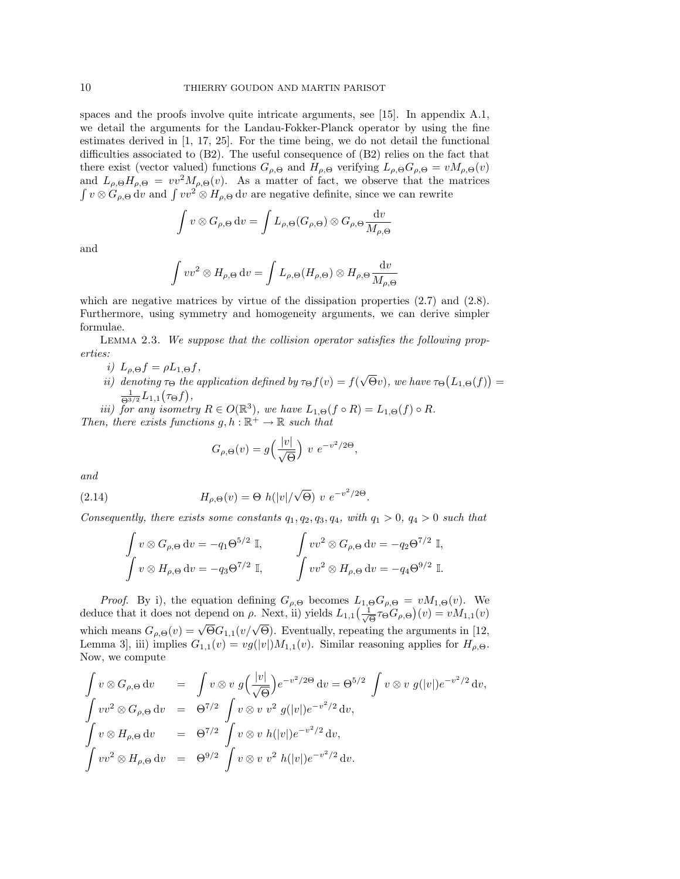spaces and the proofs involve quite intricate arguments, see [15]. In appendix A.1, we detail the arguments for the Landau-Fokker-Planck operator by using the fine estimates derived in [1, 17, 25]. For the time being, we do not detail the functional difficulties associated to (B2). The useful consequence of (B2) relies on the fact that there exist (vector valued) functions $G_{\rho,\Theta}$ and $H_{\rho,\Theta}$ verifying $L_{\rho,\Theta}G_{\rho,\Theta} = vM_{\rho,\Theta}(v)$ and $L_{\rho,\Theta}H_{\rho,\Theta} = vv^2M_{\rho,\Theta}(v)$. As a matter of fact, we observe that the matrices $\int v \otimes G_{\rho,\Theta}\,\mathrm{d}v$ and $\int vv^2 \otimes H_{\rho,\Theta}\,\mathrm{d}v$ are negative definite, since we can rewrite

$$\int v \otimes G_{\rho,\Theta}\,\mathrm{d}v = \int L_{\rho,\Theta}(G_{\rho,\Theta}) \otimes G_{\rho,\Theta}\frac{\mathrm{d}v}{M_{\rho,\Theta}}$$

and

$$\int vv^2 \otimes H_{\rho,\Theta}\,\mathrm{d}v = \int L_{\rho,\Theta}(H_{\rho,\Theta}) \otimes H_{\rho,\Theta}\frac{\mathrm{d}v}{M_{\rho,\Theta}}$$

which are negative matrices by virtue of the dissipation properties (2.7) and (2.8). Furthermore, using symmetry and homogeneity arguments, we can derive simpler formulae.

Lemma 2.3. *We suppose that the collision operator satisfies the following properties:*

*i)* $L_{\rho,\Theta}f = \rho L_{1,\Theta}f$,

*ii) denoting* $\tau_\Theta$ *the application defined by* $\tau_\Theta f(v) = f(\sqrt{\Theta}v)$, *we have* $\tau_\Theta\big(L_{1,\Theta}(f)\big) = \frac{1}{\Theta^{3/2}}L_{1,1}\big(\tau_\Theta f\big)$,

*iii) for any isometry* $R \in O(\mathbb{R}^3)$, *we have* $L_{1,\Theta}(f \circ R) = L_{1,\Theta}(f) \circ R$.

*Then, there exists functions* $g, h : \mathbb{R}^+ \to \mathbb{R}$ *such that*

$$G_{\rho,\Theta}(v) = g\Big(\frac{|v|}{\sqrt{\Theta}}\Big)\ v\ e^{-v^2/2\Theta},$$

*and*

$$H_{\rho,\Theta}(v) = \Theta\ h(|v|/\sqrt{\Theta})\ v\ e^{-v^2/2\Theta}. \tag{2.14}$$

*Consequently, there exists some constants* $q_1, q_2, q_3, q_4$, *with* $q_1 > 0$, $q_4 > 0$ *such that*

$$\int v \otimes G_{\rho,\Theta}\,\mathrm{d}v = -q_1\Theta^{5/2}\ \mathbb{I}, \qquad \int vv^2 \otimes G_{\rho,\Theta}\,\mathrm{d}v = -q_2\Theta^{7/2}\ \mathbb{I},$$
$$\int v \otimes H_{\rho,\Theta}\,\mathrm{d}v = -q_3\Theta^{7/2}\ \mathbb{I}, \qquad \int vv^2 \otimes H_{\rho,\Theta}\,\mathrm{d}v = -q_4\Theta^{9/2}\ \mathbb{I}.$$

*Proof*. By i), the equation defining $G_{\rho,\Theta}$ becomes $L_{1,\Theta}G_{\rho,\Theta} = vM_{1,\Theta}(v)$. We deduce that it does not depend on $\rho$. Next, ii) yields $L_{1,1}\big(\frac{1}{\sqrt{\Theta}}\tau_\Theta G_{\rho,\Theta}\big)(v) = vM_{1,1}(v)$ which means $G_{\rho,\Theta}(v) = \sqrt{\Theta}G_{1,1}(v/\sqrt{\Theta})$. Eventually, repeating the arguments in [12, Lemma 3], iii) implies $G_{1,1}(v) = vg(|v|)M_{1,1}(v)$. Similar reasoning applies for $H_{\rho,\Theta}$. Now, we compute

$$\begin{aligned}
\int v \otimes G_{\rho,\Theta}\,\mathrm{d}v &= \int v \otimes v\ g\Big(\frac{|v|}{\sqrt{\Theta}}\Big)e^{-v^2/2\Theta}\,\mathrm{d}v = \Theta^{5/2}\int v \otimes v\ g(|v|)e^{-v^2/2}\,\mathrm{d}v,\\
\int vv^2 \otimes G_{\rho,\Theta}\,\mathrm{d}v &= \Theta^{7/2}\int v \otimes v\ v^2\ g(|v|)e^{-v^2/2}\,\mathrm{d}v,\\
\int v \otimes H_{\rho,\Theta}\,\mathrm{d}v &= \Theta^{7/2}\int v \otimes v\ h(|v|)e^{-v^2/2}\,\mathrm{d}v,\\
\int vv^2 \otimes H_{\rho,\Theta}\,\mathrm{d}v &= \Theta^{9/2}\int v \otimes v\ v^2\ h(|v|)e^{-v^2/2}\,\mathrm{d}v.
\end{aligned}$$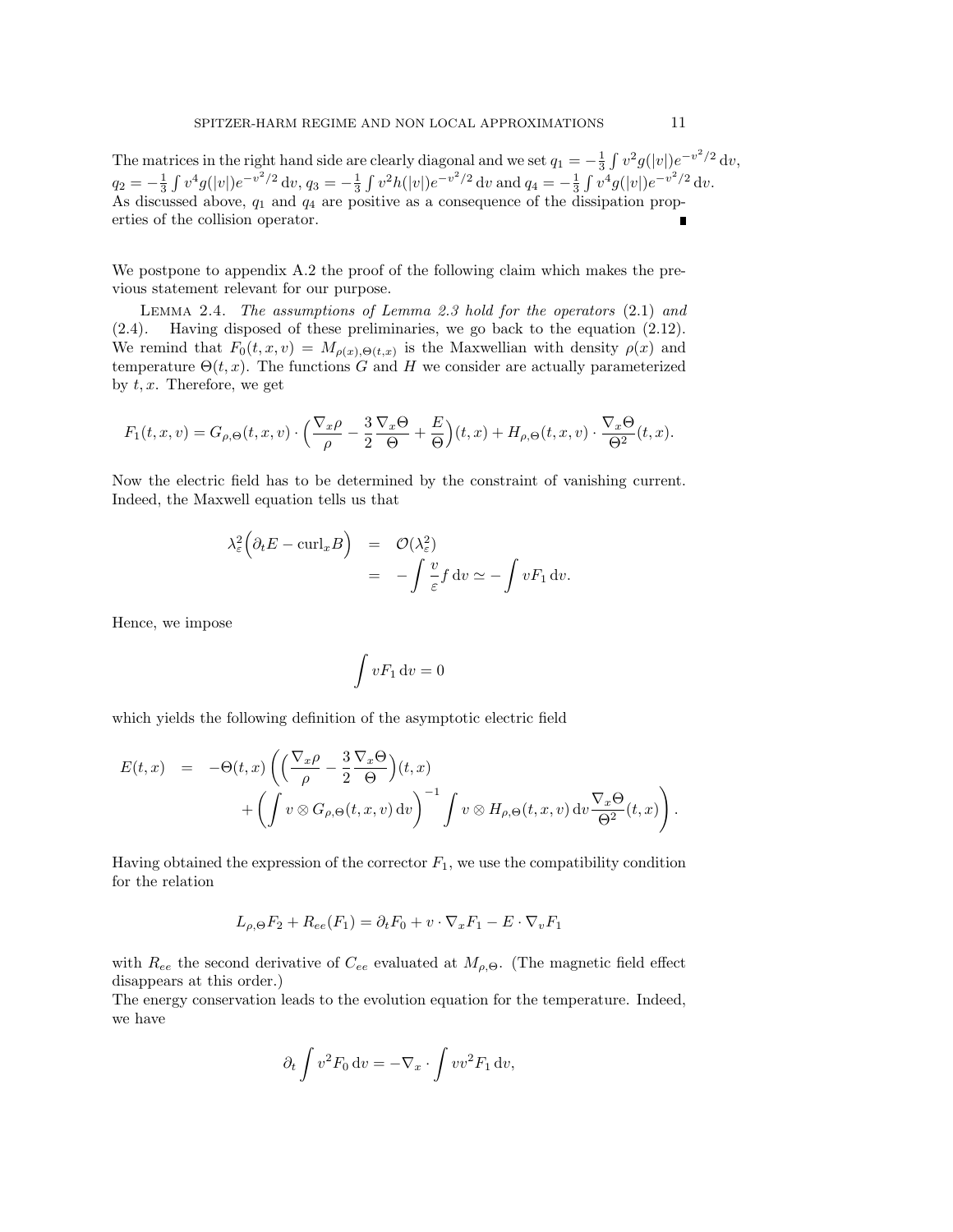The matrices in the right hand side are clearly diagonal and we set $q_1 = -\frac{1}{3}\int v^2 g(|v|)e^{-v^2/2}\,\mathrm{d}v$, $q_2 = -\frac{1}{3}\int v^4 g(|v|)e^{-v^2/2}\,\mathrm{d}v$, $q_3 = -\frac{1}{3}\int v^2 h(|v|)e^{-v^2/2}\,\mathrm{d}v$ and $q_4 = -\frac{1}{3}\int v^4 g(|v|)e^{-v^2/2}\,\mathrm{d}v$. As discussed above, $q_1$ and $q_4$ are positive as a consequence of the dissipation properties of the collision operator. ∎

We postpone to appendix A.2 the proof of the following claim which makes the previous statement relevant for our purpose.

Lemma 2.4. *The assumptions of Lemma 2.3 hold for the operators* (2.1) *and* (2.4). Having disposed of these preliminaries, we go back to the equation (2.12). We remind that $F_0(t,x,v) = M_{\rho(x),\Theta(t,x)}$ is the Maxwellian with density $\rho(x)$ and temperature $\Theta(t,x)$. The functions $G$ and $H$ we consider are actually parameterized by $t, x$. Therefore, we get

$$F_1(t,x,v) = G_{\rho,\Theta}(t,x,v)\cdot\Big(\frac{\nabla_x\rho}{\rho} - \frac{3}{2}\frac{\nabla_x\Theta}{\Theta} + \frac{E}{\Theta}\Big)(t,x) + H_{\rho,\Theta}(t,x,v)\cdot\frac{\nabla_x\Theta}{\Theta^2}(t,x).$$

Now the electric field has to be determined by the constraint of vanishing current. Indeed, the Maxwell equation tells us that

$$\begin{aligned}\lambda_\varepsilon^2\Big(\partial_t E - \mathrm{curl}_x B\Big) &= \mathcal{O}(\lambda_\varepsilon^2)\\ &= -\int\frac{v}{\varepsilon}f\,\mathrm{d}v \simeq -\int vF_1\,\mathrm{d}v.\end{aligned}$$

Hence, we impose

$$\int vF_1\,\mathrm{d}v = 0$$

which yields the following definition of the asymptotic electric field

$$\begin{aligned}E(t,x) &= -\Theta(t,x)\left(\Big(\frac{\nabla_x\rho}{\rho} - \frac{3}{2}\frac{\nabla_x\Theta}{\Theta}\Big)(t,x)\right.\\ &\qquad\left.+\left(\int v\otimes G_{\rho,\Theta}(t,x,v)\,\mathrm{d}v\right)^{-1}\int v\otimes H_{\rho,\Theta}(t,x,v)\,\mathrm{d}v\frac{\nabla_x\Theta}{\Theta^2}(t,x)\right).\end{aligned}$$

Having obtained the expression of the corrector $F_1$, we use the compatibility condition for the relation

$$L_{\rho,\Theta}F_2 + R_{ee}(F_1) = \partial_t F_0 + v\cdot\nabla_x F_1 - E\cdot\nabla_v F_1$$

with $R_{ee}$ the second derivative of $C_{ee}$ evaluated at $M_{\rho,\Theta}$. (The magnetic field effect disappears at this order.)
The energy conservation leads to the evolution equation for the temperature. Indeed, we have

$$\partial_t\int v^2F_0\,\mathrm{d}v = -\nabla_x\cdot\int vv^2F_1\,\mathrm{d}v,$$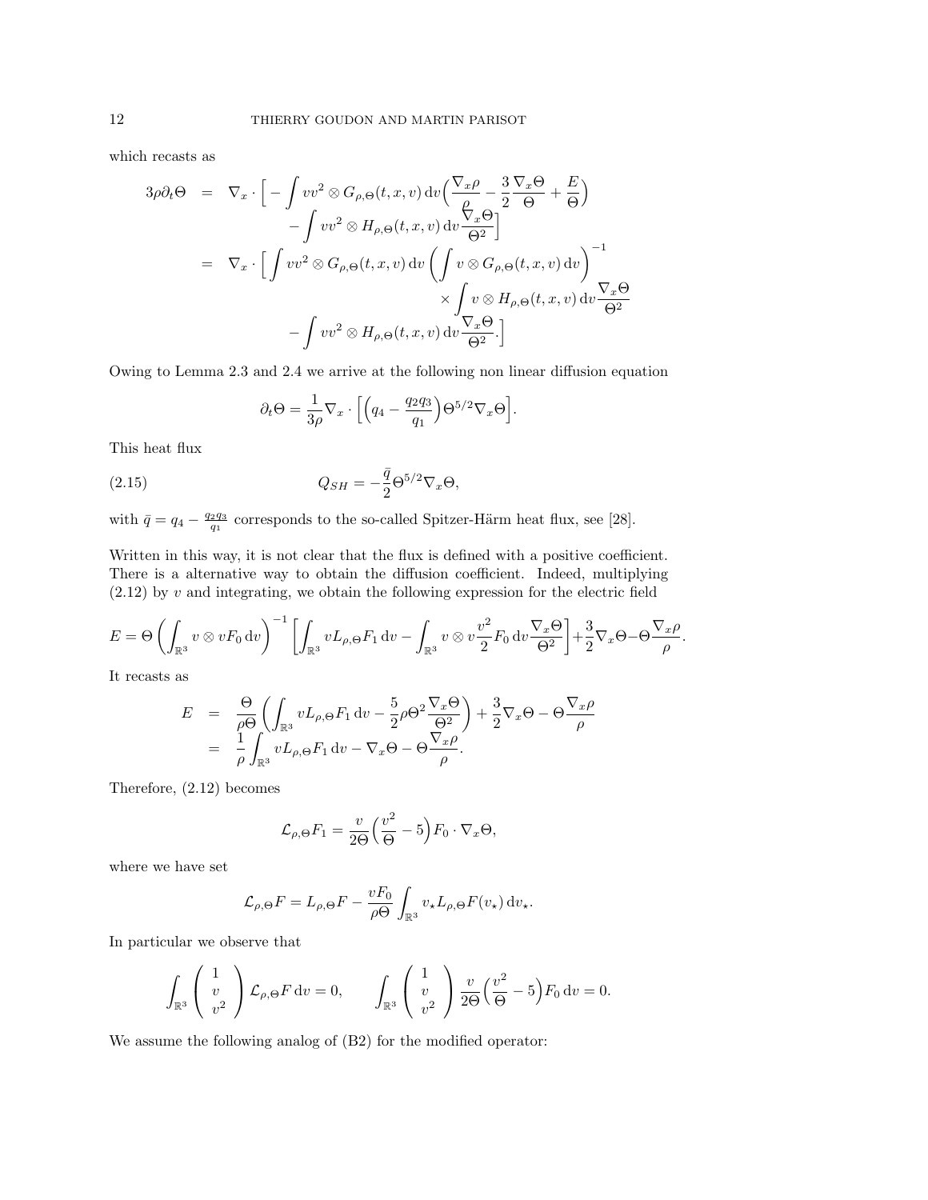which recasts as

$$
\begin{aligned}
3\rho\partial_t\Theta &= \nabla_x\cdot\Big[-\int vv^2\otimes G_{\rho,\Theta}(t,x,v)\,\mathrm{d}v\Big(\frac{\nabla_x\rho}{\rho}-\frac{3}{2}\frac{\nabla_x\Theta}{\Theta}+\frac{E}{\Theta}\Big)\\
&\qquad -\int vv^2\otimes H_{\rho,\Theta}(t,x,v)\,\mathrm{d}v\frac{\nabla_x\Theta}{\Theta^2}\Big]\\
&= \nabla_x\cdot\Big[\int vv^2\otimes G_{\rho,\Theta}(t,x,v)\,\mathrm{d}v\left(\int v\otimes G_{\rho,\Theta}(t,x,v)\,\mathrm{d}v\right)^{-1}\\
&\qquad\qquad\times\int v\otimes H_{\rho,\Theta}(t,x,v)\,\mathrm{d}v\frac{\nabla_x\Theta}{\Theta^2}\\
&\qquad -\int vv^2\otimes H_{\rho,\Theta}(t,x,v)\,\mathrm{d}v\frac{\nabla_x\Theta}{\Theta^2}.\Big]
\end{aligned}
$$

Owing to Lemma 2.3 and 2.4 we arrive at the following non linear diffusion equation

$$
\partial_t\Theta=\frac{1}{3\rho}\nabla_x\cdot\Big[\Big(q_4-\frac{q_2q_3}{q_1}\Big)\Theta^{5/2}\nabla_x\Theta\Big].
$$

This heat flux

$$
Q_{SH}=-\frac{\bar q}{2}\Theta^{5/2}\nabla_x\Theta, \tag{2.15}
$$

with $\bar q=q_4-\frac{q_2q_3}{q_1}$ corresponds to the so-called Spitzer-Härm heat flux, see [28].

Written in this way, it is not clear that the flux is defined with a positive coefficient. There is a alternative way to obtain the diffusion coefficient. Indeed, multiplying (2.12) by $v$ and integrating, we obtain the following expression for the electric field

$$
E=\Theta\left(\int_{\mathbb{R}^3}v\otimes vF_0\,\mathrm{d}v\right)^{-1}\left[\int_{\mathbb{R}^3}vL_{\rho,\Theta}F_1\,\mathrm{d}v-\int_{\mathbb{R}^3}v\otimes v\frac{v^2}{2}F_0\,\mathrm{d}v\frac{\nabla_x\Theta}{\Theta^2}\right]+\frac{3}{2}\nabla_x\Theta-\Theta\frac{\nabla_x\rho}{\rho}.
$$

It recasts as

$$
\begin{aligned}
E &= \frac{\Theta}{\rho\Theta}\left(\int_{\mathbb{R}^3}vL_{\rho,\Theta}F_1\,\mathrm{d}v-\frac{5}{2}\rho\Theta^2\frac{\nabla_x\Theta}{\Theta^2}\right)+\frac{3}{2}\nabla_x\Theta-\Theta\frac{\nabla_x\rho}{\rho}\\
&= \frac{1}{\rho}\int_{\mathbb{R}^3}vL_{\rho,\Theta}F_1\,\mathrm{d}v-\nabla_x\Theta-\Theta\frac{\nabla_x\rho}{\rho}.
\end{aligned}
$$

Therefore, (2.12) becomes

$$
\mathcal{L}_{\rho,\Theta}F_1=\frac{v}{2\Theta}\Big(\frac{v^2}{\Theta}-5\Big)F_0\cdot\nabla_x\Theta,
$$

where we have set

$$
\mathcal{L}_{\rho,\Theta}F=L_{\rho,\Theta}F-\frac{vF_0}{\rho\Theta}\int_{\mathbb{R}^3}v_\star L_{\rho,\Theta}F(v_\star)\,\mathrm{d}v_\star.
$$

In particular we observe that

$$
\int_{\mathbb{R}^3}\begin{pmatrix}1\\ v\\ v^2\end{pmatrix}\mathcal{L}_{\rho,\Theta}F\,\mathrm{d}v=0,\qquad \int_{\mathbb{R}^3}\begin{pmatrix}1\\ v\\ v^2\end{pmatrix}\frac{v}{2\Theta}\Big(\frac{v^2}{\Theta}-5\Big)F_0\,\mathrm{d}v=0.
$$

We assume the following analog of (B2) for the modified operator: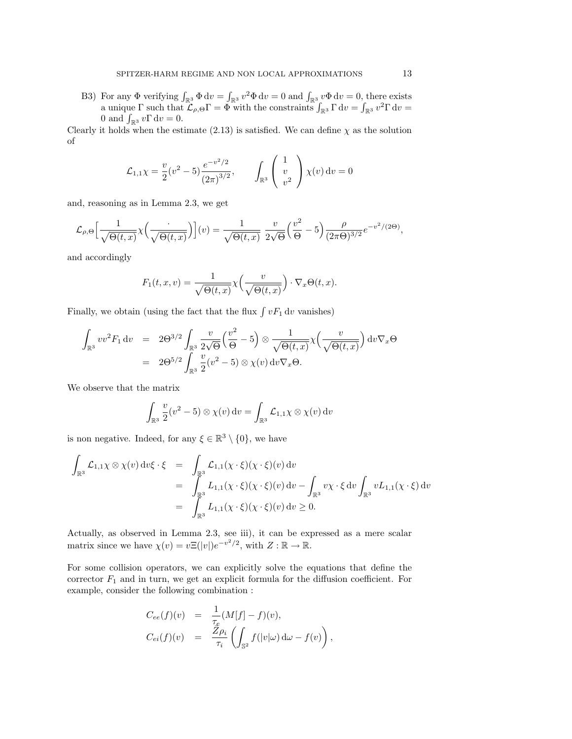B3) For any $\Phi$ verifying $\int_{\mathbb{R}^3} \Phi \, \mathrm{d}v = \int_{\mathbb{R}^3} v^2 \Phi \, \mathrm{d}v = 0$ and $\int_{\mathbb{R}^3} v\Phi \, \mathrm{d}v = 0$, there exists a unique $\Gamma$ such that $\mathcal{L}_{\rho,\Theta}\Gamma = \Phi$ with the constraints $\int_{\mathbb{R}^3} \Gamma \, \mathrm{d}v = \int_{\mathbb{R}^3} v^2 \Gamma \, \mathrm{d}v = 0$ and $\int_{\mathbb{R}^3} v\Gamma \, \mathrm{d}v = 0$.

Clearly it holds when the estimate (2.13) is satisfied. We can define $\chi$ as the solution of

$$\mathcal{L}_{1,1}\chi = \frac{v}{2}(v^2 - 5)\frac{e^{-v^2/2}}{(2\pi)^{3/2}}, \qquad \int_{\mathbb{R}^3} \begin{pmatrix} 1 \\ v \\ v^2 \end{pmatrix} \chi(v) \, \mathrm{d}v = 0$$

and, reasoning as in Lemma 2.3, we get

$$\mathcal{L}_{\rho,\Theta}\Big[\frac{1}{\sqrt{\Theta(t,x)}}\chi\Big(\frac{\cdot}{\sqrt{\Theta(t,x)}}\Big)\Big](v) = \frac{1}{\sqrt{\Theta(t,x)}} \; \frac{v}{2\sqrt{\Theta}}\Big(\frac{v^2}{\Theta} - 5\Big)\frac{\rho}{(2\pi\Theta)^{3/2}}e^{-v^2/(2\Theta)},$$

and accordingly

$$F_1(t,x,v) = \frac{1}{\sqrt{\Theta(t,x)}}\chi\Big(\frac{v}{\sqrt{\Theta(t,x)}}\Big) \cdot \nabla_x\Theta(t,x).$$

Finally, we obtain (using the fact that the flux $\int vF_1 \, \mathrm{d}v$ vanishes)

$$\begin{aligned}
\int_{\mathbb{R}^3} vv^2 F_1 \, \mathrm{d}v &= 2\Theta^{3/2}\int_{\mathbb{R}^3} \frac{v}{2\sqrt{\Theta}}\Big(\frac{v^2}{\Theta} - 5\Big) \otimes \frac{1}{\sqrt{\Theta(t,x)}}\chi\Big(\frac{v}{\sqrt{\Theta(t,x)}}\Big) \, \mathrm{d}v \nabla_x\Theta \\
&= 2\Theta^{5/2}\int_{\mathbb{R}^3} \frac{v}{2}(v^2 - 5) \otimes \chi(v) \, \mathrm{d}v \nabla_x\Theta.
\end{aligned}$$

We observe that the matrix

$$\int_{\mathbb{R}^3} \frac{v}{2}(v^2 - 5) \otimes \chi(v) \, \mathrm{d}v = \int_{\mathbb{R}^3} \mathcal{L}_{1,1}\chi \otimes \chi(v) \, \mathrm{d}v$$

is non negative. Indeed, for any $\xi \in \mathbb{R}^3 \setminus \{0\}$, we have

$$\begin{aligned}
\int_{\mathbb{R}^3} \mathcal{L}_{1,1}\chi \otimes \chi(v) \, \mathrm{d}v\xi \cdot \xi &= \int_{\mathbb{R}^3} \mathcal{L}_{1,1}(\chi \cdot \xi)(\chi \cdot \xi)(v) \, \mathrm{d}v \\
&= \int_{\mathbb{R}^3} L_{1,1}(\chi \cdot \xi)(\chi \cdot \xi)(v) \, \mathrm{d}v - \int_{\mathbb{R}^3} v\chi \cdot \xi \, \mathrm{d}v \int_{\mathbb{R}^3} vL_{1,1}(\chi \cdot \xi) \, \mathrm{d}v \\
&= \int_{\mathbb{R}^3} L_{1,1}(\chi \cdot \xi)(\chi \cdot \xi)(v) \, \mathrm{d}v \geq 0.
\end{aligned}$$

Actually, as observed in Lemma 2.3, see iii), it can be expressed as a mere scalar matrix since we have $\chi(v) = v\Xi(|v|)e^{-v^2/2}$, with $Z : \mathbb{R} \to \mathbb{R}$.

For some collision operators, we can explicitly solve the equations that define the corrector $F_1$ and in turn, we get an explicit formula for the diffusion coefficient. For example, consider the following combination :

$$\begin{aligned}
C_{ee}(f)(v) &= \frac{1}{\tau_e}(M[f] - f)(v), \\
C_{ei}(f)(v) &= \frac{Z\rho_i}{\tau_i}\left(\int_{\mathbb{S}^2} f(|v|\omega) \, \mathrm{d}\omega - f(v)\right),
\end{aligned}$$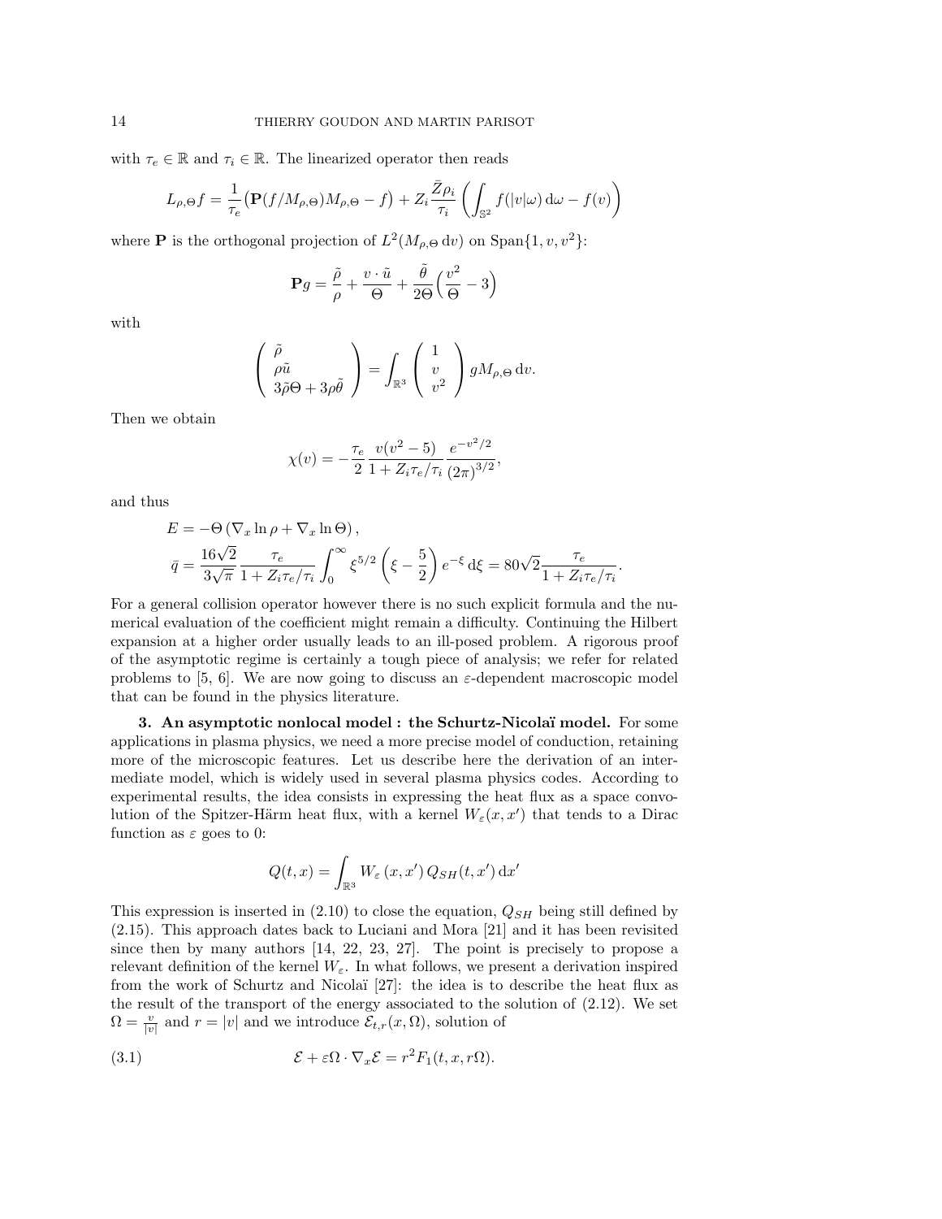with $\tau_e \in \mathbb{R}$ and $\tau_i \in \mathbb{R}$. The linearized operator then reads

$$L_{\rho,\Theta} f = \frac{1}{\tau_e}\big(\mathbf{P}(f/M_{\rho,\Theta})M_{\rho,\Theta} - f\big) + Z_i \frac{\bar{Z}\rho_i}{\tau_i}\left(\int_{\mathbb{S}^2} f(|v|\omega)\,\mathrm{d}\omega - f(v)\right)$$

where $\mathbf{P}$ is the orthogonal projection of $L^2(M_{\rho,\Theta}\,\mathrm{d}v)$ on $\mathrm{Span}\{1, v, v^2\}$:

$$\mathbf{P}g = \frac{\tilde{\rho}}{\rho} + \frac{v\cdot\tilde{u}}{\Theta} + \frac{\tilde{\theta}}{2\Theta}\Big(\frac{v^2}{\Theta} - 3\Big)$$

with

$$\begin{pmatrix} \tilde{\rho} \\ \rho\tilde{u} \\ 3\tilde{\rho}\Theta + 3\rho\tilde{\theta} \end{pmatrix} = \int_{\mathbb{R}^3} \begin{pmatrix} 1 \\ v \\ v^2 \end{pmatrix} g M_{\rho,\Theta}\,\mathrm{d}v.$$

Then we obtain

$$\chi(v) = -\frac{\tau_e}{2}\,\frac{v(v^2-5)}{1+Z_i\tau_e/\tau_i}\,\frac{e^{-v^2/2}}{(2\pi)^{3/2}},$$

and thus

$$\begin{aligned}
&E = -\Theta\left(\nabla_x \ln\rho + \nabla_x \ln\Theta\right),\\
&\bar{q} = \frac{16\sqrt{2}}{3\sqrt{\pi}}\,\frac{\tau_e}{1+Z_i\tau_e/\tau_i}\int_0^\infty \xi^{5/2}\left(\xi - \frac{5}{2}\right)e^{-\xi}\,\mathrm{d}\xi = 80\sqrt{2}\frac{\tau_e}{1+Z_i\tau_e/\tau_i}.
\end{aligned}$$

For a general collision operator however there is no such explicit formula and the numerical evaluation of the coefficient might remain a difficulty. Continuing the Hilbert expansion at a higher order usually leads to an ill-posed problem. A rigorous proof of the asymptotic regime is certainly a tough piece of analysis; we refer for related problems to [5, 6]. We are now going to discuss an $\varepsilon$-dependent macroscopic model that can be found in the physics literature.

## 3. An asymptotic nonlocal model : the Schurtz-Nicolaï model.

For some applications in plasma physics, we need a more precise model of conduction, retaining more of the microscopic features. Let us describe here the derivation of an intermediate model, which is widely used in several plasma physics codes. According to experimental results, the idea consists in expressing the heat flux as a space convolution of the Spitzer-Härm heat flux, with a kernel $W_\varepsilon(x,x')$ that tends to a Dirac function as $\varepsilon$ goes to 0:

$$Q(t,x) = \int_{\mathbb{R}^3} W_\varepsilon\left(x,x'\right) Q_{SH}(t,x')\,\mathrm{d}x'$$

This expression is inserted in (2.10) to close the equation, $Q_{SH}$ being still defined by (2.15). This approach dates back to Luciani and Mora [21] and it has been revisited since then by many authors [14, 22, 23, 27]. The point is precisely to propose a relevant definition of the kernel $W_\varepsilon$. In what follows, we present a derivation inspired from the work of Schurtz and Nicolaï [27]: the idea is to describe the heat flux as the result of the transport of the energy associated to the solution of (2.12). We set $\Omega = \frac{v}{|v|}$ and $r = |v|$ and we introduce $\mathcal{E}_{t,r}(x,\Omega)$, solution of

$$\mathcal{E} + \varepsilon\Omega\cdot\nabla_x\mathcal{E} = r^2 F_1(t,x,r\Omega). \tag{3.1}$$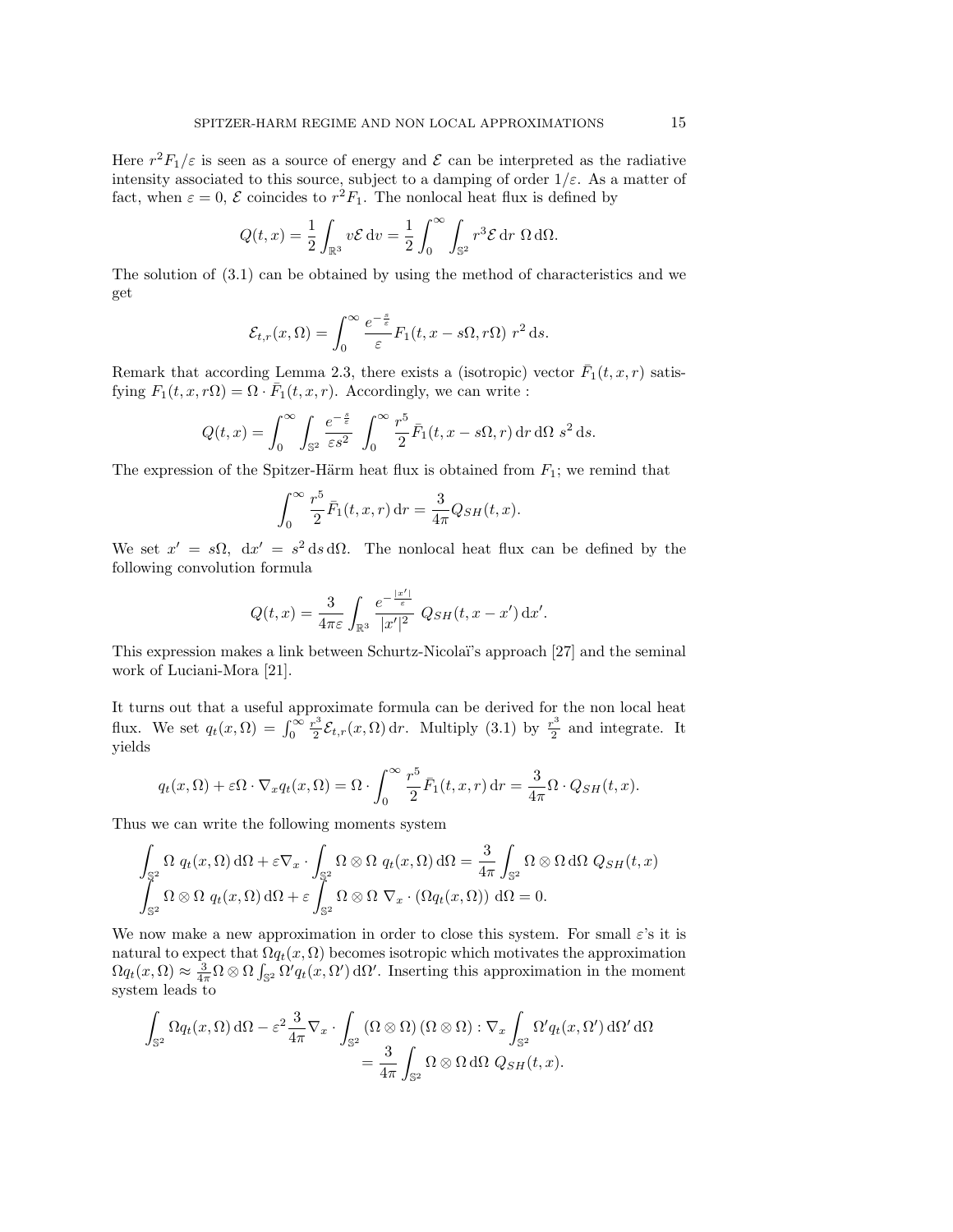Here $r^2 F_1/\varepsilon$ is seen as a source of energy and $\mathcal{E}$ can be interpreted as the radiative intensity associated to this source, subject to a damping of order $1/\varepsilon$. As a matter of fact, when $\varepsilon = 0$, $\mathcal{E}$ coincides to $r^2 F_1$. The nonlocal heat flux is defined by

$$Q(t,x) = \frac{1}{2}\int_{\mathbb{R}^3} v\mathcal{E}\,\mathrm{d}v = \frac{1}{2}\int_0^\infty \int_{\mathbb{S}^2} r^3 \mathcal{E}\,\mathrm{d}r\ \Omega\,\mathrm{d}\Omega.$$

The solution of (3.1) can be obtained by using the method of characteristics and we get

$$\mathcal{E}_{t,r}(x,\Omega) = \int_0^\infty \frac{e^{-\frac{s}{\varepsilon}}}{\varepsilon} F_1(t, x - s\Omega, r\Omega)\ r^2\,\mathrm{d}s.$$

Remark that according Lemma 2.3, there exists a (isotropic) vector $\bar{F}_1(t,x,r)$ satisfying $F_1(t,x,r\Omega) = \Omega \cdot \bar{F}_1(t,x,r)$. Accordingly, we can write :

$$Q(t,x) = \int_0^\infty \int_{\mathbb{S}^2} \frac{e^{-\frac{s}{\varepsilon}}}{\varepsilon s^2} \ \int_0^\infty \frac{r^5}{2}\bar{F}_1(t, x - s\Omega, r)\,\mathrm{d}r\,\mathrm{d}\Omega\ s^2\,\mathrm{d}s.$$

The expression of the Spitzer-Härm heat flux is obtained from $F_1$; we remind that

$$\int_0^\infty \frac{r^5}{2}\bar{F}_1(t,x,r)\,\mathrm{d}r = \frac{3}{4\pi} Q_{SH}(t,x).$$

We set $x' = s\Omega$, $\mathrm{d}x' = s^2\,\mathrm{d}s\,\mathrm{d}\Omega$. The nonlocal heat flux can be defined by the following convolution formula

$$Q(t,x) = \frac{3}{4\pi\varepsilon}\int_{\mathbb{R}^3} \frac{e^{-\frac{|x'|}{\varepsilon}}}{|x'|^2}\ Q_{SH}(t, x - x')\,\mathrm{d}x'.$$

This expression makes a link between Schurtz-Nicolaï's approach [27] and the seminal work of Luciani-Mora [21].

It turns out that a useful approximate formula can be derived for the non local heat flux. We set $q_t(x,\Omega) = \int_0^\infty \frac{r^3}{2}\mathcal{E}_{t,r}(x,\Omega)\,\mathrm{d}r$. Multiply (3.1) by $\frac{r^3}{2}$ and integrate. It yields

$$q_t(x,\Omega) + \varepsilon\Omega\cdot\nabla_x q_t(x,\Omega) = \Omega\cdot\int_0^\infty \frac{r^5}{2}\bar{F}_1(t,x,r)\,\mathrm{d}r = \frac{3}{4\pi}\Omega\cdot Q_{SH}(t,x).$$

Thus we can write the following moments system

$$\begin{aligned}
&\int_{\mathbb{S}^2} \Omega\ q_t(x,\Omega)\,\mathrm{d}\Omega + \varepsilon\nabla_x\cdot\int_{\mathbb{S}^2}\Omega\otimes\Omega\ q_t(x,\Omega)\,\mathrm{d}\Omega = \frac{3}{4\pi}\int_{\mathbb{S}^2}\Omega\otimes\Omega\,\mathrm{d}\Omega\ Q_{SH}(t,x)\\
&\int_{\mathbb{S}^2}\Omega\otimes\Omega\ q_t(x,\Omega)\,\mathrm{d}\Omega + \varepsilon\int_{\mathbb{S}^2}\Omega\otimes\Omega\ \nabla_x\cdot\left(\Omega q_t(x,\Omega)\right)\,\mathrm{d}\Omega = 0.
\end{aligned}$$

We now make a new approximation in order to close this system. For small $\varepsilon$'s it is natural to expect that $\Omega q_t(x,\Omega)$ becomes isotropic which motivates the approximation $\Omega q_t(x,\Omega) \approx \frac{3}{4\pi}\Omega\otimes\Omega\int_{\mathbb{S}^2}\Omega' q_t(x,\Omega')\,\mathrm{d}\Omega'$. Inserting this approximation in the moment system leads to

$$\begin{aligned}
\int_{\mathbb{S}^2}\Omega q_t(x,\Omega)\,\mathrm{d}\Omega - \varepsilon^2\frac{3}{4\pi}\nabla_x\cdot\int_{\mathbb{S}^2}\left(\Omega\otimes\Omega\right)\left(\Omega\otimes\Omega\right) : \nabla_x\int_{\mathbb{S}^2}\Omega' q_t(x,\Omega')\,\mathrm{d}\Omega'\,\mathrm{d}\Omega\\
= \frac{3}{4\pi}\int_{\mathbb{S}^2}\Omega\otimes\Omega\,\mathrm{d}\Omega\ Q_{SH}(t,x).
\end{aligned}$$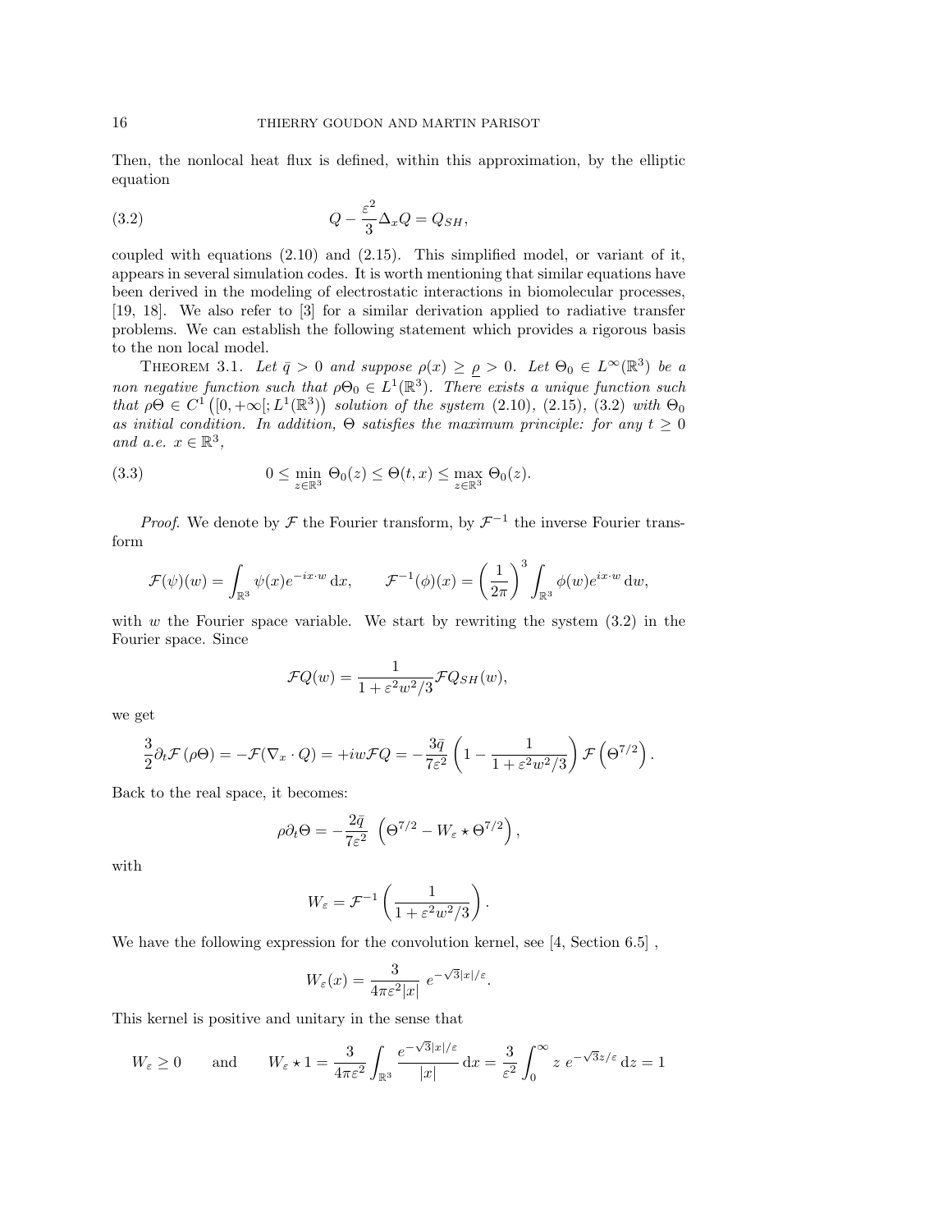Then, the nonlocal heat flux is defined, within this approximation, by the elliptic equation

$$Q - \frac{\varepsilon^2}{3}\Delta_x Q = Q_{SH}, \tag{3.2}$$

coupled with equations (2.10) and (2.15). This simplified model, or variant of it, appears in several simulation codes. It is worth mentioning that similar equations have been derived in the modeling of electrostatic interactions in biomolecular processes, [19, 18]. We also refer to [3] for a similar derivation applied to radiative transfer problems. We can establish the following statement which provides a rigorous basis to the non local model.

Theorem 3.1. *Let $\bar q > 0$ and suppose $\rho(x) \geq \underline{\rho} > 0$. Let $\Theta_0 \in L^\infty(\mathbb{R}^3)$ be a non negative function such that $\rho\Theta_0 \in L^1(\mathbb{R}^3)$. There exists a unique function such that $\rho\Theta \in C^1\left([0,+\infty[; L^1(\mathbb{R}^3)\right)$ solution of the system (2.10), (2.15), (3.2) with $\Theta_0$ as initial condition. In addition, $\Theta$ satisfies the maximum principle: for any $t \geq 0$ and a.e. $x \in \mathbb{R}^3$,*

$$0 \leq \min_{z\in\mathbb{R}^3} \Theta_0(z) \leq \Theta(t,x) \leq \max_{z\in\mathbb{R}^3} \Theta_0(z). \tag{3.3}$$

*Proof.* We denote by $\mathcal{F}$ the Fourier transform, by $\mathcal{F}^{-1}$ the inverse Fourier transform

$$\mathcal{F}(\psi)(w) = \int_{\mathbb{R}^3} \psi(x) e^{-ix\cdot w}\,\mathrm{d}x, \qquad \mathcal{F}^{-1}(\phi)(x) = \left(\frac{1}{2\pi}\right)^3 \int_{\mathbb{R}^3} \phi(w) e^{ix\cdot w}\,\mathrm{d}w,$$

with $w$ the Fourier space variable. We start by rewriting the system (3.2) in the Fourier space. Since

$$\mathcal{F}Q(w) = \frac{1}{1+\varepsilon^2 w^2/3}\mathcal{F}Q_{SH}(w),$$

we get

$$\frac{3}{2}\partial_t \mathcal{F}(\rho\Theta) = -\mathcal{F}(\nabla_x \cdot Q) = +iw\mathcal{F}Q = -\frac{3\bar q}{7\varepsilon^2}\left(1 - \frac{1}{1+\varepsilon^2 w^2/3}\right)\mathcal{F}\left(\Theta^{7/2}\right).$$

Back to the real space, it becomes:

$$\rho\partial_t\Theta = -\frac{2\bar q}{7\varepsilon^2}\,\left(\Theta^{7/2} - W_\varepsilon \star \Theta^{7/2}\right),$$

with

$$W_\varepsilon = \mathcal{F}^{-1}\left(\frac{1}{1+\varepsilon^2 w^2/3}\right).$$

We have the following expression for the convolution kernel, see [4, Section 6.5] ,

$$W_\varepsilon(x) = \frac{3}{4\pi\varepsilon^2|x|}\; e^{-\sqrt{3}|x|/\varepsilon}.$$

This kernel is positive and unitary in the sense that

$$W_\varepsilon \geq 0 \qquad \text{and} \qquad W_\varepsilon \star 1 = \frac{3}{4\pi\varepsilon^2}\int_{\mathbb{R}^3} \frac{e^{-\sqrt{3}|x|/\varepsilon}}{|x|}\,\mathrm{d}x = \frac{3}{\varepsilon^2}\int_0^\infty z\; e^{-\sqrt{3}z/\varepsilon}\,\mathrm{d}z = 1$$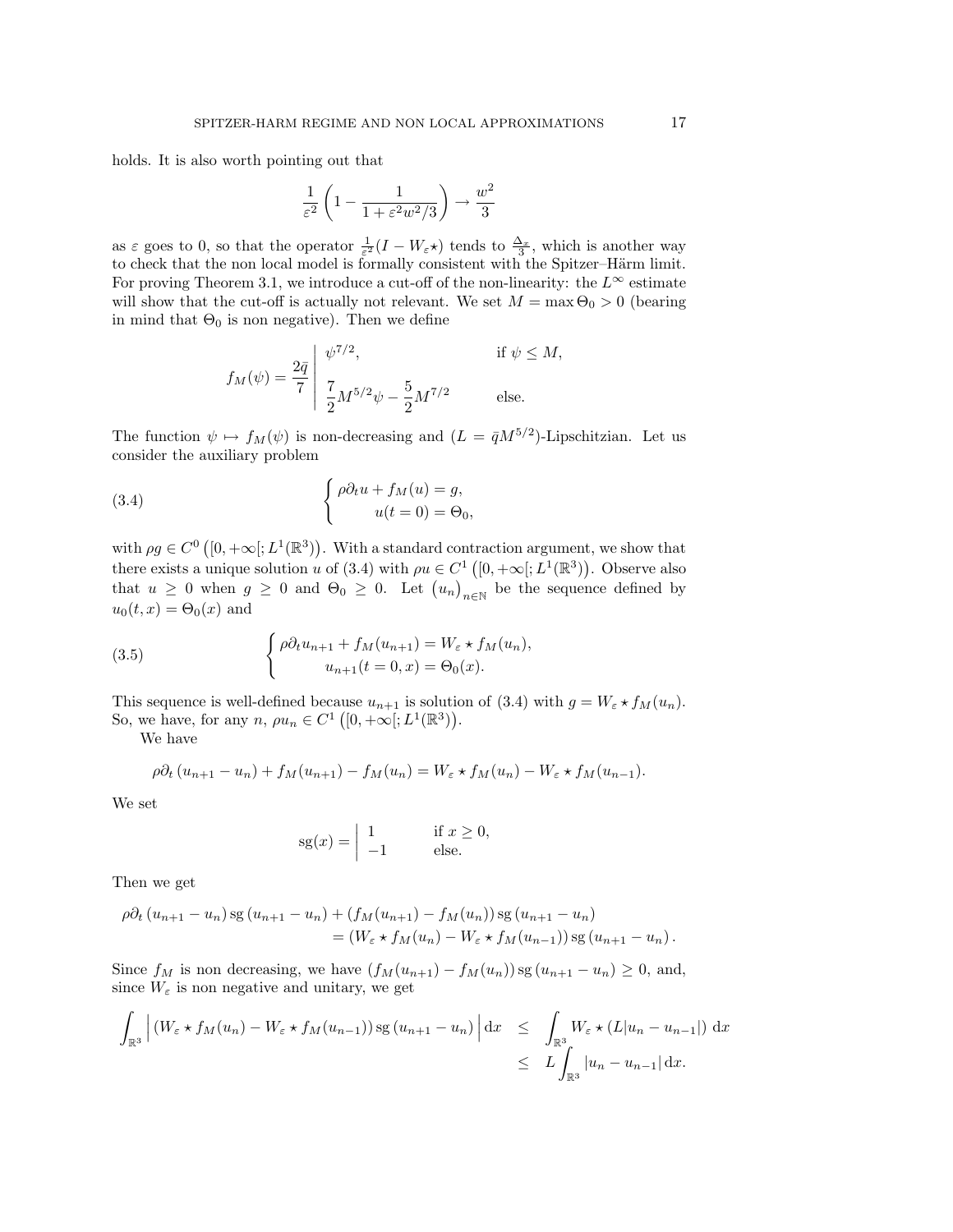holds. It is also worth pointing out that

$$\frac{1}{\varepsilon^2}\left(1-\frac{1}{1+\varepsilon^2 w^2/3}\right) \to \frac{w^2}{3}$$

as $\varepsilon$ goes to 0, so that the operator $\frac{1}{\varepsilon^2}(I - W_\varepsilon\star)$ tends to $\frac{\Delta_x}{3}$, which is another way to check that the non local model is formally consistent with the Spitzer–Härm limit. For proving Theorem 3.1, we introduce a cut-off of the non-linearity: the $L^\infty$ estimate will show that the cut-off is actually not relevant. We set $M = \max \Theta_0 > 0$ (bearing in mind that $\Theta_0$ is non negative). Then we define

$$f_M(\psi) = \frac{2\bar q}{7}\left|\begin{array}{ll} \psi^{7/2}, & \text{if } \psi \le M, \\[2mm] \dfrac{7}{2}M^{5/2}\psi - \dfrac{5}{2}M^{7/2} & \text{else.} \end{array}\right.$$

The function $\psi \mapsto f_M(\psi)$ is non-decreasing and ($L = \bar q M^{5/2}$)-Lipschitzian. Let us consider the auxiliary problem

$$\left\{\begin{array}{l} \rho\partial_t u + f_M(u) = g, \\ \qquad u(t=0) = \Theta_0, \end{array}\right. \tag{3.4}$$

with $\rho g \in C^0\left([0,+\infty[; L^1(\mathbb{R}^3)\right)$. With a standard contraction argument, we show that there exists a unique solution $u$ of (3.4) with $\rho u \in C^1\left([0,+\infty[; L^1(\mathbb{R}^3)\right)$. Observe also that $u \ge 0$ when $g \ge 0$ and $\Theta_0 \ge 0$. Let $\left(u_n\right)_{n\in\mathbb{N}}$ be the sequence defined by $u_0(t,x) = \Theta_0(x)$ and

$$\left\{\begin{array}{l} \rho\partial_t u_{n+1} + f_M(u_{n+1}) = W_\varepsilon \star f_M(u_n), \\ \qquad u_{n+1}(t=0,x) = \Theta_0(x). \end{array}\right. \tag{3.5}$$

This sequence is well-defined because $u_{n+1}$ is solution of (3.4) with $g = W_\varepsilon \star f_M(u_n)$. So, we have, for any $n$, $\rho u_n \in C^1\left([0,+\infty[; L^1(\mathbb{R}^3)\right)$.

We have

$$\rho\partial_t\left(u_{n+1} - u_n\right) + f_M(u_{n+1}) - f_M(u_n) = W_\varepsilon \star f_M(u_n) - W_\varepsilon \star f_M(u_{n-1}).$$

We set

$$\mathrm{sg}(x) = \left|\begin{array}{ll} 1 & \text{if } x \ge 0, \\ -1 & \text{else.} \end{array}\right.$$

Then we get

$$\begin{aligned} \rho\partial_t\left(u_{n+1}-u_n\right)\mathrm{sg}\left(u_{n+1}-u_n\right) &+ \left(f_M(u_{n+1}) - f_M(u_n)\right)\mathrm{sg}\left(u_{n+1}-u_n\right) \\ &= \left(W_\varepsilon \star f_M(u_n) - W_\varepsilon \star f_M(u_{n-1})\right)\mathrm{sg}\left(u_{n+1}-u_n\right). \end{aligned}$$

Since $f_M$ is non decreasing, we have $\left(f_M(u_{n+1}) - f_M(u_n)\right)\mathrm{sg}\left(u_{n+1}-u_n\right) \ge 0$, and, since $W_\varepsilon$ is non negative and unitary, we get

$$\begin{aligned} \int_{\mathbb{R}^3}\Big|\left(W_\varepsilon \star f_M(u_n) - W_\varepsilon \star f_M(u_{n-1})\right)\mathrm{sg}\left(u_{n+1}-u_n\right)\Big|\,\mathrm{d}x &\le \int_{\mathbb{R}^3} W_\varepsilon \star \left(L|u_n - u_{n-1}|\right)\,\mathrm{d}x \\ &\le L\int_{\mathbb{R}^3}|u_n - u_{n-1}|\,\mathrm{d}x. \end{aligned}$$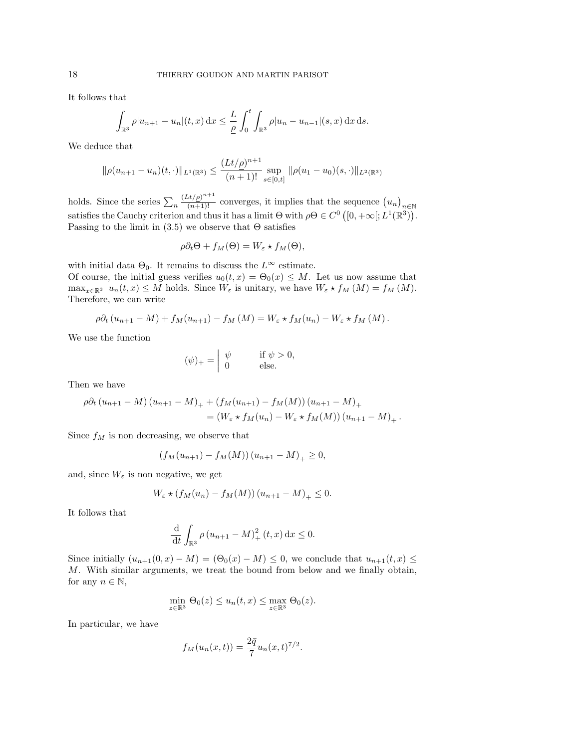It follows that

$$\int_{\mathbb{R}^3} \rho|u_{n+1} - u_n|(t,x)\,\mathrm{d}x \leq \frac{L}{\underline{\rho}} \int_0^t \int_{\mathbb{R}^3} \rho|u_n - u_{n-1}|(s,x)\,\mathrm{d}x\,\mathrm{d}s.$$

We deduce that

$$\|\rho(u_{n+1} - u_n)(t,\cdot)\|_{L^1(\mathbb{R}^3)} \leq \frac{(Lt/\underline{\rho})^{n+1}}{(n+1)!} \sup_{s\in[0,t]} \|\rho(u_1 - u_0)(s,\cdot)\|_{L^2(\mathbb{R}^3)}$$

holds. Since the series $\sum_n \frac{(Lt/\underline{\rho})^{n+1}}{(n+1)!}$ converges, it implies that the sequence $\left(u_n\right)_{n\in\mathbb{N}}$ satisfies the Cauchy criterion and thus it has a limit $\Theta$ with $\rho\Theta \in C^0\left([0,+\infty[; L^1(\mathbb{R}^3)\right)$. Passing to the limit in (3.5) we observe that $\Theta$ satisfies

$$\rho\partial_t\Theta + f_M(\Theta) = W_\varepsilon \star f_M(\Theta),$$

with initial data $\Theta_0$. It remains to discuss the $L^\infty$ estimate.
Of course, the initial guess verifies $u_0(t,x) = \Theta_0(x) \leq M$. Let us now assume that $\max_{x\in\mathbb{R}^3}\ u_n(t,x) \leq M$ holds. Since $W_\varepsilon$ is unitary, we have $W_\varepsilon \star f_M\left(M\right) = f_M\left(M\right)$. Therefore, we can write

$$\rho\partial_t\left(u_{n+1} - M\right) + f_M(u_{n+1}) - f_M\left(M\right) = W_\varepsilon \star f_M(u_n) - W_\varepsilon \star f_M\left(M\right).$$

We use the function

$$(\psi)_+ = \left|\begin{array}{ll} \psi & \text{if } \psi > 0, \\ 0 & \text{else.} \end{array}\right.$$

Then we have

$$\begin{aligned}\rho\partial_t\left(u_{n+1} - M\right)\left(u_{n+1} - M\right)_+ &+ \left(f_M(u_{n+1}) - f_M(M)\right)\left(u_{n+1} - M\right)_+ \\ &= \left(W_\varepsilon \star f_M(u_n) - W_\varepsilon \star f_M(M)\right)\left(u_{n+1} - M\right)_+.\end{aligned}$$

Since $f_M$ is non decreasing, we observe that

$$\left(f_M(u_{n+1}) - f_M(M)\right)\left(u_{n+1} - M\right)_+ \geq 0,$$

and, since $W_\varepsilon$ is non negative, we get

$$W_\varepsilon \star \left(f_M(u_n) - f_M(M)\right)\left(u_{n+1} - M\right)_+ \leq 0.$$

It follows that

$$\frac{\mathrm{d}}{\mathrm{d}t}\int_{\mathbb{R}^3} \rho\left(u_{n+1} - M\right)_+^2(t,x)\,\mathrm{d}x \leq 0.$$

Since initially $\left(u_{n+1}(0,x) - M\right) = \left(\Theta_0(x) - M\right) \leq 0$, we conclude that $u_{n+1}(t,x) \leq M$. With similar arguments, we treat the bound from below and we finally obtain, for any $n \in \mathbb{N}$,

$$\min_{z\in\mathbb{R}^3}\ \Theta_0(z) \leq u_n(t,x) \leq \max_{z\in\mathbb{R}^3}\ \Theta_0(z).$$

In particular, we have

$$f_M(u_n(x,t)) = \frac{2\bar{q}}{7}u_n(x,t)^{7/2}.$$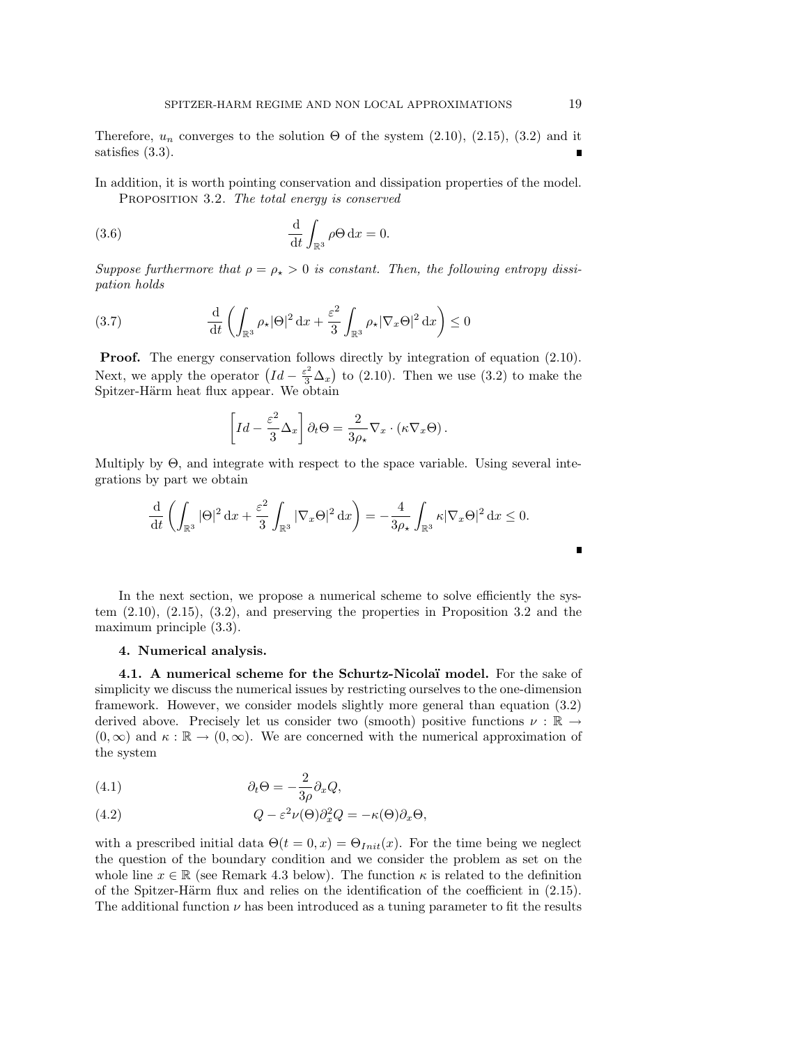Therefore, $u_n$ converges to the solution $\Theta$ of the system (2.10), (2.15), (3.2) and it satisfies (3.3). ∎

In addition, it is worth pointing conservation and dissipation properties of the model.

**Proposition 3.2.** *The total energy is conserved*

$$\frac{\mathrm{d}}{\mathrm{dt}} \int_{\mathbb{R}^3} \rho\Theta \,\mathrm{d}x = 0. \tag{3.6}$$

*Suppose furthermore that $\rho = \rho_\star > 0$ is constant. Then, the following entropy dissipation holds*

$$\frac{\mathrm{d}}{\mathrm{dt}} \left( \int_{\mathbb{R}^3} \rho_\star |\Theta|^2 \,\mathrm{d}x + \frac{\varepsilon^2}{3} \int_{\mathbb{R}^3} \rho_\star |\nabla_x \Theta|^2 \,\mathrm{d}x \right) \leq 0 \tag{3.7}$$

**Proof.** The energy conservation follows directly by integration of equation (2.10). Next, we apply the operator $\left(Id - \frac{\varepsilon^2}{3}\Delta_x\right)$ to (2.10). Then we use (3.2) to make the Spitzer-Härm heat flux appear. We obtain

$$\left[ Id - \frac{\varepsilon^2}{3}\Delta_x \right] \partial_t \Theta = \frac{2}{3\rho_\star} \nabla_x \cdot (\kappa \nabla_x \Theta).$$

Multiply by $\Theta$, and integrate with respect to the space variable. Using several integrations by part we obtain

$$\frac{\mathrm{d}}{\mathrm{dt}} \left( \int_{\mathbb{R}^3} |\Theta|^2 \,\mathrm{d}x + \frac{\varepsilon^2}{3} \int_{\mathbb{R}^3} |\nabla_x \Theta|^2 \,\mathrm{d}x \right) = -\frac{4}{3\rho_\star} \int_{\mathbb{R}^3} \kappa |\nabla_x \Theta|^2 \,\mathrm{d}x \leq 0.$$

∎

In the next section, we propose a numerical scheme to solve efficiently the system (2.10), (2.15), (3.2), and preserving the properties in Proposition 3.2 and the maximum principle (3.3).

## 4. Numerical analysis.

### 4.1. A numerical scheme for the Schurtz-Nicolaï model.

For the sake of simplicity we discuss the numerical issues by restricting ourselves to the one-dimension framework. However, we consider models slightly more general than equation (3.2) derived above. Precisely let us consider two (smooth) positive functions $\nu : \mathbb{R} \to (0, \infty)$ and $\kappa : \mathbb{R} \to (0, \infty)$. We are concerned with the numerical approximation of the system

$$\partial_t \Theta = -\frac{2}{3\rho} \partial_x Q, \tag{4.1}$$

$$Q - \varepsilon^2 \nu(\Theta) \partial_x^2 Q = -\kappa(\Theta) \partial_x \Theta, \tag{4.2}$$

with a prescribed initial data $\Theta(t = 0, x) = \Theta_{Init}(x)$. For the time being we neglect the question of the boundary condition and we consider the problem as set on the whole line $x \in \mathbb{R}$ (see Remark 4.3 below). The function $\kappa$ is related to the definition of the Spitzer-Härm flux and relies on the identification of the coefficient in (2.15). The additional function $\nu$ has been introduced as a tuning parameter to fit the results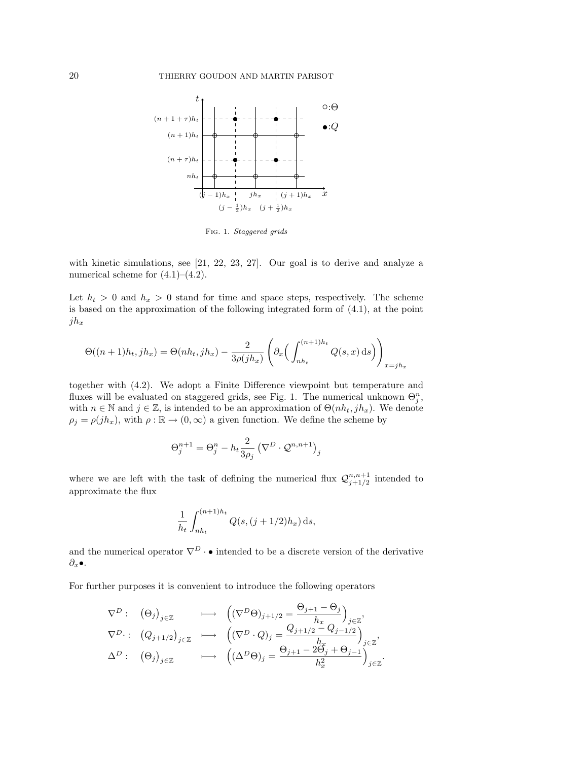FIG. 1. *Staggered grids*

with kinetic simulations, see [21, 22, 23, 27]. Our goal is to derive and analyze a numerical scheme for (4.1)–(4.2).

Let $h_t > 0$ and $h_x > 0$ stand for time and space steps, respectively. The scheme is based on the approximation of the following integrated form of (4.1), at the point $jh_x$

$$\Theta((n+1)h_t, jh_x) = \Theta(nh_t, jh_x) - \frac{2}{3\rho(jh_x)} \left( \partial_x \Big( \int_{nh_t}^{(n+1)h_t} Q(s,x)\,\mathrm{d}s \Big) \right)_{x=jh_x}$$

together with (4.2). We adopt a Finite Difference viewpoint but temperature and fluxes will be evaluated on staggered grids, see Fig. 1. The numerical unknown $\Theta_j^n$, with $n \in \mathbb{N}$ and $j \in \mathbb{Z}$, is intended to be an approximation of $\Theta(nh_t, jh_x)$. We denote $\rho_j = \rho(jh_x)$, with $\rho : \mathbb{R} \to (0, \infty)$ a given function. We define the scheme by

$$\Theta_j^{n+1} = \Theta_j^n - h_t \frac{2}{3\rho_j} \left( \nabla^D \cdot \mathcal{Q}^{n,n+1} \right)_j$$

where we are left with the task of defining the numerical flux $\mathcal{Q}_{j+1/2}^{n,n+1}$ intended to approximate the flux

$$\frac{1}{h_t} \int_{nh_t}^{(n+1)h_t} Q(s, (j+1/2)h_x)\,\mathrm{d}s,$$

and the numerical operator $\nabla^D \cdot \bullet$ intended to be a discrete version of the derivative $\partial_x \bullet$.

For further purposes it is convenient to introduce the following operators

$$\begin{array}{llll}
\nabla^D : & \big(\Theta_j\big)_{j\in\mathbb{Z}} & \longmapsto & \Big( (\nabla^D \Theta)_{j+1/2} = \dfrac{\Theta_{j+1} - \Theta_j}{h_x} \Big)_{j\in\mathbb{Z}}, \\
\nabla^D \cdot : & \big(Q_{j+1/2}\big)_{j\in\mathbb{Z}} & \longmapsto & \Big( (\nabla^D \cdot Q)_j = \dfrac{Q_{j+1/2} - Q_{j-1/2}}{h_x} \Big)_{j\in\mathbb{Z}}, \\
\Delta^D : & \big(\Theta_j\big)_{j\in\mathbb{Z}} & \longmapsto & \Big( (\Delta^D \Theta)_j = \dfrac{\Theta_{j+1} - 2\Theta_j + \Theta_{j-1}}{h_x^2} \Big)_{j\in\mathbb{Z}}.
\end{array}$$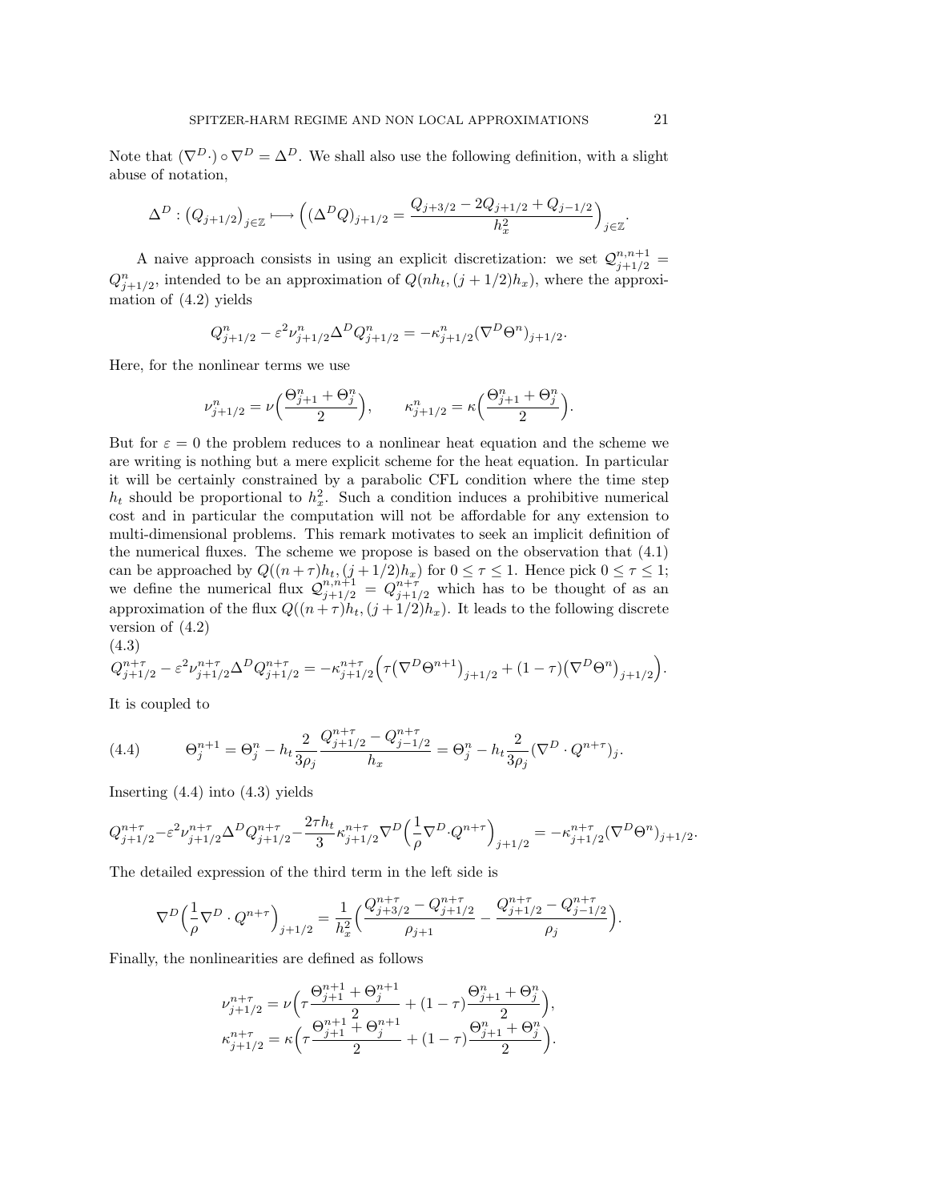Note that $(\nabla^D \cdot) \circ \nabla^D = \Delta^D$. We shall also use the following definition, with a slight abuse of notation,

$$\Delta^D : \big(Q_{j+1/2}\big)_{j\in\mathbb{Z}} \longmapsto \Big((\Delta^D Q)_{j+1/2} = \frac{Q_{j+3/2} - 2Q_{j+1/2} + Q_{j-1/2}}{h_x^2}\Big)_{j\in\mathbb{Z}}.$$

A naive approach consists in using an explicit discretization: we set $\mathcal{Q}^{n,n+1}_{j+1/2} = Q^n_{j+1/2}$, intended to be an approximation of $Q(nh_t, (j+1/2)h_x)$, where the approximation of (4.2) yields

$$Q^n_{j+1/2} - \varepsilon^2 \nu^n_{j+1/2} \Delta^D Q^n_{j+1/2} = -\kappa^n_{j+1/2} (\nabla^D \Theta^n)_{j+1/2}.$$

Here, for the nonlinear terms we use

$$\nu^n_{j+1/2} = \nu\Big(\frac{\Theta^n_{j+1} + \Theta^n_j}{2}\Big), \qquad \kappa^n_{j+1/2} = \kappa\Big(\frac{\Theta^n_{j+1} + \Theta^n_j}{2}\Big).$$

But for $\varepsilon = 0$ the problem reduces to a nonlinear heat equation and the scheme we are writing is nothing but a mere explicit scheme for the heat equation. In particular it will be certainly constrained by a parabolic CFL condition where the time step $h_t$ should be proportional to $h_x^2$. Such a condition induces a prohibitive numerical cost and in particular the computation will not be affordable for any extension to multi-dimensional problems. This remark motivates to seek an implicit definition of the numerical fluxes. The scheme we propose is based on the observation that (4.1) can be approached by $Q((n+\tau)h_t, (j+1/2)h_x)$ for $0 \le \tau \le 1$. Hence pick $0 \le \tau \le 1$; we define the numerical flux $\mathcal{Q}^{n,n+1}_{j+1/2} = Q^{n+\tau}_{j+1/2}$ which has to be thought of as an approximation of the flux $Q((n+\tau)h_t, (j+1/2)h_x)$. It leads to the following discrete version of (4.2)

$$Q^{n+\tau}_{j+1/2} - \varepsilon^2 \nu^{n+\tau}_{j+1/2} \Delta^D Q^{n+\tau}_{j+1/2} = -\kappa^{n+\tau}_{j+1/2} \Big(\tau \big(\nabla^D \Theta^{n+1}\big)_{j+1/2} + (1-\tau)\big(\nabla^D \Theta^n\big)_{j+1/2}\Big). \tag{4.3}$$

It is coupled to

$$\Theta^{n+1}_j = \Theta^n_j - h_t \frac{2}{3\rho_j} \frac{Q^{n+\tau}_{j+1/2} - Q^{n+\tau}_{j-1/2}}{h_x} = \Theta^n_j - h_t \frac{2}{3\rho_j} (\nabla^D \cdot Q^{n+\tau})_j. \tag{4.4}$$

Inserting (4.4) into (4.3) yields

$$Q^{n+\tau}_{j+1/2} - \varepsilon^2 \nu^{n+\tau}_{j+1/2} \Delta^D Q^{n+\tau}_{j+1/2} - \frac{2\tau h_t}{3} \kappa^{n+\tau}_{j+1/2} \nabla^D \Big(\frac{1}{\rho} \nabla^D \cdot Q^{n+\tau}\Big)_{j+1/2} = -\kappa^{n+\tau}_{j+1/2} (\nabla^D \Theta^n)_{j+1/2}.$$

The detailed expression of the third term in the left side is

$$\nabla^D \Big(\frac{1}{\rho} \nabla^D \cdot Q^{n+\tau}\Big)_{j+1/2} = \frac{1}{h_x^2} \Big(\frac{Q^{n+\tau}_{j+3/2} - Q^{n+\tau}_{j+1/2}}{\rho_{j+1}} - \frac{Q^{n+\tau}_{j+1/2} - Q^{n+\tau}_{j-1/2}}{\rho_j}\Big).$$

Finally, the nonlinearities are defined as follows

$$\nu^{n+\tau}_{j+1/2} = \nu\Big(\tau \frac{\Theta^{n+1}_{j+1} + \Theta^{n+1}_j}{2} + (1-\tau) \frac{\Theta^n_{j+1} + \Theta^n_j}{2}\Big),$$
$$\kappa^{n+\tau}_{j+1/2} = \kappa\Big(\tau \frac{\Theta^{n+1}_{j+1} + \Theta^{n+1}_j}{2} + (1-\tau) \frac{\Theta^n_{j+1} + \Theta^n_j}{2}\Big).$$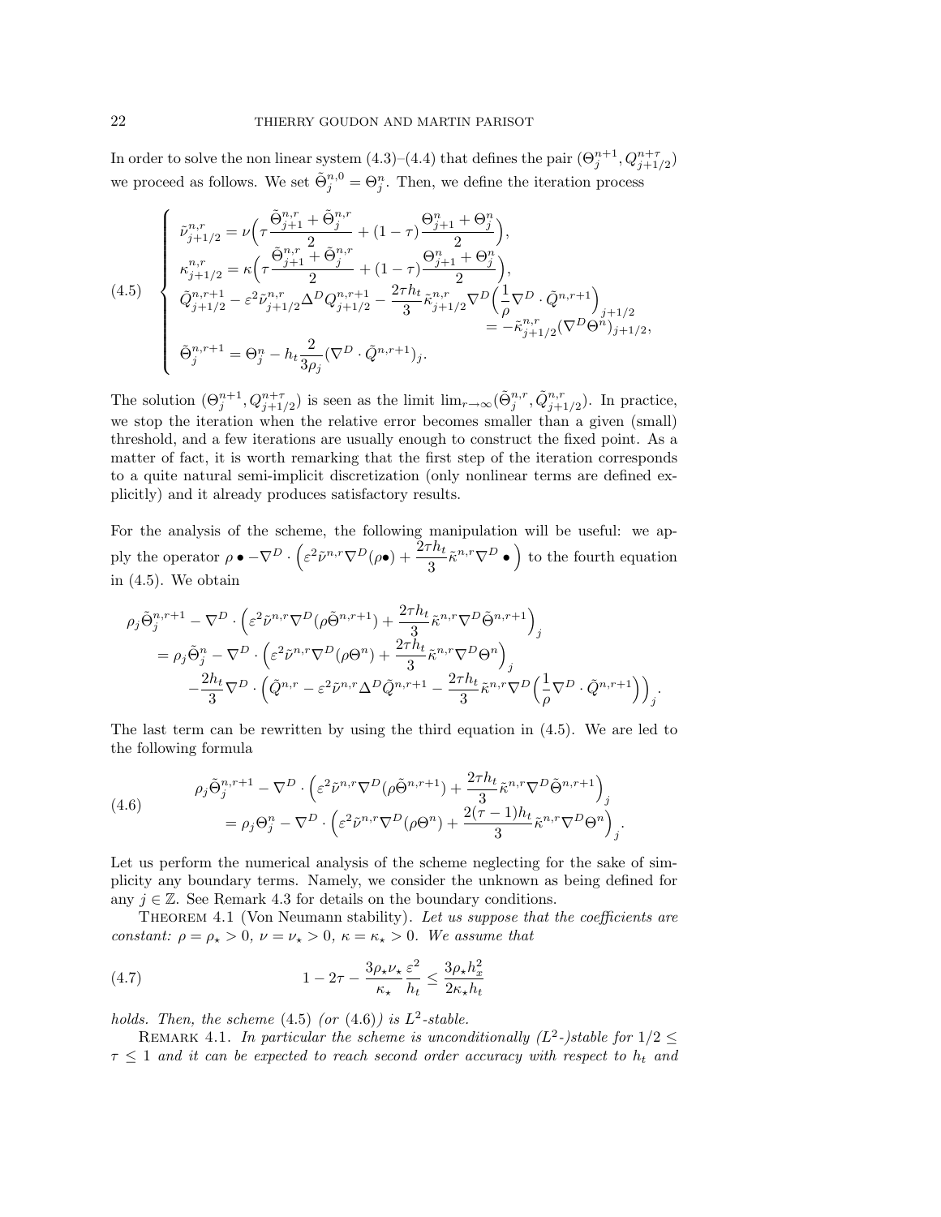In order to solve the non linear system (4.3)–(4.4) that defines the pair $(\Theta_j^{n+1}, Q_{j+1/2}^{n+\tau})$ we proceed as follows. We set $\tilde{\Theta}_j^{n,0} = \Theta_j^n$. Then, we define the iteration process

$$
(4.5)\quad \left\{
\begin{aligned}
&\tilde{\nu}_{j+1/2}^{n,r} = \nu\Big(\tau\frac{\tilde{\Theta}_{j+1}^{n,r}+\tilde{\Theta}_j^{n,r}}{2} + (1-\tau)\frac{\Theta_{j+1}^n+\Theta_j^n}{2}\Big),\\
&\kappa_{j+1/2}^{n,r} = \kappa\Big(\tau\frac{\tilde{\Theta}_{j+1}^{n,r}+\tilde{\Theta}_j^{n,r}}{2} + (1-\tau)\frac{\Theta_{j+1}^n+\Theta_j^n}{2}\Big),\\
&\tilde{Q}_{j+1/2}^{n,r+1} - \varepsilon^2\tilde{\nu}_{j+1/2}^{n,r}\Delta^D Q_{j+1/2}^{n,r+1} - \frac{2\tau h_t}{3}\tilde{\kappa}_{j+1/2}^{n,r}\nabla^D\Big(\frac{1}{\rho}\nabla^D\cdot\tilde{Q}^{n,r+1}\Big)_{j+1/2}\\
&\qquad\qquad = -\tilde{\kappa}_{j+1/2}^{n,r}(\nabla^D\Theta^n)_{j+1/2},\\
&\tilde{\Theta}_j^{n,r+1} = \Theta_j^n - h_t\frac{2}{3\rho_j}(\nabla^D\cdot\tilde{Q}^{n,r+1})_j.
\end{aligned}
\right.
$$

The solution $(\Theta_j^{n+1}, Q_{j+1/2}^{n+\tau})$ is seen as the limit $\lim_{r\to\infty}(\tilde{\Theta}_j^{n,r}, \tilde{Q}_{j+1/2}^{n,r})$. In practice, we stop the iteration when the relative error becomes smaller than a given (small) threshold, and a few iterations are usually enough to construct the fixed point. As a matter of fact, it is worth remarking that the first step of the iteration corresponds to a quite natural semi-implicit discretization (only nonlinear terms are defined explicitly) and it already produces satisfactory results.

For the analysis of the scheme, the following manipulation will be useful: we apply the operator $\rho\,\bullet - \nabla^D\cdot\Big(\varepsilon^2\tilde{\nu}^{n,r}\nabla^D(\rho\bullet) + \dfrac{2\tau h_t}{3}\tilde{\kappa}^{n,r}\nabla^D\bullet\Big)$ to the fourth equation in (4.5). We obtain

$$
\begin{aligned}
&\rho_j\tilde{\Theta}_j^{n,r+1} - \nabla^D\cdot\Big(\varepsilon^2\tilde{\nu}^{n,r}\nabla^D(\rho\tilde{\Theta}^{n,r+1}) + \frac{2\tau h_t}{3}\tilde{\kappa}^{n,r}\nabla^D\tilde{\Theta}^{n,r+1}\Big)_j\\
&\quad = \rho_j\tilde{\Theta}_j^n - \nabla^D\cdot\Big(\varepsilon^2\tilde{\nu}^{n,r}\nabla^D(\rho\tilde{\Theta}^n) + \frac{2\tau h_t}{3}\tilde{\kappa}^{n,r}\nabla^D\Theta^n\Big)_j\\
&\quad\quad -\frac{2h_t}{3}\nabla^D\cdot\Big(\tilde{Q}^{n,r} - \varepsilon^2\tilde{\nu}^{n,r}\Delta^D\tilde{Q}^{n,r+1} - \frac{2\tau h_t}{3}\tilde{\kappa}^{n,r}\nabla^D\Big(\frac{1}{\rho}\nabla^D\cdot\tilde{Q}^{n,r+1}\Big)\Big)_j.
\end{aligned}
$$

The last term can be rewritten by using the third equation in (4.5). We are led to the following formula

$$
(4.6)\qquad
\begin{aligned}
&\rho_j\tilde{\Theta}_j^{n,r+1} - \nabla^D\cdot\Big(\varepsilon^2\tilde{\nu}^{n,r}\nabla^D(\rho\tilde{\Theta}^{n,r+1}) + \frac{2\tau h_t}{3}\tilde{\kappa}^{n,r}\nabla^D\tilde{\Theta}^{n,r+1}\Big)_j\\
&\quad = \rho_j\Theta_j^n - \nabla^D\cdot\Big(\varepsilon^2\tilde{\nu}^{n,r}\nabla^D(\rho\Theta^n) + \frac{2(\tau-1)h_t}{3}\tilde{\kappa}^{n,r}\nabla^D\Theta^n\Big)_j.
\end{aligned}
$$

Let us perform the numerical analysis of the scheme neglecting for the sake of simplicity any boundary terms. Namely, we consider the unknown as being defined for any $j\in\mathbb{Z}$. See Remark 4.3 for details on the boundary conditions.

Theorem 4.1 (Von Neumann stability). *Let us suppose that the coefficients are constant: $\rho=\rho_\star>0$, $\nu=\nu_\star>0$, $\kappa=\kappa_\star>0$. We assume that*

$$
(4.7)\qquad 1-2\tau-\frac{3\rho_\star\nu_\star}{\kappa_\star}\frac{\varepsilon^2}{h_t} \le \frac{3\rho_\star h_x^2}{2\kappa_\star h_t}
$$

*holds. Then, the scheme* (4.5) *(or* (4.6)*) is $L^2$-stable.*

Remark 4.1. *In particular the scheme is unconditionally ($L^2$-)stable for $1/2\le\tau\le 1$ and it can be expected to reach second order accuracy with respect to $h_t$ and*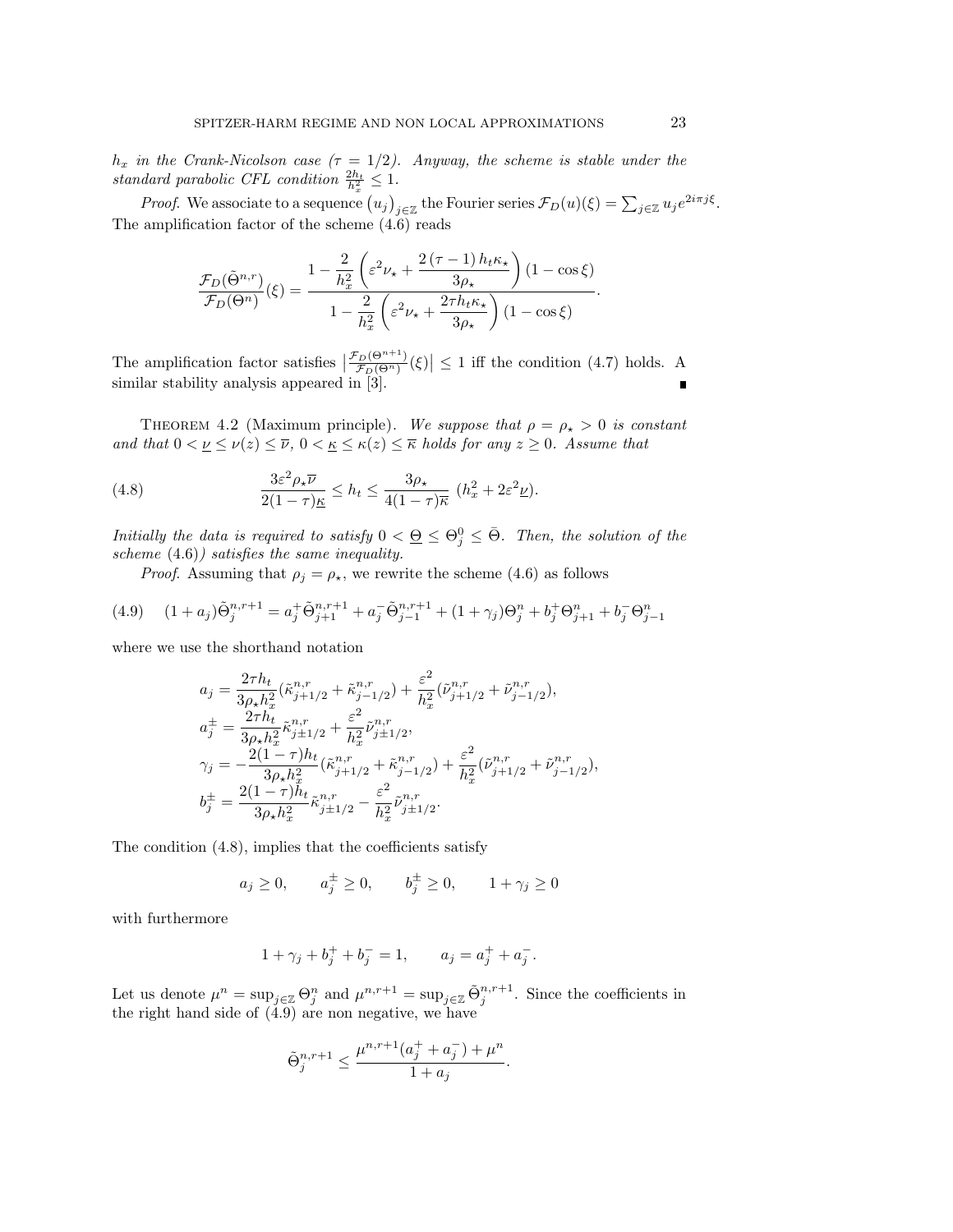*$h_x$ in the Crank-Nicolson case ($\tau = 1/2$). Anyway, the scheme is stable under the standard parabolic CFL condition $\frac{2h_t}{h_x^2} \le 1$.*

*Proof.* We associate to a sequence $\left(u_j\right)_{j\in\mathbb{Z}}$ the Fourier series $\mathcal{F}_D(u)(\xi) = \sum_{j\in\mathbb{Z}} u_j e^{2i\pi j\xi}$. The amplification factor of the scheme (4.6) reads

$$\frac{\mathcal{F}_D(\tilde{\Theta}^{n,r})}{\mathcal{F}_D(\Theta^n)}(\xi) = \frac{1 - \dfrac{2}{h_x^2}\left(\varepsilon^2\nu_\star + \dfrac{2\left(\tau-1\right)h_t\kappa_\star}{3\rho_\star}\right)(1-\cos\xi)}{1 - \dfrac{2}{h_x^2}\left(\varepsilon^2\nu_\star + \dfrac{2\tau h_t\kappa_\star}{3\rho_\star}\right)(1-\cos\xi)}.$$

The amplification factor satisfies $\left|\frac{\mathcal{F}_D(\Theta^{n+1})}{\mathcal{F}_D(\Theta^n)}(\xi)\right| \le 1$ iff the condition (4.7) holds. A similar stability analysis appeared in [3]. ∎

THEOREM 4.2 (Maximum principle). *We suppose that $\rho = \rho_\star > 0$ is constant and that $0 < \underline{\nu} \le \nu(z) \le \overline{\nu}$, $0 < \underline{\kappa} \le \kappa(z) \le \overline{\kappa}$ holds for any $z \ge 0$. Assume that*

$$\frac{3\varepsilon^2\rho_\star\overline{\nu}}{2(1-\tau)\underline{\kappa}} \le h_t \le \frac{3\rho_\star}{4(1-\tau)\overline{\kappa}}\ (h_x^2 + 2\varepsilon^2\underline{\nu}). \tag{4.8}$$

*Initially the data is required to satisfy $0 < \underline{\Theta} \le \Theta_j^0 \le \bar{\Theta}$. Then, the solution of the scheme* (4.6)*) satisfies the same inequality.*

*Proof.* Assuming that $\rho_j = \rho_\star$, we rewrite the scheme (4.6) as follows

$$(1+a_j)\tilde{\Theta}_j^{n,r+1} = a_j^+\tilde{\Theta}_{j+1}^{n,r+1} + a_j^-\tilde{\Theta}_{j-1}^{n,r+1} + (1+\gamma_j)\Theta_j^n + b_j^+\Theta_{j+1}^n + b_j^-\Theta_{j-1}^n \tag{4.9}$$

where we use the shorthand notation

$$\begin{aligned}
a_j &= \frac{2\tau h_t}{3\rho_\star h_x^2}(\tilde{\kappa}_{j+1/2}^{n,r} + \tilde{\kappa}_{j-1/2}^{n,r}) + \frac{\varepsilon^2}{h_x^2}(\tilde{\nu}_{j+1/2}^{n,r} + \tilde{\nu}_{j-1/2}^{n,r}),\\
a_j^\pm &= \frac{2\tau h_t}{3\rho_\star h_x^2}\tilde{\kappa}_{j\pm1/2}^{n,r} + \frac{\varepsilon^2}{h_x^2}\tilde{\nu}_{j\pm1/2}^{n,r},\\
\gamma_j &= -\frac{2(1-\tau)h_t}{3\rho_\star h_x^2}(\tilde{\kappa}_{j+1/2}^{n,r} + \tilde{\kappa}_{j-1/2}^{n,r}) + \frac{\varepsilon^2}{h_x^2}(\tilde{\nu}_{j+1/2}^{n,r} + \tilde{\nu}_{j-1/2}^{n,r}),\\
b_j^\pm &= \frac{2(1-\tau)h_t}{3\rho_\star h_x^2}\tilde{\kappa}_{j\pm1/2}^{n,r} - \frac{\varepsilon^2}{h_x^2}\tilde{\nu}_{j\pm1/2}^{n,r}.
\end{aligned}$$

The condition (4.8), implies that the coefficients satisfy

$$a_j \ge 0, \qquad a_j^\pm \ge 0, \qquad b_j^\pm \ge 0, \qquad 1+\gamma_j \ge 0$$

with furthermore

$$1 + \gamma_j + b_j^+ + b_j^- = 1, \qquad a_j = a_j^+ + a_j^-.$$

Let us denote $\mu^n = \sup_{j\in\mathbb{Z}}\Theta_j^n$ and $\mu^{n,r+1} = \sup_{j\in\mathbb{Z}}\tilde{\Theta}_j^{n,r+1}$. Since the coefficients in the right hand side of (4.9) are non negative, we have

$$\tilde{\Theta}_j^{n,r+1} \le \frac{\mu^{n,r+1}(a_j^+ + a_j^-) + \mu^n}{1+a_j}.$$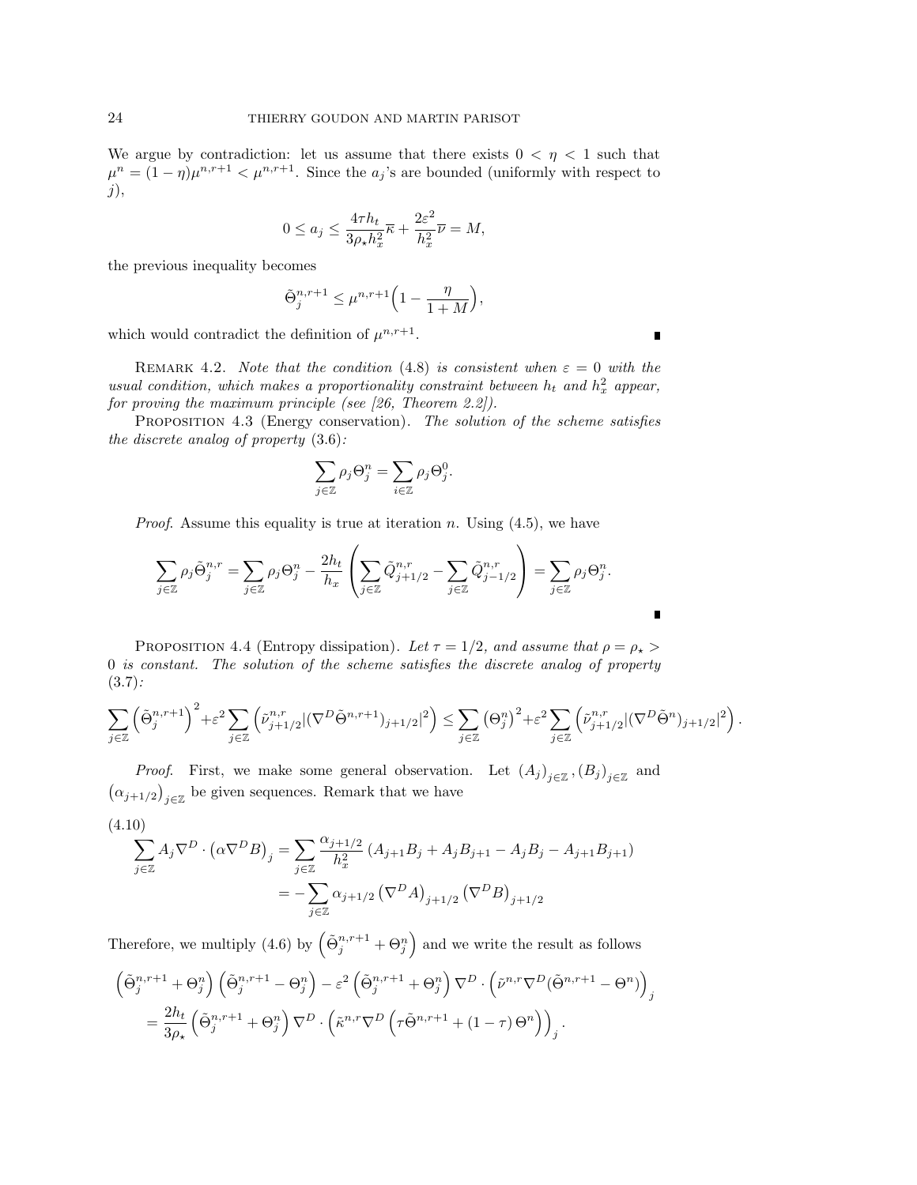We argue by contradiction: let us assume that there exists $0 < \eta < 1$ such that $\mu^n = (1-\eta)\mu^{n,r+1} < \mu^{n,r+1}$. Since the $a_j$'s are bounded (uniformly with respect to $j$),

$$0 \le a_j \le \frac{4\tau h_t}{3\rho_\star h_x^2}\overline{\kappa} + \frac{2\varepsilon^2}{h_x^2}\overline{\nu} = M,$$

the previous inequality becomes

$$\tilde{\Theta}_j^{n,r+1} \le \mu^{n,r+1}\Big(1 - \frac{\eta}{1+M}\Big),$$

which would contradict the definition of $\mu^{n,r+1}$. ∎

Remark 4.2. *Note that the condition* (4.8) *is consistent when $\varepsilon = 0$ with the usual condition, which makes a proportionality constraint between $h_t$ and $h_x^2$ appear, for proving the maximum principle (see [26, Theorem 2.2]).*

Proposition 4.3 (Energy conservation). *The solution of the scheme satisfies the discrete analog of property* (3.6)*:*

$$\sum_{j\in\mathbb{Z}} \rho_j \Theta_j^n = \sum_{i\in\mathbb{Z}} \rho_j \Theta_j^0.$$

*Proof.* Assume this equality is true at iteration $n$. Using (4.5), we have

$$\sum_{j\in\mathbb{Z}} \rho_j \tilde{\Theta}_j^{n,r} = \sum_{j\in\mathbb{Z}} \rho_j \Theta_j^n - \frac{2h_t}{h_x}\left(\sum_{j\in\mathbb{Z}} \tilde{Q}_{j+1/2}^{n,r} - \sum_{j\in\mathbb{Z}} \tilde{Q}_{j-1/2}^{n,r}\right) = \sum_{j\in\mathbb{Z}} \rho_j \Theta_j^n.$$

∎

Proposition 4.4 (Entropy dissipation). *Let $\tau = 1/2$, and assume that $\rho = \rho_\star > 0$ is constant. The solution of the scheme satisfies the discrete analog of property* (3.7)*:*

$$\sum_{j\in\mathbb{Z}} \left(\tilde{\Theta}_j^{n,r+1}\right)^2 + \varepsilon^2 \sum_{j\in\mathbb{Z}} \left(\tilde{\nu}_{j+1/2}^{n,r} |(\nabla^D \tilde{\Theta}^{n,r+1})_{j+1/2}|^2\right) \le \sum_{j\in\mathbb{Z}} \left(\Theta_j^n\right)^2 + \varepsilon^2 \sum_{j\in\mathbb{Z}} \left(\tilde{\nu}_{j+1/2}^{n,r} |(\nabla^D \tilde{\Theta}^n)_{j+1/2}|^2\right).$$

*Proof.* First, we make some general observation. Let $(A_j)_{j\in\mathbb{Z}}, (B_j)_{j\in\mathbb{Z}}$ and $(\alpha_{j+1/2})_{j\in\mathbb{Z}}$ be given sequences. Remark that we have

$$\begin{aligned}
\sum_{j\in\mathbb{Z}} A_j \nabla^D \cdot \left(\alpha \nabla^D B\right)_j &= \sum_{j\in\mathbb{Z}} \frac{\alpha_{j+1/2}}{h_x^2}\left(A_{j+1}B_j + A_jB_{j+1} - A_jB_j - A_{j+1}B_{j+1}\right) \\
&= -\sum_{j\in\mathbb{Z}} \alpha_{j+1/2}\left(\nabla^D A\right)_{j+1/2}\left(\nabla^D B\right)_{j+1/2}
\end{aligned} \tag{4.10}$$

Therefore, we multiply (4.6) by $\left(\tilde{\Theta}_j^{n,r+1} + \Theta_j^n\right)$ and we write the result as follows

$$\begin{aligned}
&\left(\tilde{\Theta}_j^{n,r+1} + \Theta_j^n\right)\left(\tilde{\Theta}_j^{n,r+1} - \Theta_j^n\right) - \varepsilon^2\left(\tilde{\Theta}_j^{n,r+1} + \Theta_j^n\right)\nabla^D \cdot \left(\tilde{\nu}^{n,r}\nabla^D(\tilde{\Theta}^{n,r+1} - \Theta^n)\right)_j \\
&\quad = \frac{2h_t}{3\rho_\star}\left(\tilde{\Theta}_j^{n,r+1} + \Theta_j^n\right)\nabla^D \cdot \left(\tilde{\kappa}^{n,r}\nabla^D\left(\tau\tilde{\Theta}^{n,r+1} + (1-\tau)\Theta^n\right)\right)_j.
\end{aligned}$$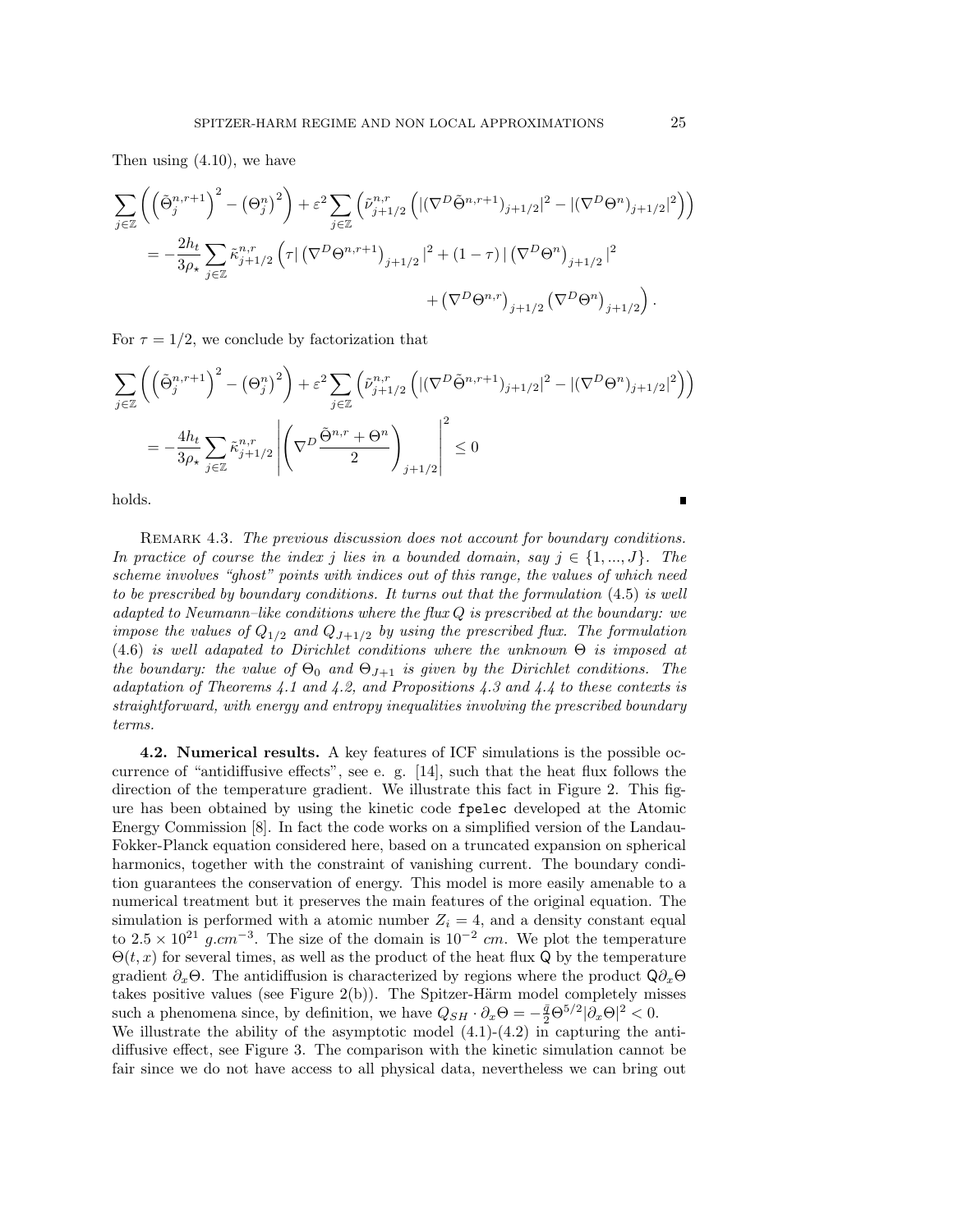Then using (4.10), we have

$$
\begin{aligned}
&\sum_{j\in\mathbb{Z}} \left( \left(\tilde{\Theta}_j^{n,r+1}\right)^2 - \left(\Theta_j^n\right)^2 \right) + \varepsilon^2 \sum_{j\in\mathbb{Z}} \left( \tilde{\nu}_{j+1/2}^{n,r} \left( |(\nabla^D \tilde{\Theta}^{n,r+1})_{j+1/2}|^2 - |(\nabla^D \Theta^n)_{j+1/2}|^2 \right) \right) \\
&\quad = -\frac{2h_t}{3\rho_\star} \sum_{j\in\mathbb{Z}} \tilde{\kappa}_{j+1/2}^{n,r} \Big( \tau |\left(\nabla^D \Theta^{n,r+1}\right)_{j+1/2}|^2 + (1-\tau) |\left(\nabla^D \Theta^n\right)_{j+1/2}|^2 \\
&\qquad\qquad + \left(\nabla^D \Theta^{n,r}\right)_{j+1/2} \left(\nabla^D \Theta^n\right)_{j+1/2} \Big).
\end{aligned}
$$

For $\tau = 1/2$, we conclude by factorization that

$$
\begin{aligned}
&\sum_{j\in\mathbb{Z}} \left( \left(\tilde{\Theta}_j^{n,r+1}\right)^2 - \left(\Theta_j^n\right)^2 \right) + \varepsilon^2 \sum_{j\in\mathbb{Z}} \left( \tilde{\nu}_{j+1/2}^{n,r} \left( |(\nabla^D \tilde{\Theta}^{n,r+1})_{j+1/2}|^2 - |(\nabla^D \Theta^n)_{j+1/2}|^2 \right) \right) \\
&\quad = -\frac{4h_t}{3\rho_\star} \sum_{j\in\mathbb{Z}} \tilde{\kappa}_{j+1/2}^{n,r} \left| \left( \nabla^D \frac{\tilde{\Theta}^{n,r} + \Theta^n}{2} \right)_{j+1/2} \right|^2 \leq 0
\end{aligned}
$$

holds. ∎

Remark 4.3. *The previous discussion does not account for boundary conditions. In practice of course the index j lies in a bounded domain, say $j \in \{1, ..., J\}$. The scheme involves "ghost" points with indices out of this range, the values of which need to be prescribed by boundary conditions. It turns out that the formulation* (4.5) *is well adapted to Neumann–like conditions where the flux Q is prescribed at the boundary: we impose the values of $Q_{1/2}$ and $Q_{J+1/2}$ by using the prescribed flux. The formulation* (4.6) *is well adapated to Dirichlet conditions where the unknown $\Theta$ is imposed at the boundary: the value of $\Theta_0$ and $\Theta_{J+1}$ is given by the Dirichlet conditions. The adaptation of Theorems 4.1 and 4.2, and Propositions 4.3 and 4.4 to these contexts is straightforward, with energy and entropy inequalities involving the prescribed boundary terms.*

**4.2. Numerical results.** A key features of ICF simulations is the possible occurrence of "antidiffusive effects", see e. g. [14], such that the heat flux follows the direction of the temperature gradient. We illustrate this fact in Figure 2. This figure has been obtained by using the kinetic code `fpelec` developed at the Atomic Energy Commission [8]. In fact the code works on a simplified version of the Landau-Fokker-Planck equation considered here, based on a truncated expansion on spherical harmonics, together with the constraint of vanishing current. The boundary condition guarantees the conservation of energy. This model is more easily amenable to a numerical treatment but it preserves the main features of the original equation. The simulation is performed with a atomic number $Z_i = 4$, and a density constant equal to $2.5 \times 10^{21}$ $g.cm^{-3}$. The size of the domain is $10^{-2}$ $cm$. We plot the temperature $\Theta(t, x)$ for several times, as well as the product of the heat flux $\mathsf{Q}$ by the temperature gradient $\partial_x \Theta$. The antidiffusion is characterized by regions where the product $\mathsf{Q}\partial_x\Theta$ takes positive values (see Figure 2(b)). The Spitzer-Härm model completely misses such a phenomena since, by definition, we have $Q_{SH} \cdot \partial_x \Theta = -\frac{\bar{q}}{2} \Theta^{5/2} |\partial_x \Theta|^2 < 0$.
We illustrate the ability of the asymptotic model (4.1)-(4.2) in capturing the antidiffusive effect, see Figure 3. The comparison with the kinetic simulation cannot be fair since we do not have access to all physical data, nevertheless we can bring out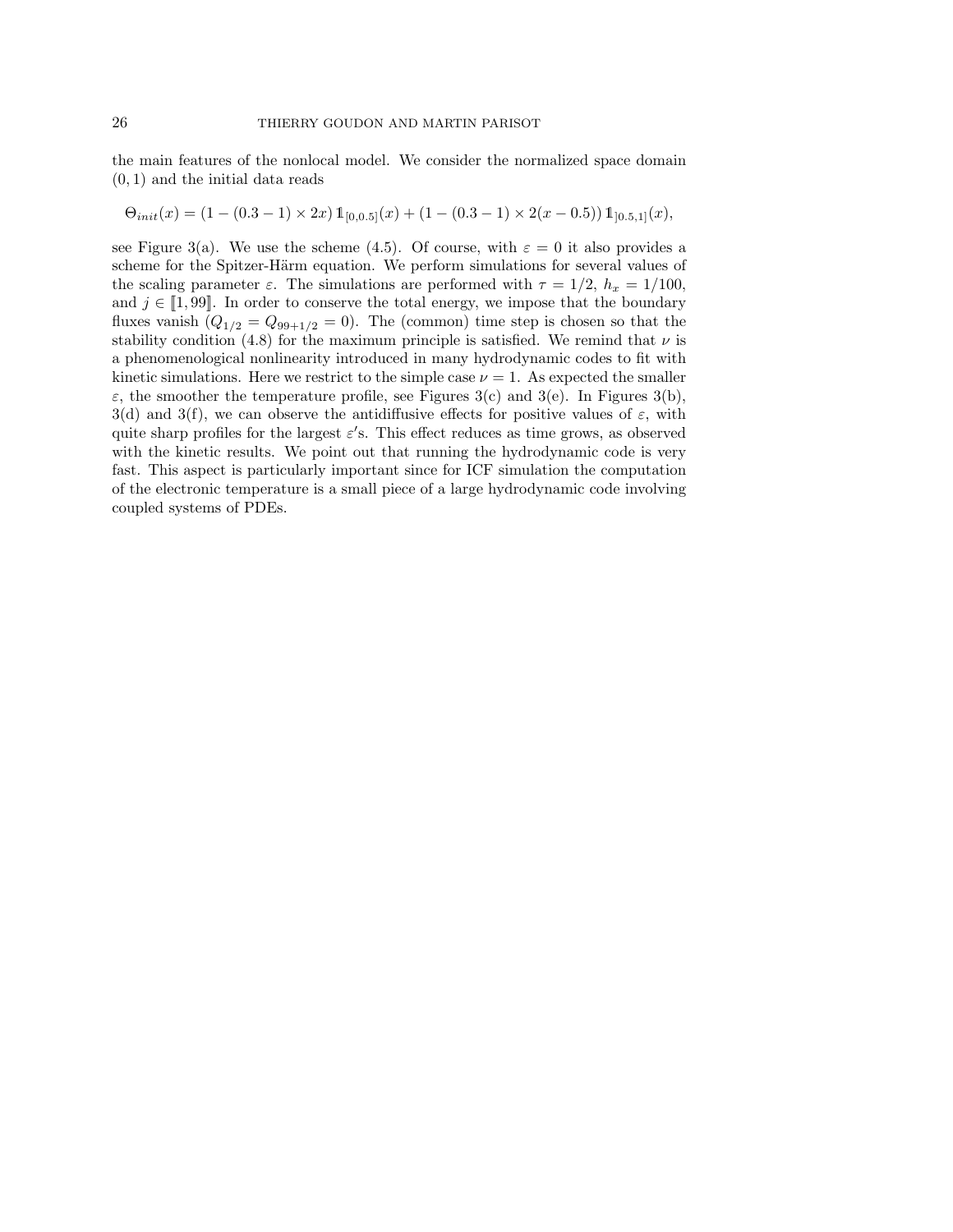the main features of the nonlocal model. We consider the normalized space domain $(0, 1)$ and the initial data reads

$$\Theta_{init}(x) = (1 - (0.3 - 1) \times 2x)\, \mathbb{1}_{[0,0.5]}(x) + (1 - (0.3 - 1) \times 2(x - 0.5))\, \mathbb{1}_{]0.5,1]}(x),$$

see Figure 3(a). We use the scheme (4.5). Of course, with $\varepsilon = 0$ it also provides a scheme for the Spitzer-Härm equation. We perform simulations for several values of the scaling parameter $\varepsilon$. The simulations are performed with $\tau = 1/2$, $h_x = 1/100$, and $j \in [\![1, 99]\!]$. In order to conserve the total energy, we impose that the boundary fluxes vanish ($Q_{1/2} = Q_{99+1/2} = 0$). The (common) time step is chosen so that the stability condition (4.8) for the maximum principle is satisfied. We remind that $\nu$ is a phenomenological nonlinearity introduced in many hydrodynamic codes to fit with kinetic simulations. Here we restrict to the simple case $\nu = 1$. As expected the smaller $\varepsilon$, the smoother the temperature profile, see Figures 3(c) and 3(e). In Figures 3(b), 3(d) and 3(f), we can observe the antidiffusive effects for positive values of $\varepsilon$, with quite sharp profiles for the largest $\varepsilon'$s. This effect reduces as time grows, as observed with the kinetic results. We point out that running the hydrodynamic code is very fast. This aspect is particularly important since for ICF simulation the computation of the electronic temperature is a small piece of a large hydrodynamic code involving coupled systems of PDEs.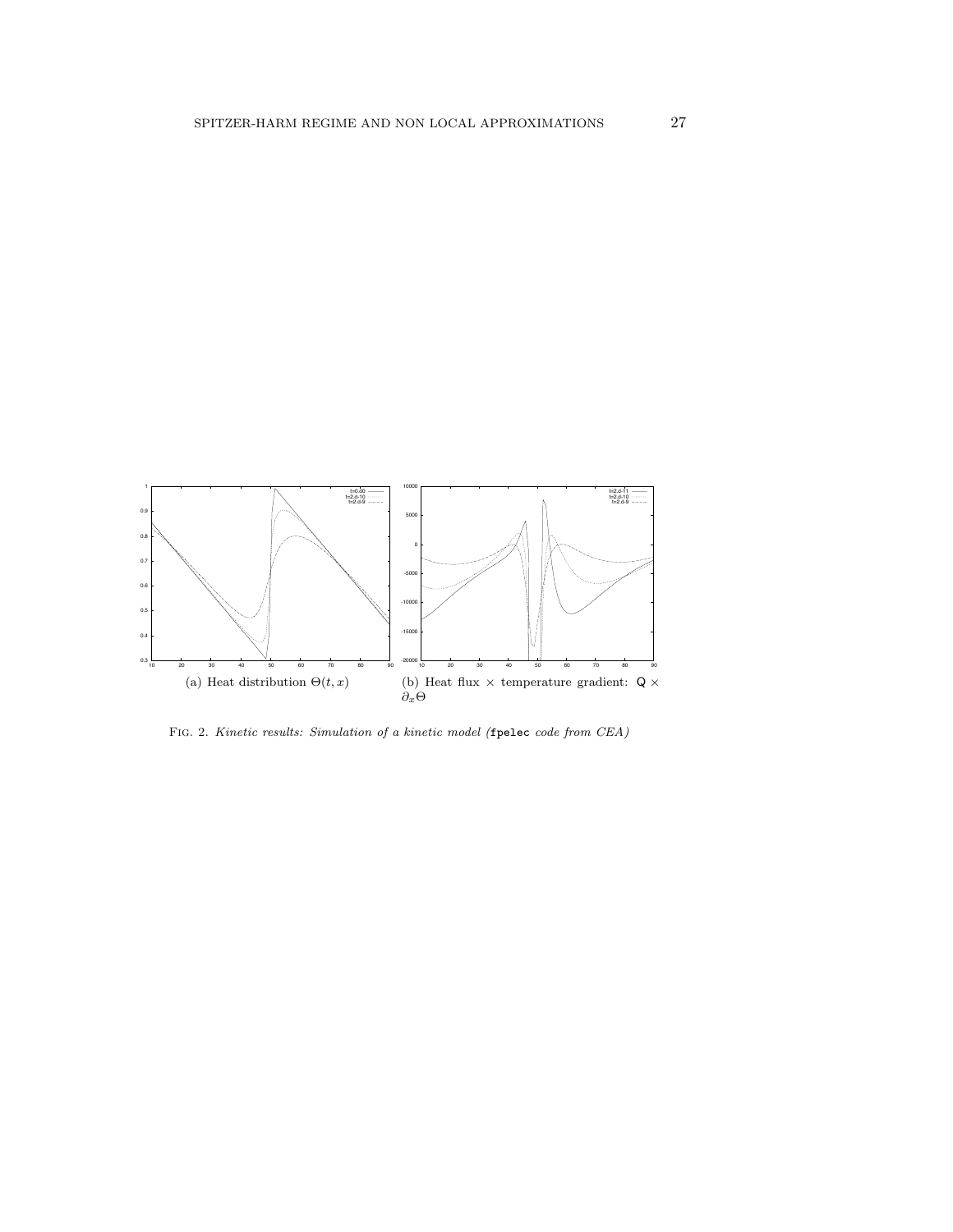(a) Heat distribution $\Theta(t,x)$

(b) Heat flux $\times$ temperature gradient: $\mathsf{Q} \times \partial_x \Theta$

Fig. 2. *Kinetic results: Simulation of a kinetic model (`fpelec` code from CEA)*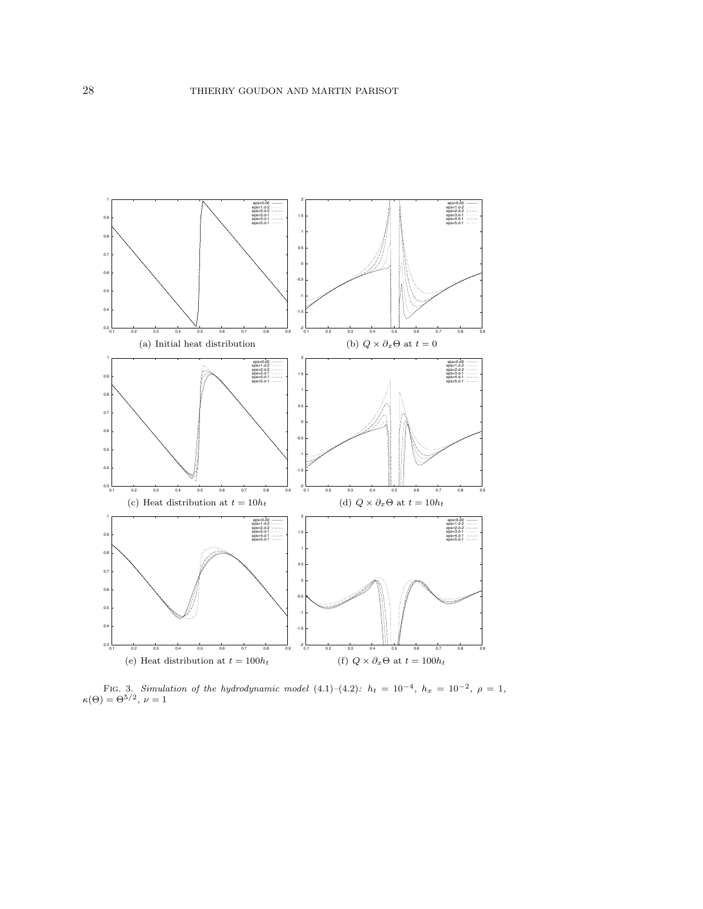(a) Initial heat distribution

(b) $Q \times \partial_x \Theta$ at $t = 0$

(c) Heat distribution at $t = 10h_t$

(d) $Q \times \partial_x \Theta$ at $t = 10h_t$

(e) Heat distribution at $t = 100h_t$

(f) $Q \times \partial_x \Theta$ at $t = 100h_t$

Fig. 3. *Simulation of the hydrodynamic model* (4.1)–(4.2)*:* $h_t = 10^{-4}$*,* $h_x = 10^{-2}$*,* $\rho = 1$*,* $\kappa(\Theta) = \Theta^{5/2}$*,* $\nu = 1$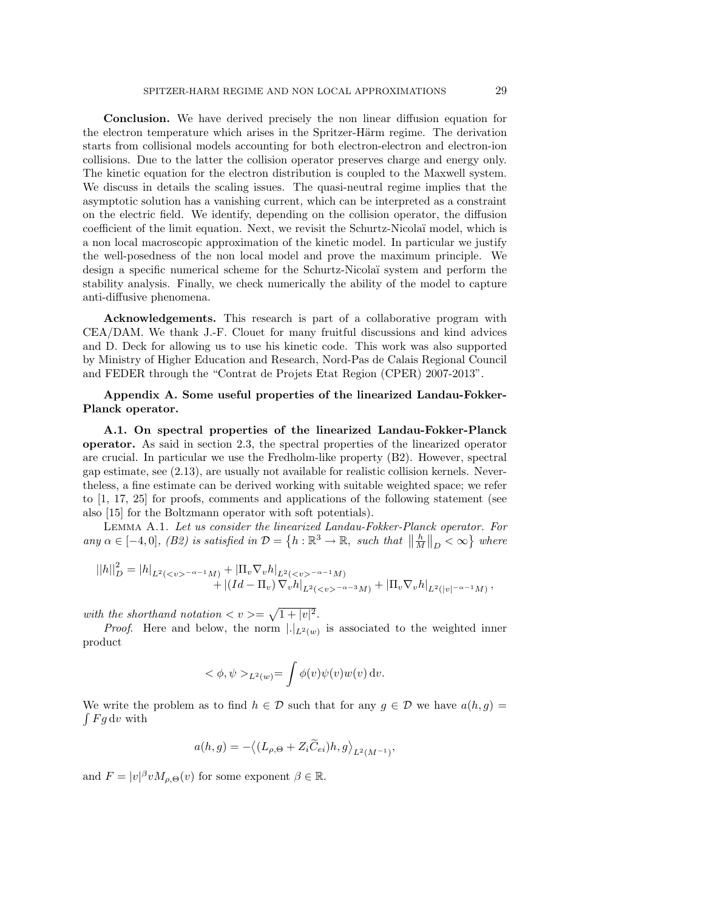**Conclusion.** We have derived precisely the non linear diffusion equation for the electron temperature which arises in the Spritzer-Härm regime. The derivation starts from collisional models accounting for both electron-electron and electron-ion collisions. Due to the latter the collision operator preserves charge and energy only. The kinetic equation for the electron distribution is coupled to the Maxwell system. We discuss in details the scaling issues. The quasi-neutral regime implies that the asymptotic solution has a vanishing current, which can be interpreted as a constraint on the electric field. We identify, depending on the collision operator, the diffusion coefficient of the limit equation. Next, we revisit the Schurtz-Nicolaï model, which is a non local macroscopic approximation of the kinetic model. In particular we justify the well-posedness of the non local model and prove the maximum principle. We design a specific numerical scheme for the Schurtz-Nicolaï system and perform the stability analysis. Finally, we check numerically the ability of the model to capture anti-diffusive phenomena.

**Acknowledgements.** This research is part of a collaborative program with CEA/DAM. We thank J.-F. Clouet for many fruitful discussions and kind advices and D. Deck for allowing us to use his kinetic code. This work was also supported by Ministry of Higher Education and Research, Nord-Pas de Calais Regional Council and FEDER through the "Contrat de Projets Etat Region (CPER) 2007-2013".

## Appendix A. Some useful properties of the linearized Landau-Fokker-Planck operator.

**A.1. On spectral properties of the linearized Landau-Fokker-Planck operator.** As said in section 2.3, the spectral properties of the linearized operator are crucial. In particular we use the Fredholm-like property (B2). However, spectral gap estimate, see (2.13), are usually not available for realistic collision kernels. Nevertheless, a fine estimate can be derived working with suitable weighted space; we refer to [1, 17, 25] for proofs, comments and applications of the following statement (see also [15] for the Boltzmann operator with soft potentials).

Lemma A.1. *Let us consider the linearized Landau-Fokker-Planck operator. For any $\alpha \in [-4, 0]$, (B2) is satisfied in $\mathcal{D} = \left\{h : \mathbb{R}^3 \to \mathbb{R},\ \text{such that } \left\|\frac{h}{M}\right\|_D < \infty\right\}$ where*

$$||h||_D^2 = |h|_{L^2(<v>^{-\alpha-1}M)} + |\Pi_v \nabla_v h|_{L^2(<v>^{-\alpha-1}M)} + |(Id - \Pi_v)\nabla_v h|_{L^2(<v>^{-\alpha-3}M)} + |\Pi_v \nabla_v h|_{L^2(|v|^{-\alpha-1}M)},$$

*with the shorthand notation $<v> = \sqrt{1 + |v|^2}$.*

*Proof.* Here and below, the norm $|.|_{L^2(w)}$ is associated to the weighted inner product

$$<\phi, \psi>_{L^2(w)} = \int \phi(v)\psi(v)w(v)\,\mathrm{d}v.$$

We write the problem as to find $h \in \mathcal{D}$ such that for any $g \in \mathcal{D}$ we have $a(h, g) = \int Fg\,\mathrm{d}v$ with

$$a(h, g) = -\big\langle (L_{\rho,\Theta} + Z_i\widetilde{C}_{ei})h, g\big\rangle_{L^2(M^{-1})},$$

and $F = |v|^\beta v M_{\rho,\Theta}(v)$ for some exponent $\beta \in \mathbb{R}$.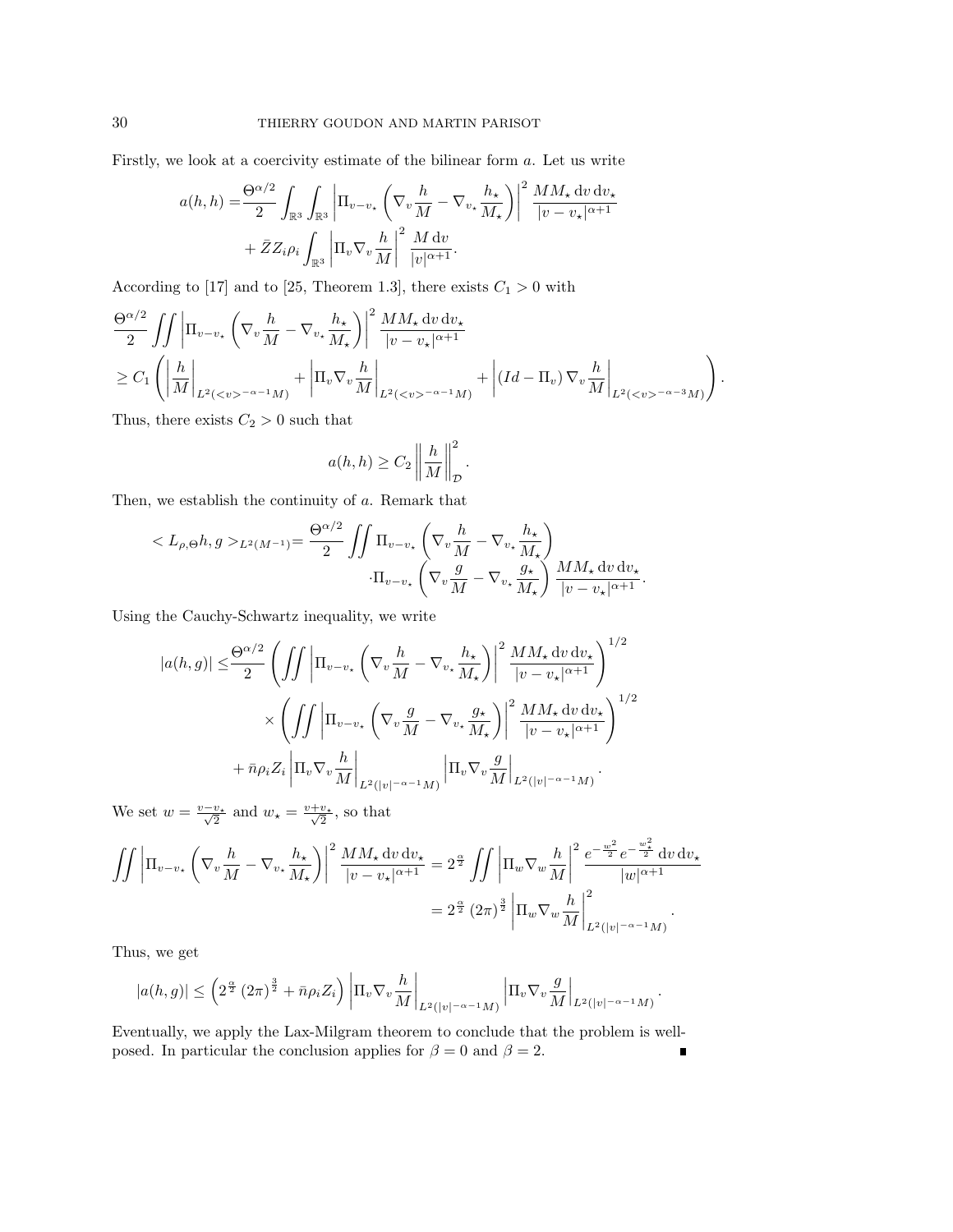Firstly, we look at a coercivity estimate of the bilinear form $a$. Let us write

$$a(h,h) = \frac{\Theta^{\alpha/2}}{2} \int_{\mathbb{R}^3}\int_{\mathbb{R}^3} \left| \Pi_{v-v_\star} \left( \nabla_v \frac{h}{M} - \nabla_{v_\star} \frac{h_\star}{M_\star} \right) \right|^2 \frac{M M_\star \, \mathrm{d}v \, \mathrm{d}v_\star}{|v-v_\star|^{\alpha+1}}$$
$$+ \bar{Z} Z_i \rho_i \int_{\mathbb{R}^3} \left| \Pi_v \nabla_v \frac{h}{M} \right|^2 \frac{M \, \mathrm{d}v}{|v|^{\alpha+1}}.$$

According to [17] and to [25, Theorem 1.3], there exists $C_1 > 0$ with

$$\frac{\Theta^{\alpha/2}}{2} \iint \left| \Pi_{v-v_\star} \left( \nabla_v \frac{h}{M} - \nabla_{v_\star} \frac{h_\star}{M_\star} \right) \right|^2 \frac{M M_\star \, \mathrm{d}v \, \mathrm{d}v_\star}{|v-v_\star|^{\alpha+1}}$$
$$\geq C_1 \left( \left| \frac{h}{M} \right|_{L^2(<v>^{-\alpha-1}M)} + \left| \Pi_v \nabla_v \frac{h}{M} \right|_{L^2(<v>^{-\alpha-1}M)} + \left| (Id - \Pi_v) \nabla_v \frac{h}{M} \right|_{L^2(<v>^{-\alpha-3}M)} \right).$$

Thus, there exists $C_2 > 0$ such that

$$a(h,h) \geq C_2 \left\| \frac{h}{M} \right\|_{\mathcal{D}}^2.$$

Then, we establish the continuity of $a$. Remark that

$$< L_{\rho,\Theta} h, g >_{L^2(M^{-1})} = \frac{\Theta^{\alpha/2}}{2} \iint \Pi_{v-v_\star} \left( \nabla_v \frac{h}{M} - \nabla_{v_\star} \frac{h_\star}{M_\star} \right) \cdot \Pi_{v-v_\star} \left( \nabla_v \frac{g}{M} - \nabla_{v_\star} \frac{g_\star}{M_\star} \right) \frac{M M_\star \, \mathrm{d}v \, \mathrm{d}v_\star}{|v-v_\star|^{\alpha+1}}.$$

Using the Cauchy-Schwartz inequality, we write

$$|a(h,g)| \leq \frac{\Theta^{\alpha/2}}{2} \left( \iint \left| \Pi_{v-v_\star} \left( \nabla_v \frac{h}{M} - \nabla_{v_\star} \frac{h_\star}{M_\star} \right) \right|^2 \frac{M M_\star \, \mathrm{d}v \, \mathrm{d}v_\star}{|v-v_\star|^{\alpha+1}} \right)^{1/2}$$
$$\times \left( \iint \left| \Pi_{v-v_\star} \left( \nabla_v \frac{g}{M} - \nabla_{v_\star} \frac{g_\star}{M_\star} \right) \right|^2 \frac{M M_\star \, \mathrm{d}v \, \mathrm{d}v_\star}{|v-v_\star|^{\alpha+1}} \right)^{1/2}$$
$$+ \bar{n} \rho_i Z_i \left| \Pi_v \nabla_v \frac{h}{M} \right|_{L^2(|v|^{-\alpha-1}M)} \left| \Pi_v \nabla_v \frac{g}{M} \right|_{L^2(|v|^{-\alpha-1}M)}.$$

We set $w = \frac{v-v_\star}{\sqrt{2}}$ and $w_\star = \frac{v+v_\star}{\sqrt{2}}$, so that

$$\iint \left| \Pi_{v-v_\star} \left( \nabla_v \frac{h}{M} - \nabla_{v_\star} \frac{h_\star}{M_\star} \right) \right|^2 \frac{M M_\star \, \mathrm{d}v \, \mathrm{d}v_\star}{|v-v_\star|^{\alpha+1}} = 2^{\frac{\alpha}{2}} \iint \left| \Pi_w \nabla_w \frac{h}{M} \right|^2 \frac{e^{-\frac{w^2}{2}} e^{-\frac{w_\star^2}{2}} \, \mathrm{d}v \, \mathrm{d}v_\star}{|w|^{\alpha+1}}$$
$$= 2^{\frac{\alpha}{2}} (2\pi)^{\frac{3}{2}} \left| \Pi_w \nabla_w \frac{h}{M} \right|^2_{L^2(|v|^{-\alpha-1}M)}.$$

Thus, we get

$$|a(h,g)| \leq \left( 2^{\frac{\alpha}{2}} (2\pi)^{\frac{3}{2}} + \bar{n} \rho_i Z_i \right) \left| \Pi_v \nabla_v \frac{h}{M} \right|_{L^2(|v|^{-\alpha-1}M)} \left| \Pi_v \nabla_v \frac{g}{M} \right|_{L^2(|v|^{-\alpha-1}M)}.$$

Eventually, we apply the Lax-Milgram theorem to conclude that the problem is well-posed. In particular the conclusion applies for $\beta = 0$ and $\beta = 2$. ∎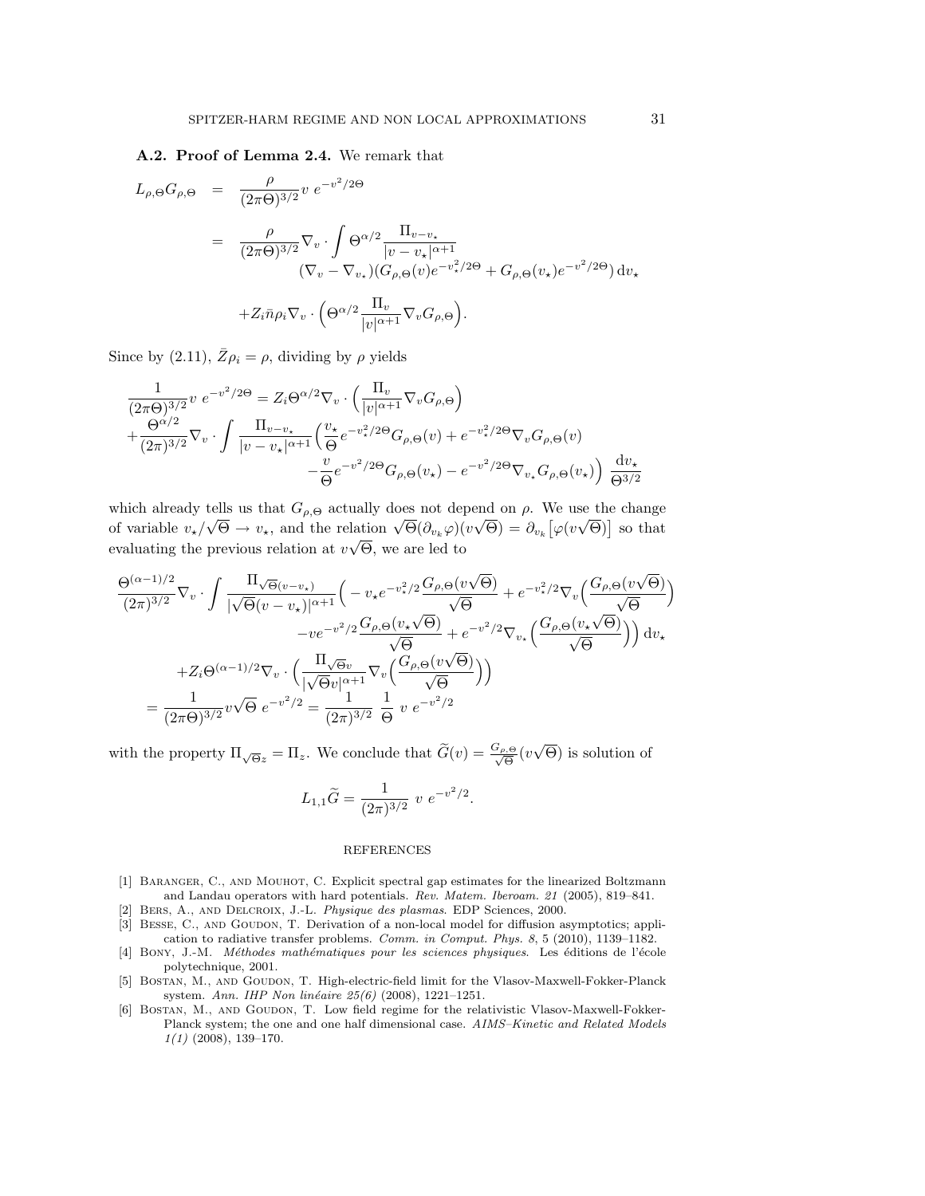**A.2. Proof of Lemma 2.4.** We remark that

$$
\begin{aligned}
L_{\rho,\Theta} G_{\rho,\Theta} &= \frac{\rho}{(2\pi\Theta)^{3/2}} v \ e^{-v^2/2\Theta} \\
&= \frac{\rho}{(2\pi\Theta)^{3/2}} \nabla_v \cdot \int \Theta^{\alpha/2} \frac{\Pi_{v-v_\star}}{|v-v_\star|^{\alpha+1}} \\
&\qquad (\nabla_v - \nabla_{v_\star})(G_{\rho,\Theta}(v) e^{-v_\star^2/2\Theta} + G_{\rho,\Theta}(v_\star) e^{-v^2/2\Theta}) \,\mathrm{d}v_\star \\
&\quad + Z_i \bar{n} \rho_i \nabla_v \cdot \Big( \Theta^{\alpha/2} \frac{\Pi_v}{|v|^{\alpha+1}} \nabla_v G_{\rho,\Theta} \Big).
\end{aligned}
$$

Since by (2.11), $\bar{Z}\rho_i = \rho$, dividing by $\rho$ yields

$$
\begin{aligned}
&\frac{1}{(2\pi\Theta)^{3/2}} v \ e^{-v^2/2\Theta} = Z_i \Theta^{\alpha/2} \nabla_v \cdot \Big( \frac{\Pi_v}{|v|^{\alpha+1}} \nabla_v G_{\rho,\Theta} \Big) \\
&+ \frac{\Theta^{\alpha/2}}{(2\pi)^{3/2}} \nabla_v \cdot \int \frac{\Pi_{v-v_\star}}{|v-v_\star|^{\alpha+1}} \Big( \frac{v_\star}{\Theta} e^{-v_\star^2/2\Theta} G_{\rho,\Theta}(v) + e^{-v_\star^2/2\Theta} \nabla_v G_{\rho,\Theta}(v) \\
&\qquad - \frac{v}{\Theta} e^{-v^2/2\Theta} G_{\rho,\Theta}(v_\star) - e^{-v^2/2\Theta} \nabla_{v_\star} G_{\rho,\Theta}(v_\star) \Big) \ \frac{\mathrm{d}v_\star}{\Theta^{3/2}}
\end{aligned}
$$

which already tells us that $G_{\rho,\Theta}$ actually does not depend on $\rho$. We use the change of variable $v_\star/\sqrt{\Theta} \to v_\star$, and the relation $\sqrt{\Theta}(\partial_{v_k}\varphi)(v\sqrt{\Theta}) = \partial_{v_k}\big[\varphi(v\sqrt{\Theta})\big]$ so that evaluating the previous relation at $v\sqrt{\Theta}$, we are led to

$$
\begin{aligned}
&\frac{\Theta^{(\alpha-1)/2}}{(2\pi)^{3/2}} \nabla_v \cdot \int \frac{\Pi_{\sqrt{\Theta}(v-v_\star)}}{|\sqrt{\Theta}(v-v_\star)|^{\alpha+1}} \Big( -v_\star e^{-v_\star^2/2} \frac{G_{\rho,\Theta}(v\sqrt{\Theta})}{\sqrt{\Theta}} + e^{-v_\star^2/2} \nabla_v \Big( \frac{G_{\rho,\Theta}(v\sqrt{\Theta})}{\sqrt{\Theta}} \Big) \\
&\qquad - v e^{-v^2/2} \frac{G_{\rho,\Theta}(v_\star\sqrt{\Theta})}{\sqrt{\Theta}} + e^{-v^2/2} \nabla_{v_\star} \Big( \frac{G_{\rho,\Theta}(v_\star\sqrt{\Theta})}{\sqrt{\Theta}} \Big) \Big) \,\mathrm{d}v_\star \\
&\quad + Z_i \Theta^{(\alpha-1)/2} \nabla_v \cdot \Big( \frac{\Pi_{\sqrt{\Theta}v}}{|\sqrt{\Theta}v|^{\alpha+1}} \nabla_v \Big( \frac{G_{\rho,\Theta}(v\sqrt{\Theta})}{\sqrt{\Theta}} \Big) \Big) \\
&= \frac{1}{(2\pi\Theta)^{3/2}} v\sqrt{\Theta} \ e^{-v^2/2} = \frac{1}{(2\pi)^{3/2}} \ \frac{1}{\Theta} \ v \ e^{-v^2/2}
\end{aligned}
$$

with the property $\Pi_{\sqrt{\Theta}z} = \Pi_z$. We conclude that $\widetilde{G}(v) = \frac{G_{\rho,\Theta}}{\sqrt{\Theta}}(v\sqrt{\Theta})$ is solution of

$$
L_{1,1}\widetilde{G} = \frac{1}{(2\pi)^{3/2}} \ v \ e^{-v^2/2}.
$$

## REFERENCES

[1] Baranger, C., and Mouhot, C. Explicit spectral gap estimates for the linearized Boltzmann and Landau operators with hard potentials. *Rev. Matem. Iberoam. 21* (2005), 819–841.

[2] Bers, A., and Delcroix, J.-L. *Physique des plasmas*. EDP Sciences, 2000.

[3] Besse, C., and Goudon, T. Derivation of a non-local model for diffusion asymptotics; application to radiative transfer problems. *Comm. in Comput. Phys. 8*, 5 (2010), 1139–1182.

[4] Bony, J.-M. *Méthodes mathématiques pour les sciences physiques*. Les éditions de l'école polytechnique, 2001.

[5] Bostan, M., and Goudon, T. High-electric-field limit for the Vlasov-Maxwell-Fokker-Planck system. *Ann. IHP Non linéaire 25(6)* (2008), 1221–1251.

[6] Bostan, M., and Goudon, T. Low field regime for the relativistic Vlasov-Maxwell-Fokker-Planck system; the one and one half dimensional case. *AIMS–Kinetic and Related Models 1(1)* (2008), 139–170.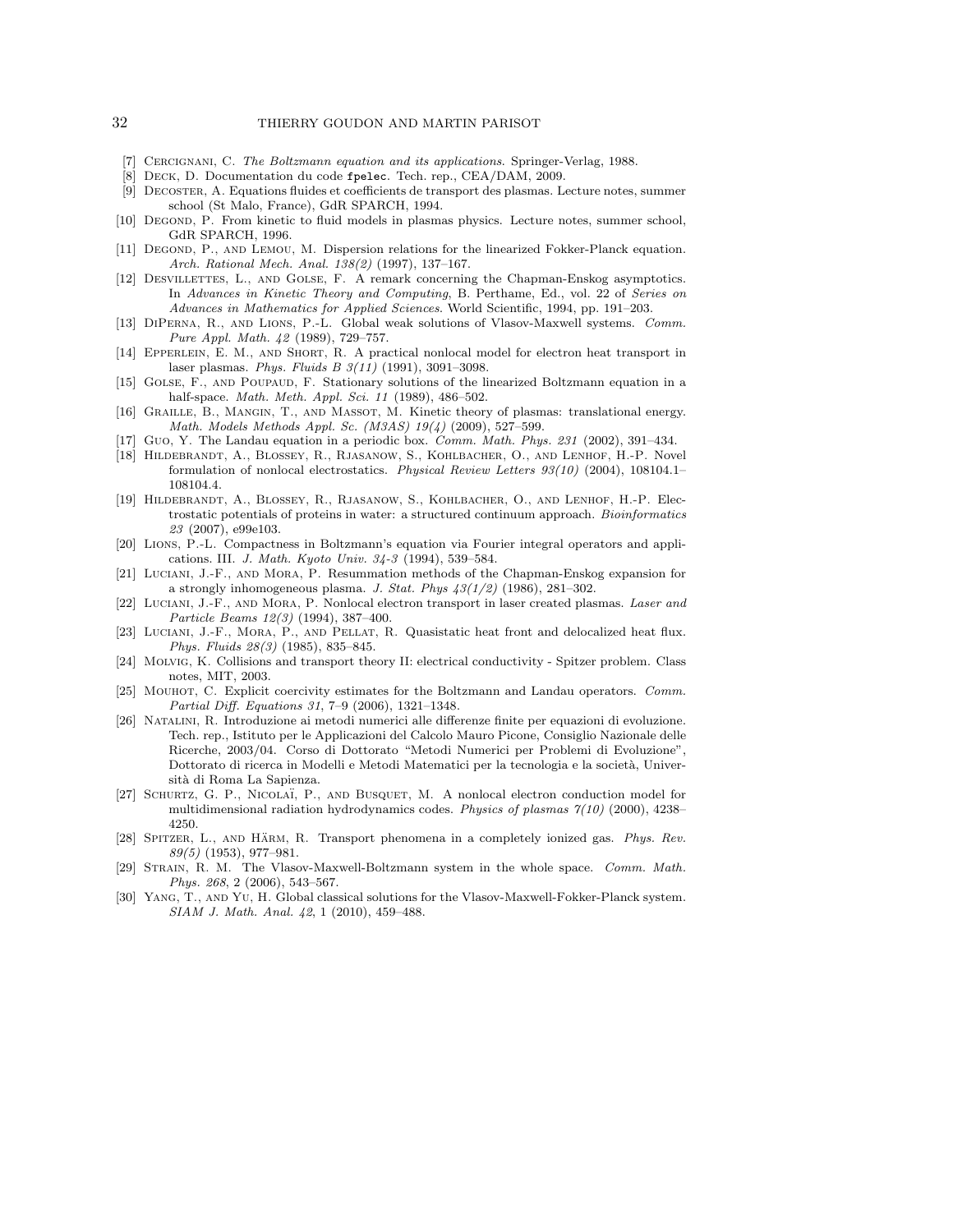- [7] Cercignani, C. *The Boltzmann equation and its applications*. Springer-Verlag, 1988.
- [8] Deck, D. Documentation du code `fpelec`. Tech. rep., CEA/DAM, 2009.
- [9] Decoster, A. Equations fluides et coefficients de transport des plasmas. Lecture notes, summer school (St Malo, France), GdR SPARCH, 1994.
- [10] Degond, P. From kinetic to fluid models in plasmas physics. Lecture notes, summer school, GdR SPARCH, 1996.
- [11] Degond, P., and Lemou, M. Dispersion relations for the linearized Fokker-Planck equation. *Arch. Rational Mech. Anal. 138(2)* (1997), 137–167.
- [12] Desvillettes, L., and Golse, F. A remark concerning the Chapman-Enskog asymptotics. In *Advances in Kinetic Theory and Computing*, B. Perthame, Ed., vol. 22 of *Series on Advances in Mathematics for Applied Sciences*. World Scientific, 1994, pp. 191–203.
- [13] DiPerna, R., and Lions, P.-L. Global weak solutions of Vlasov-Maxwell systems. *Comm. Pure Appl. Math. 42* (1989), 729–757.
- [14] Epperlein, E. M., and Short, R. A practical nonlocal model for electron heat transport in laser plasmas. *Phys. Fluids B 3(11)* (1991), 3091–3098.
- [15] Golse, F., and Poupaud, F. Stationary solutions of the linearized Boltzmann equation in a half-space. *Math. Meth. Appl. Sci. 11* (1989), 486–502.
- [16] Graille, B., Mangin, T., and Massot, M. Kinetic theory of plasmas: translational energy. *Math. Models Methods Appl. Sc. (M3AS) 19(4)* (2009), 527–599.
- [17] Guo, Y. The Landau equation in a periodic box. *Comm. Math. Phys. 231* (2002), 391–434.
- [18] Hildebrandt, A., Blossey, R., Rjasanow, S., Kohlbacher, O., and Lenhof, H.-P. Novel formulation of nonlocal electrostatics. *Physical Review Letters 93(10)* (2004), 108104.1–108104.4.
- [19] Hildebrandt, A., Blossey, R., Rjasanow, S., Kohlbacher, O., and Lenhof, H.-P. Electrostatic potentials of proteins in water: a structured continuum approach. *Bioinformatics 23* (2007), e99e103.
- [20] Lions, P.-L. Compactness in Boltzmann's equation via Fourier integral operators and applications. III. *J. Math. Kyoto Univ. 34-3* (1994), 539–584.
- [21] Luciani, J.-F., and Mora, P. Resummation methods of the Chapman-Enskog expansion for a strongly inhomogeneous plasma. *J. Stat. Phys 43(1/2)* (1986), 281–302.
- [22] Luciani, J.-F., and Mora, P. Nonlocal electron transport in laser created plasmas. *Laser and Particle Beams 12(3)* (1994), 387–400.
- [23] Luciani, J.-F., Mora, P., and Pellat, R. Quasistatic heat front and delocalized heat flux. *Phys. Fluids 28(3)* (1985), 835–845.
- [24] Molvig, K. Collisions and transport theory II: electrical conductivity - Spitzer problem. Class notes, MIT, 2003.
- [25] Mouhot, C. Explicit coercivity estimates for the Boltzmann and Landau operators. *Comm. Partial Diff. Equations 31*, 7–9 (2006), 1321–1348.
- [26] Natalini, R. Introduzione ai metodi numerici alle differenze finite per equazioni di evoluzione. Tech. rep., Istituto per le Applicazioni del Calcolo Mauro Picone, Consiglio Nazionale delle Ricerche, 2003/04. Corso di Dottorato "Metodi Numerici per Problemi di Evoluzione", Dottorato di ricerca in Modelli e Metodi Matematici per la tecnologia e la società, Università di Roma La Sapienza.
- [27] Schurtz, G. P., Nicolaï, P., and Busquet, M. A nonlocal electron conduction model for multidimensional radiation hydrodynamics codes. *Physics of plasmas 7(10)* (2000), 4238–4250.
- [28] Spitzer, L., and Härm, R. Transport phenomena in a completely ionized gas. *Phys. Rev. 89(5)* (1953), 977–981.
- [29] Strain, R. M. The Vlasov-Maxwell-Boltzmann system in the whole space. *Comm. Math. Phys. 268*, 2 (2006), 543–567.
- [30] Yang, T., and Yu, H. Global classical solutions for the Vlasov-Maxwell-Fokker-Planck system. *SIAM J. Math. Anal. 42*, 1 (2010), 459–488.